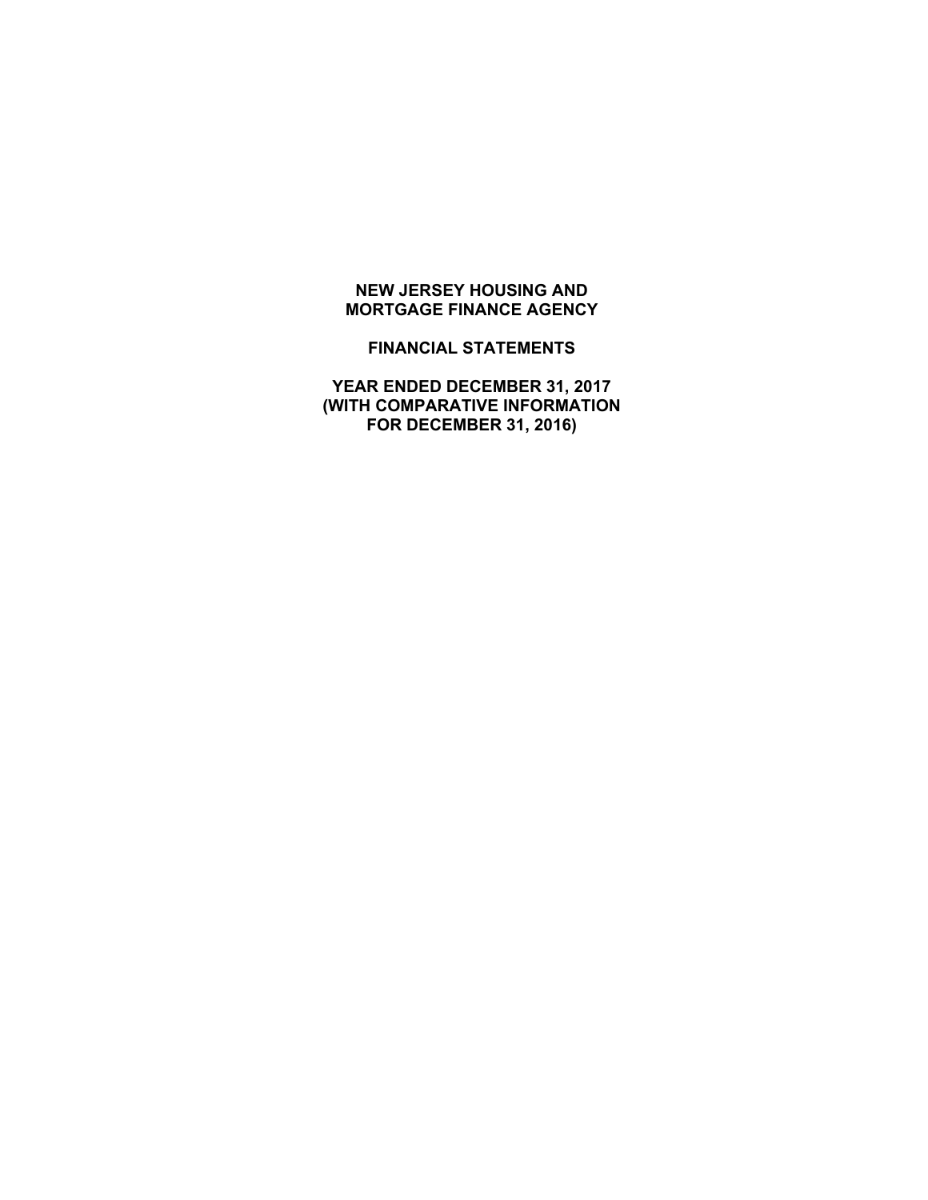# NEW JERSEY HOUSING AND MORTGAGE FINANCE AGENCY

## FINANCIAL STATEMENTS

## YEAR ENDED DECEMBER 31, 2017 (WITH COMPARATIVE INFORMATION FOR DECEMBER 31, 2016)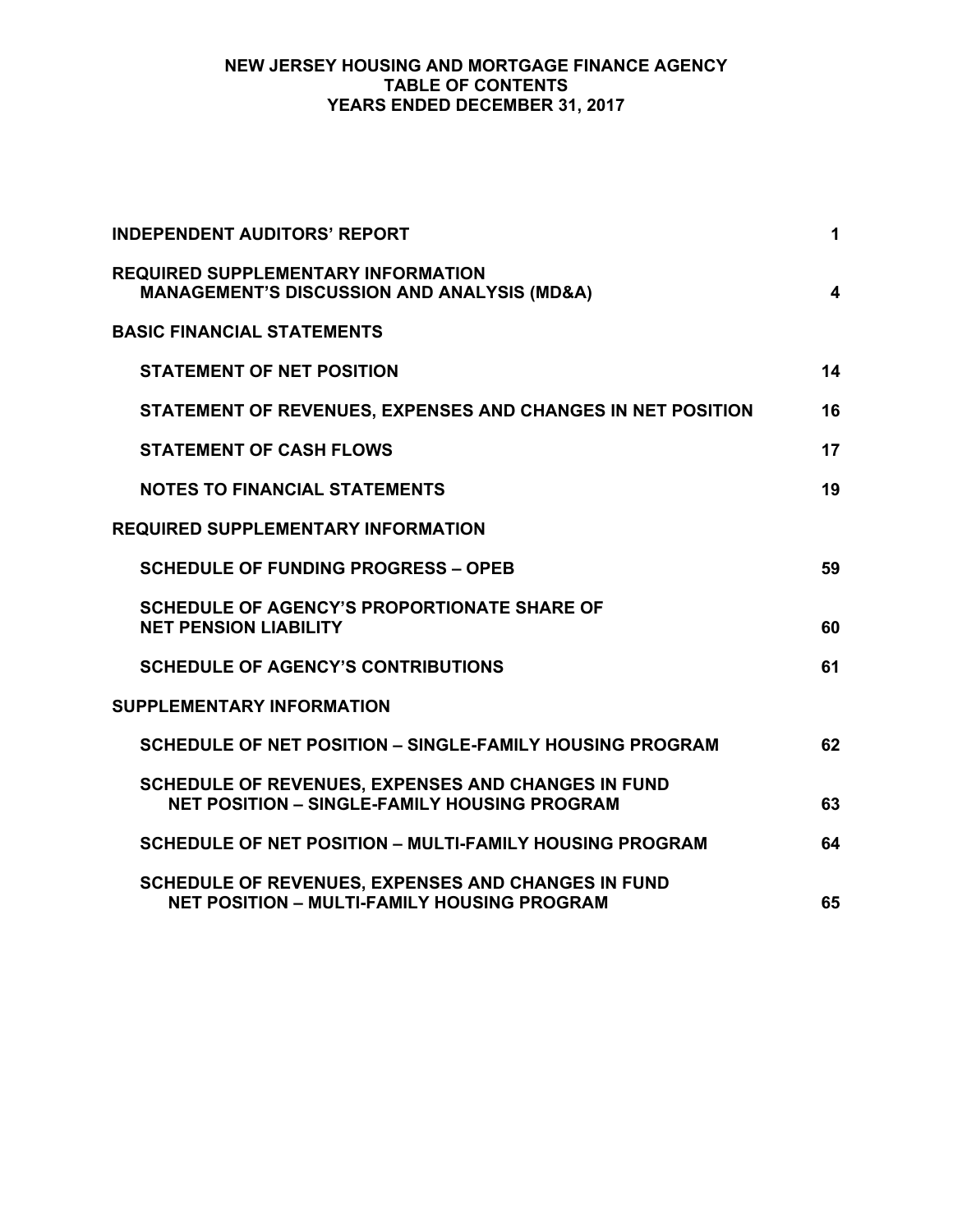# NEW JERSEY HOUSING AND MORTGAGE FINANCE AGENCY
## TABLE OF CONTENTS
### YEARS ENDED DECEMBER 31, 2017

| | |
|---|---|
| **INDEPENDENT AUDITORS' REPORT** | **1** |
| **REQUIRED SUPPLEMENTARY INFORMATION** | |
| **MANAGEMENT'S DISCUSSION AND ANALYSIS (MD&A)** | **4** |
| **BASIC FINANCIAL STATEMENTS** | |
| **STATEMENT OF NET POSITION** | **14** |
| **STATEMENT OF REVENUES, EXPENSES AND CHANGES IN NET POSITION** | **16** |
| **STATEMENT OF CASH FLOWS** | **17** |
| **NOTES TO FINANCIAL STATEMENTS** | **19** |
| **REQUIRED SUPPLEMENTARY INFORMATION** | |
| **SCHEDULE OF FUNDING PROGRESS – OPEB** | **59** |
| **SCHEDULE OF AGENCY'S PROPORTIONATE SHARE OF NET PENSION LIABILITY** | **60** |
| **SCHEDULE OF AGENCY'S CONTRIBUTIONS** | **61** |
| **SUPPLEMENTARY INFORMATION** | |
| **SCHEDULE OF NET POSITION – SINGLE-FAMILY HOUSING PROGRAM** | **62** |
| **SCHEDULE OF REVENUES, EXPENSES AND CHANGES IN FUND NET POSITION – SINGLE-FAMILY HOUSING PROGRAM** | **63** |
| **SCHEDULE OF NET POSITION – MULTI-FAMILY HOUSING PROGRAM** | **64** |
| **SCHEDULE OF REVENUES, EXPENSES AND CHANGES IN FUND NET POSITION – MULTI-FAMILY HOUSING PROGRAM** | **65** |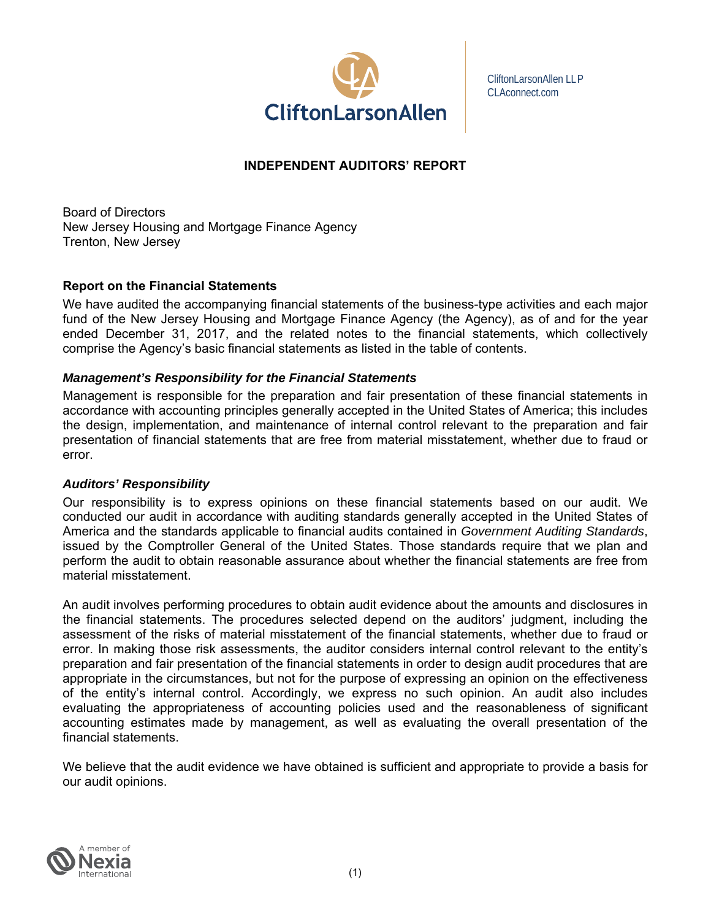CliftonLarsonAllen LLP
CLAconnect.com

# INDEPENDENT AUDITORS' REPORT

Board of Directors
New Jersey Housing and Mortgage Finance Agency
Trenton, New Jersey

## Report on the Financial Statements

We have audited the accompanying financial statements of the business-type activities and each major fund of the New Jersey Housing and Mortgage Finance Agency (the Agency), as of and for the year ended December 31, 2017, and the related notes to the financial statements, which collectively comprise the Agency's basic financial statements as listed in the table of contents.

### *Management's Responsibility for the Financial Statements*

Management is responsible for the preparation and fair presentation of these financial statements in accordance with accounting principles generally accepted in the United States of America; this includes the design, implementation, and maintenance of internal control relevant to the preparation and fair presentation of financial statements that are free from material misstatement, whether due to fraud or error.

### *Auditors' Responsibility*

Our responsibility is to express opinions on these financial statements based on our audit. We conducted our audit in accordance with auditing standards generally accepted in the United States of America and the standards applicable to financial audits contained in *Government Auditing Standards*, issued by the Comptroller General of the United States. Those standards require that we plan and perform the audit to obtain reasonable assurance about whether the financial statements are free from material misstatement.

An audit involves performing procedures to obtain audit evidence about the amounts and disclosures in the financial statements. The procedures selected depend on the auditors' judgment, including the assessment of the risks of material misstatement of the financial statements, whether due to fraud or error. In making those risk assessments, the auditor considers internal control relevant to the entity's preparation and fair presentation of the financial statements in order to design audit procedures that are appropriate in the circumstances, but not for the purpose of expressing an opinion on the effectiveness of the entity's internal control. Accordingly, we express no such opinion. An audit also includes evaluating the appropriateness of accounting policies used and the reasonableness of significant accounting estimates made by management, as well as evaluating the overall presentation of the financial statements.

We believe that the audit evidence we have obtained is sufficient and appropriate to provide a basis for our audit opinions.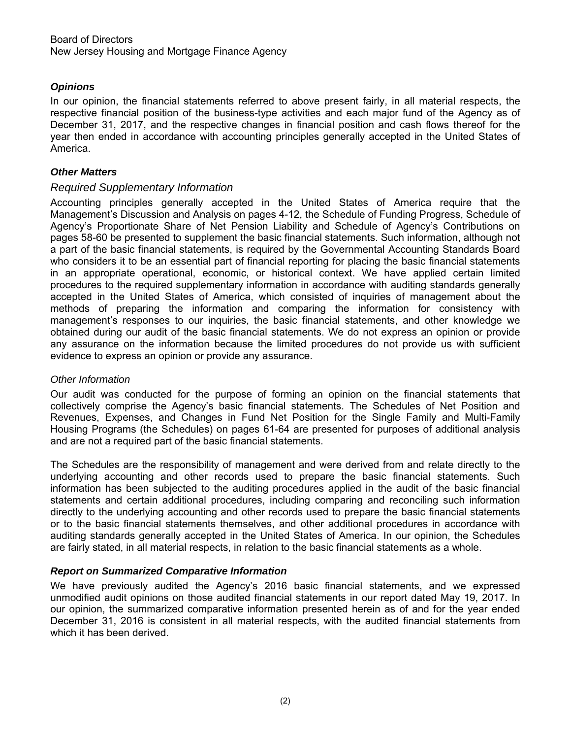Board of Directors
New Jersey Housing and Mortgage Finance Agency

### *Opinions*

In our opinion, the financial statements referred to above present fairly, in all material respects, the respective financial position of the business-type activities and each major fund of the Agency as of December 31, 2017, and the respective changes in financial position and cash flows thereof for the year then ended in accordance with accounting principles generally accepted in the United States of America.

### *Other Matters*

#### *Required Supplementary Information*

Accounting principles generally accepted in the United States of America require that the Management's Discussion and Analysis on pages 4-12, the Schedule of Funding Progress, Schedule of Agency's Proportionate Share of Net Pension Liability and Schedule of Agency's Contributions on pages 58-60 be presented to supplement the basic financial statements. Such information, although not a part of the basic financial statements, is required by the Governmental Accounting Standards Board who considers it to be an essential part of financial reporting for placing the basic financial statements in an appropriate operational, economic, or historical context. We have applied certain limited procedures to the required supplementary information in accordance with auditing standards generally accepted in the United States of America, which consisted of inquiries of management about the methods of preparing the information and comparing the information for consistency with management's responses to our inquiries, the basic financial statements, and other knowledge we obtained during our audit of the basic financial statements. We do not express an opinion or provide any assurance on the information because the limited procedures do not provide us with sufficient evidence to express an opinion or provide any assurance.

#### *Other Information*

Our audit was conducted for the purpose of forming an opinion on the financial statements that collectively comprise the Agency's basic financial statements. The Schedules of Net Position and Revenues, Expenses, and Changes in Fund Net Position for the Single Family and Multi-Family Housing Programs (the Schedules) on pages 61-64 are presented for purposes of additional analysis and are not a required part of the basic financial statements.

The Schedules are the responsibility of management and were derived from and relate directly to the underlying accounting and other records used to prepare the basic financial statements. Such information has been subjected to the auditing procedures applied in the audit of the basic financial statements and certain additional procedures, including comparing and reconciling such information directly to the underlying accounting and other records used to prepare the basic financial statements or to the basic financial statements themselves, and other additional procedures in accordance with auditing standards generally accepted in the United States of America. In our opinion, the Schedules are fairly stated, in all material respects, in relation to the basic financial statements as a whole.

### *Report on Summarized Comparative Information*

We have previously audited the Agency's 2016 basic financial statements, and we expressed unmodified audit opinions on those audited financial statements in our report dated May 19, 2017. In our opinion, the summarized comparative information presented herein as of and for the year ended December 31, 2016 is consistent in all material respects, with the audited financial statements from which it has been derived.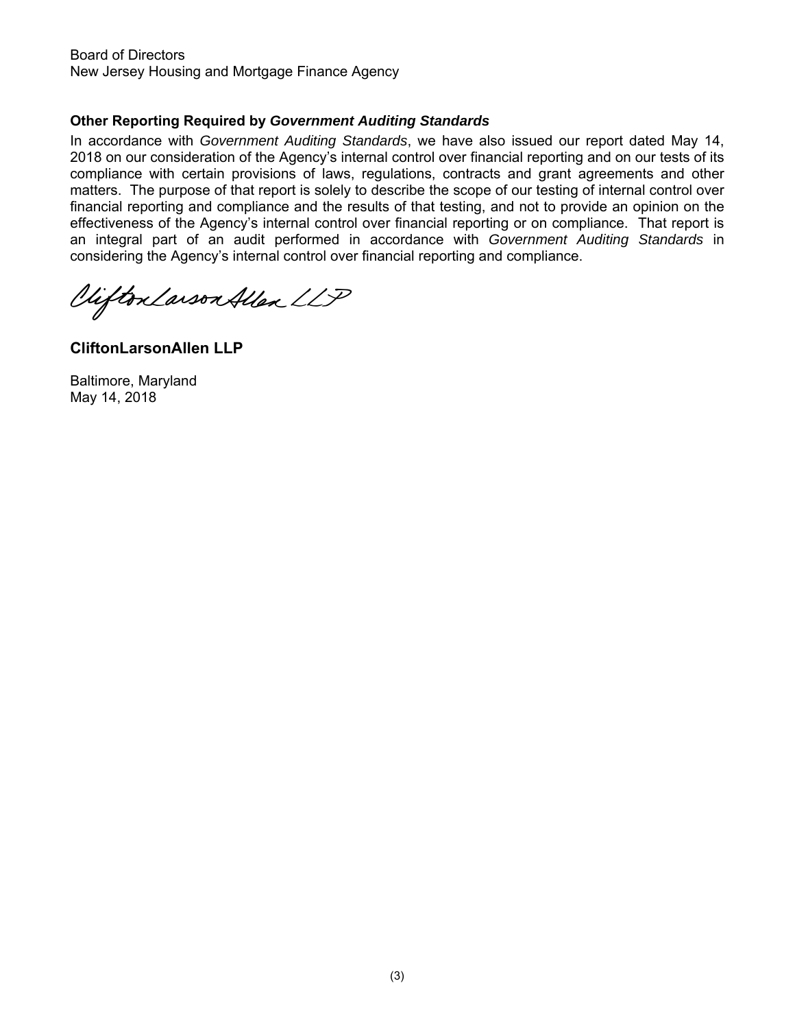Board of Directors
New Jersey Housing and Mortgage Finance Agency

**Other Reporting Required by *Government Auditing Standards***

In accordance with *Government Auditing Standards*, we have also issued our report dated May 14, 2018 on our consideration of the Agency's internal control over financial reporting and on our tests of its compliance with certain provisions of laws, regulations, contracts and grant agreements and other matters. The purpose of that report is solely to describe the scope of our testing of internal control over financial reporting and compliance and the results of that testing, and not to provide an opinion on the effectiveness of the Agency's internal control over financial reporting or on compliance. That report is an integral part of an audit performed in accordance with *Government Auditing Standards* in considering the Agency's internal control over financial reporting and compliance.

CliftonLarsonAllen LLP

**CliftonLarsonAllen LLP**

Baltimore, Maryland
May 14, 2018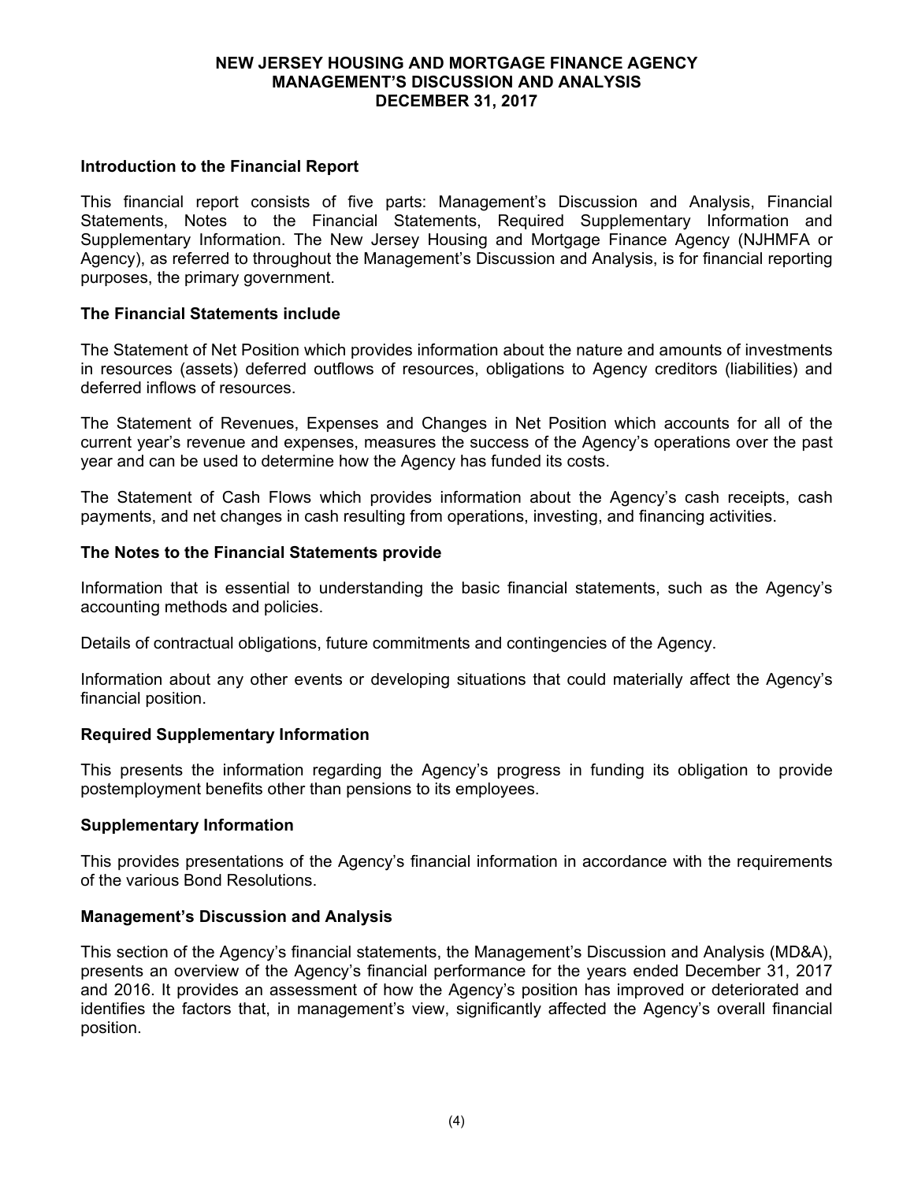# NEW JERSEY HOUSING AND MORTGAGE FINANCE AGENCY
## MANAGEMENT'S DISCUSSION AND ANALYSIS
## DECEMBER 31, 2017

**Introduction to the Financial Report**

This financial report consists of five parts: Management's Discussion and Analysis, Financial Statements, Notes to the Financial Statements, Required Supplementary Information and Supplementary Information. The New Jersey Housing and Mortgage Finance Agency (NJHMFA or Agency), as referred to throughout the Management's Discussion and Analysis, is for financial reporting purposes, the primary government.

**The Financial Statements include**

The Statement of Net Position which provides information about the nature and amounts of investments in resources (assets) deferred outflows of resources, obligations to Agency creditors (liabilities) and deferred inflows of resources.

The Statement of Revenues, Expenses and Changes in Net Position which accounts for all of the current year's revenue and expenses, measures the success of the Agency's operations over the past year and can be used to determine how the Agency has funded its costs.

The Statement of Cash Flows which provides information about the Agency's cash receipts, cash payments, and net changes in cash resulting from operations, investing, and financing activities.

**The Notes to the Financial Statements provide**

Information that is essential to understanding the basic financial statements, such as the Agency's accounting methods and policies.

Details of contractual obligations, future commitments and contingencies of the Agency.

Information about any other events or developing situations that could materially affect the Agency's financial position.

**Required Supplementary Information**

This presents the information regarding the Agency's progress in funding its obligation to provide postemployment benefits other than pensions to its employees.

**Supplementary Information**

This provides presentations of the Agency's financial information in accordance with the requirements of the various Bond Resolutions.

**Management's Discussion and Analysis**

This section of the Agency's financial statements, the Management's Discussion and Analysis (MD&A), presents an overview of the Agency's financial performance for the years ended December 31, 2017 and 2016. It provides an assessment of how the Agency's position has improved or deteriorated and identifies the factors that, in management's view, significantly affected the Agency's overall financial position.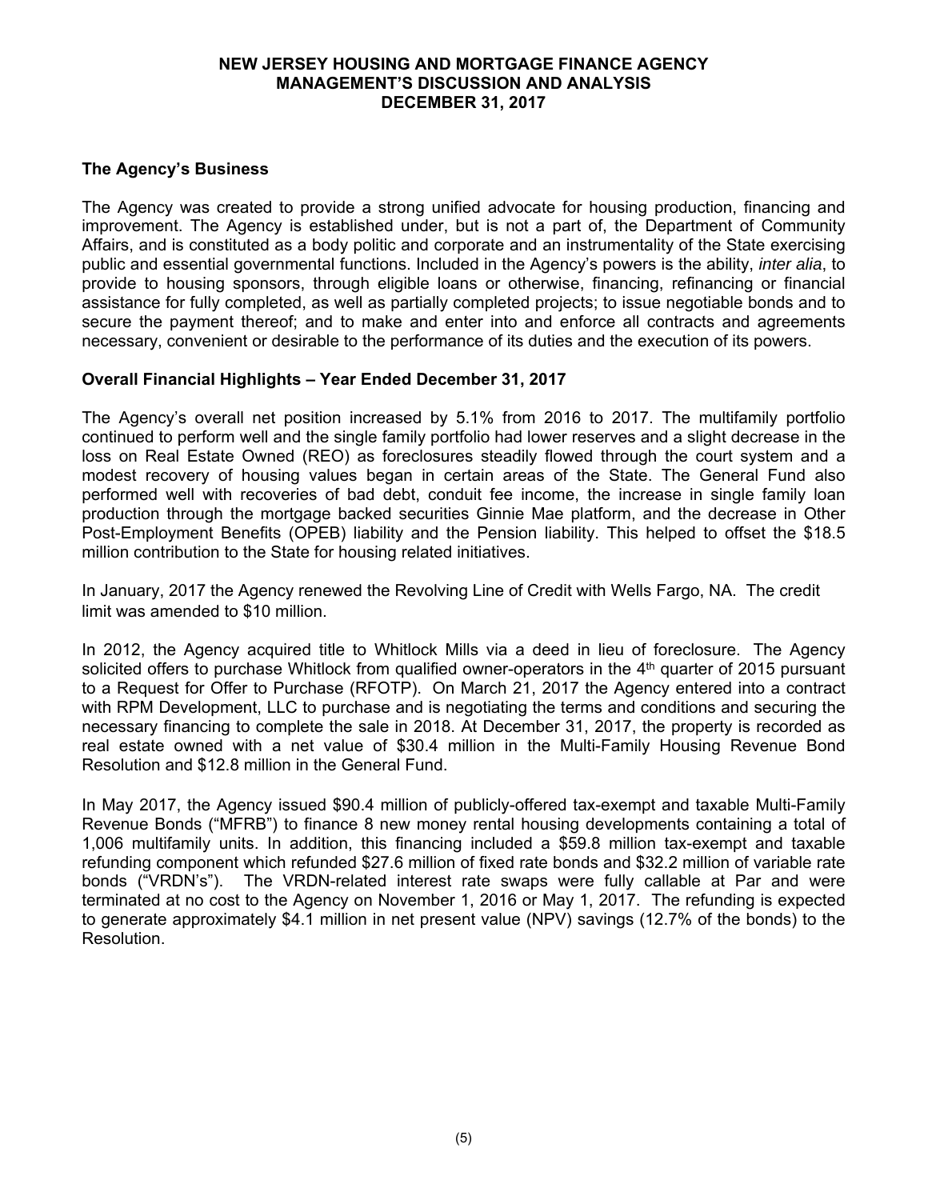# NEW JERSEY HOUSING AND MORTGAGE FINANCE AGENCY
## MANAGEMENT'S DISCUSSION AND ANALYSIS
## DECEMBER 31, 2017

### The Agency's Business

The Agency was created to provide a strong unified advocate for housing production, financing and improvement. The Agency is established under, but is not a part of, the Department of Community Affairs, and is constituted as a body politic and corporate and an instrumentality of the State exercising public and essential governmental functions. Included in the Agency's powers is the ability, *inter alia*, to provide to housing sponsors, through eligible loans or otherwise, financing, refinancing or financial assistance for fully completed, as well as partially completed projects; to issue negotiable bonds and to secure the payment thereof; and to make and enter into and enforce all contracts and agreements necessary, convenient or desirable to the performance of its duties and the execution of its powers.

### Overall Financial Highlights – Year Ended December 31, 2017

The Agency's overall net position increased by 5.1% from 2016 to 2017. The multifamily portfolio continued to perform well and the single family portfolio had lower reserves and a slight decrease in the loss on Real Estate Owned (REO) as foreclosures steadily flowed through the court system and a modest recovery of housing values began in certain areas of the State. The General Fund also performed well with recoveries of bad debt, conduit fee income, the increase in single family loan production through the mortgage backed securities Ginnie Mae platform, and the decrease in Other Post-Employment Benefits (OPEB) liability and the Pension liability. This helped to offset the $18.5 million contribution to the State for housing related initiatives.

In January, 2017 the Agency renewed the Revolving Line of Credit with Wells Fargo, NA. The credit limit was amended to $10 million.

In 2012, the Agency acquired title to Whitlock Mills via a deed in lieu of foreclosure. The Agency solicited offers to purchase Whitlock from qualified owner-operators in the 4th quarter of 2015 pursuant to a Request for Offer to Purchase (RFOTP). On March 21, 2017 the Agency entered into a contract with RPM Development, LLC to purchase and is negotiating the terms and conditions and securing the necessary financing to complete the sale in 2018. At December 31, 2017, the property is recorded as real estate owned with a net value of $30.4 million in the Multi-Family Housing Revenue Bond Resolution and $12.8 million in the General Fund.

In May 2017, the Agency issued $90.4 million of publicly-offered tax-exempt and taxable Multi-Family Revenue Bonds ("MFRB") to finance 8 new money rental housing developments containing a total of 1,006 multifamily units. In addition, this financing included a $59.8 million tax-exempt and taxable refunding component which refunded $27.6 million of fixed rate bonds and $32.2 million of variable rate bonds ("VRDN's"). The VRDN-related interest rate swaps were fully callable at Par and were terminated at no cost to the Agency on November 1, 2016 or May 1, 2017. The refunding is expected to generate approximately $4.1 million in net present value (NPV) savings (12.7% of the bonds) to the Resolution.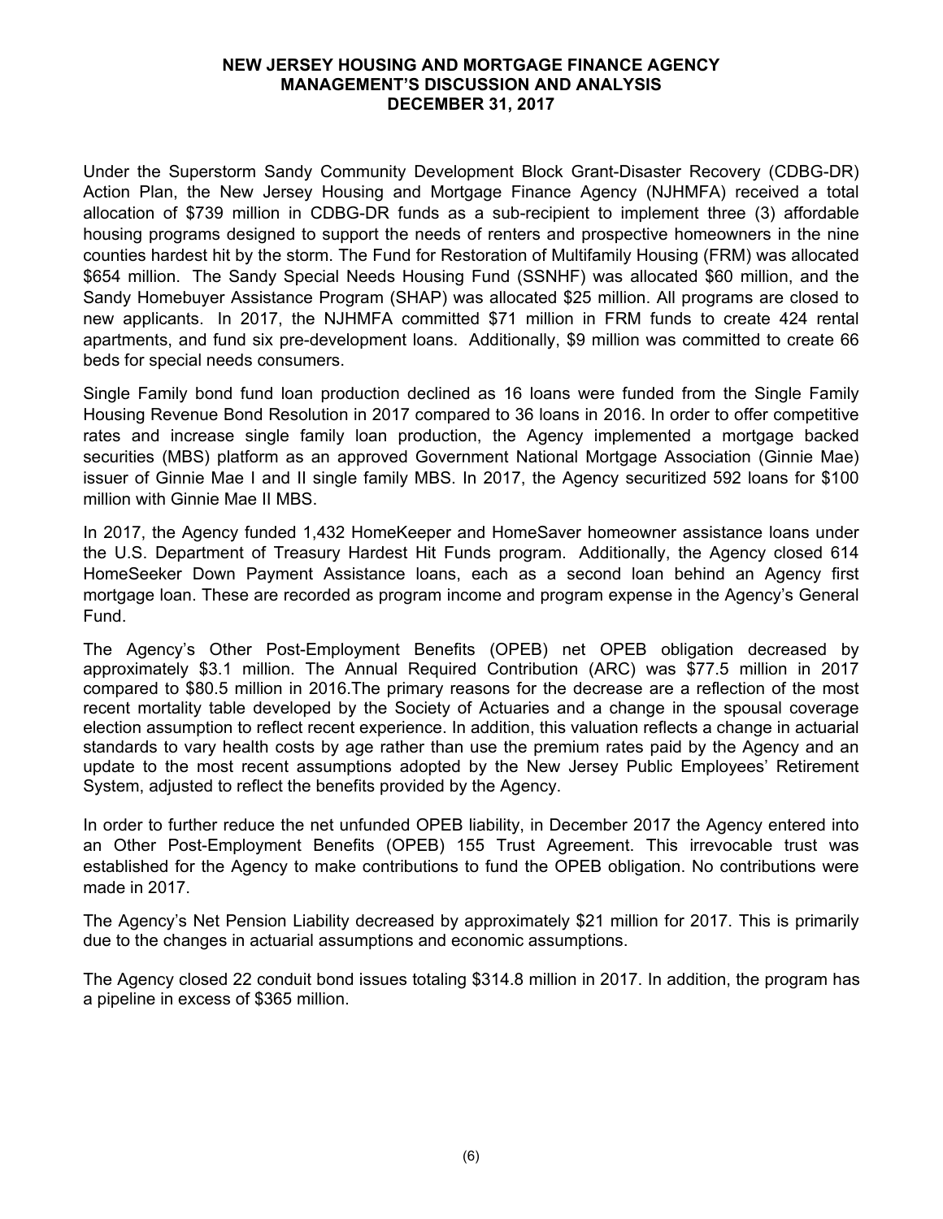Under the Superstorm Sandy Community Development Block Grant-Disaster Recovery (CDBG-DR) Action Plan, the New Jersey Housing and Mortgage Finance Agency (NJHMFA) received a total allocation of $739 million in CDBG-DR funds as a sub-recipient to implement three (3) affordable housing programs designed to support the needs of renters and prospective homeowners in the nine counties hardest hit by the storm. The Fund for Restoration of Multifamily Housing (FRM) was allocated $654 million. The Sandy Special Needs Housing Fund (SSNHF) was allocated $60 million, and the Sandy Homebuyer Assistance Program (SHAP) was allocated $25 million. All programs are closed to new applicants. In 2017, the NJHMFA committed $71 million in FRM funds to create 424 rental apartments, and fund six pre-development loans. Additionally, $9 million was committed to create 66 beds for special needs consumers.

Single Family bond fund loan production declined as 16 loans were funded from the Single Family Housing Revenue Bond Resolution in 2017 compared to 36 loans in 2016. In order to offer competitive rates and increase single family loan production, the Agency implemented a mortgage backed securities (MBS) platform as an approved Government National Mortgage Association (Ginnie Mae) issuer of Ginnie Mae I and II single family MBS. In 2017, the Agency securitized 592 loans for $100 million with Ginnie Mae II MBS.

In 2017, the Agency funded 1,432 HomeKeeper and HomeSaver homeowner assistance loans under the U.S. Department of Treasury Hardest Hit Funds program. Additionally, the Agency closed 614 HomeSeeker Down Payment Assistance loans, each as a second loan behind an Agency first mortgage loan. These are recorded as program income and program expense in the Agency's General Fund.

The Agency's Other Post-Employment Benefits (OPEB) net OPEB obligation decreased by approximately $3.1 million. The Annual Required Contribution (ARC) was $77.5 million in 2017 compared to $80.5 million in 2016.The primary reasons for the decrease are a reflection of the most recent mortality table developed by the Society of Actuaries and a change in the spousal coverage election assumption to reflect recent experience. In addition, this valuation reflects a change in actuarial standards to vary health costs by age rather than use the premium rates paid by the Agency and an update to the most recent assumptions adopted by the New Jersey Public Employees' Retirement System, adjusted to reflect the benefits provided by the Agency.

In order to further reduce the net unfunded OPEB liability, in December 2017 the Agency entered into an Other Post-Employment Benefits (OPEB) 155 Trust Agreement. This irrevocable trust was established for the Agency to make contributions to fund the OPEB obligation. No contributions were made in 2017.

The Agency's Net Pension Liability decreased by approximately $21 million for 2017. This is primarily due to the changes in actuarial assumptions and economic assumptions.

The Agency closed 22 conduit bond issues totaling $314.8 million in 2017. In addition, the program has a pipeline in excess of $365 million.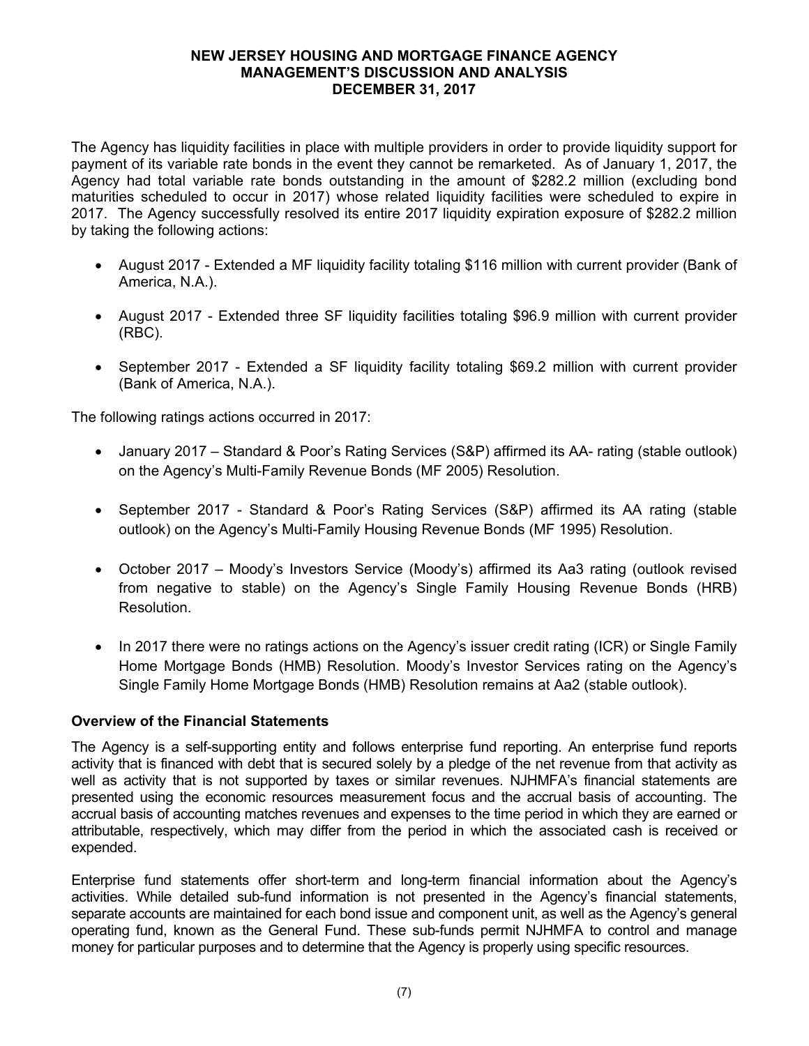The Agency has liquidity facilities in place with multiple providers in order to provide liquidity support for payment of its variable rate bonds in the event they cannot be remarketed. As of January 1, 2017, the Agency had total variable rate bonds outstanding in the amount of $282.2 million (excluding bond maturities scheduled to occur in 2017) whose related liquidity facilities were scheduled to expire in 2017. The Agency successfully resolved its entire 2017 liquidity expiration exposure of $282.2 million by taking the following actions:

- August 2017 - Extended a MF liquidity facility totaling $116 million with current provider (Bank of America, N.A.).
- August 2017 - Extended three SF liquidity facilities totaling $96.9 million with current provider (RBC).
- September 2017 - Extended a SF liquidity facility totaling $69.2 million with current provider (Bank of America, N.A.).

The following ratings actions occurred in 2017:

- January 2017 – Standard & Poor's Rating Services (S&P) affirmed its AA- rating (stable outlook) on the Agency's Multi-Family Revenue Bonds (MF 2005) Resolution.
- September 2017 - Standard & Poor's Rating Services (S&P) affirmed its AA rating (stable outlook) on the Agency's Multi-Family Housing Revenue Bonds (MF 1995) Resolution.
- October 2017 – Moody's Investors Service (Moody's) affirmed its Aa3 rating (outlook revised from negative to stable) on the Agency's Single Family Housing Revenue Bonds (HRB) Resolution.
- In 2017 there were no ratings actions on the Agency's issuer credit rating (ICR) or Single Family Home Mortgage Bonds (HMB) Resolution. Moody's Investor Services rating on the Agency's Single Family Home Mortgage Bonds (HMB) Resolution remains at Aa2 (stable outlook).

## Overview of the Financial Statements

The Agency is a self-supporting entity and follows enterprise fund reporting. An enterprise fund reports activity that is financed with debt that is secured solely by a pledge of the net revenue from that activity as well as activity that is not supported by taxes or similar revenues. NJHMFA's financial statements are presented using the economic resources measurement focus and the accrual basis of accounting. The accrual basis of accounting matches revenues and expenses to the time period in which they are earned or attributable, respectively, which may differ from the period in which the associated cash is received or expended.

Enterprise fund statements offer short-term and long-term financial information about the Agency's activities. While detailed sub-fund information is not presented in the Agency's financial statements, separate accounts are maintained for each bond issue and component unit, as well as the Agency's general operating fund, known as the General Fund. These sub-funds permit NJHMFA to control and manage money for particular purposes and to determine that the Agency is properly using specific resources.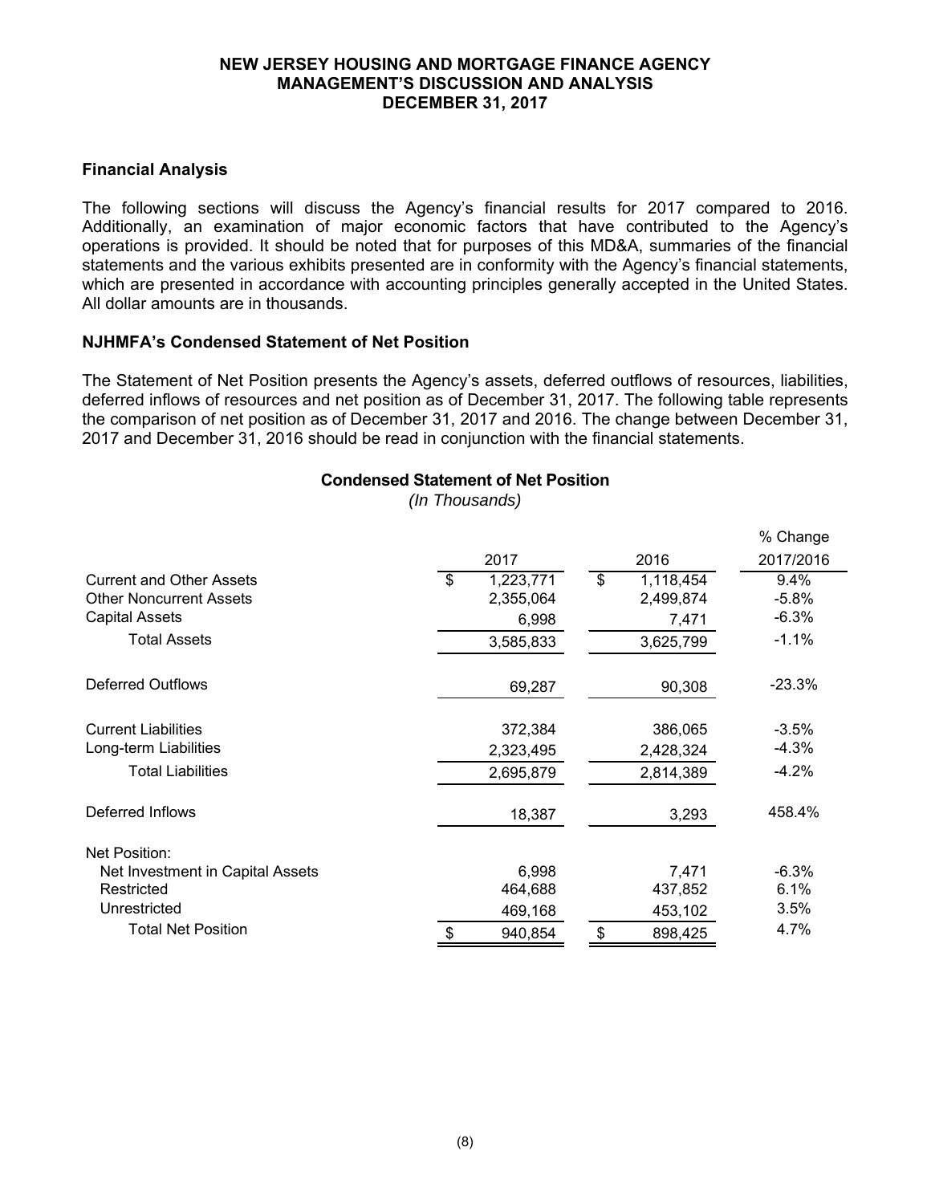NEW JERSEY HOUSING AND MORTGAGE FINANCE AGENCY
MANAGEMENT'S DISCUSSION AND ANALYSIS
DECEMBER 31, 2017

## Financial Analysis

The following sections will discuss the Agency's financial results for 2017 compared to 2016. Additionally, an examination of major economic factors that have contributed to the Agency's operations is provided. It should be noted that for purposes of this MD&A, summaries of the financial statements and the various exhibits presented are in conformity with the Agency's financial statements, which are presented in accordance with accounting principles generally accepted in the United States. All dollar amounts are in thousands.

## NJHMFA's Condensed Statement of Net Position

The Statement of Net Position presents the Agency's assets, deferred outflows of resources, liabilities, deferred inflows of resources and net position as of December 31, 2017. The following table represents the comparison of net position as of December 31, 2017 and 2016. The change between December 31, 2017 and December 31, 2016 should be read in conjunction with the financial statements.

**Condensed Statement of Net Position**
*(In Thousands)*

| | 2017 | 2016 | % Change 2017/2016 |
|---|---|---|---|
| Current and Other Assets | $ 1,223,771 | $ 1,118,454 | 9.4% |
| Other Noncurrent Assets | 2,355,064 | 2,499,874 | -5.8% |
| Capital Assets | 6,998 | 7,471 | -6.3% |
| Total Assets | 3,585,833 | 3,625,799 | -1.1% |
| Deferred Outflows | 69,287 | 90,308 | -23.3% |
| Current Liabilities | 372,384 | 386,065 | -3.5% |
| Long-term Liabilities | 2,323,495 | 2,428,324 | -4.3% |
| Total Liabilities | 2,695,879 | 2,814,389 | -4.2% |
| Deferred Inflows | 18,387 | 3,293 | 458.4% |
| Net Position: | | | |
| Net Investment in Capital Assets | 6,998 | 7,471 | -6.3% |
| Restricted | 464,688 | 437,852 | 6.1% |
| Unrestricted | 469,168 | 453,102 | 3.5% |
| Total Net Position | $ 940,854 | $ 898,425 | 4.7% |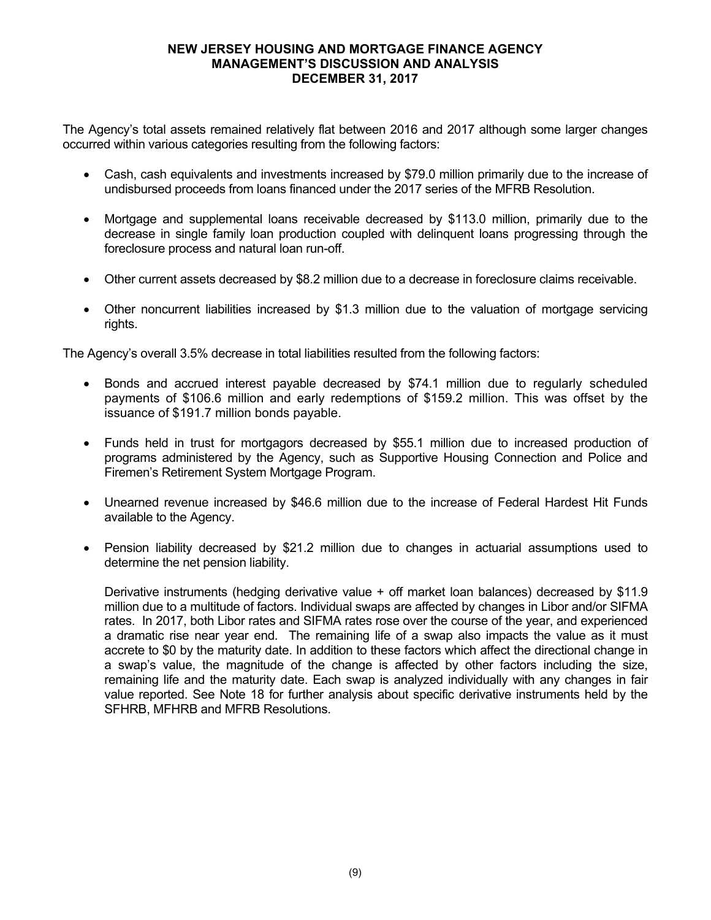The Agency's total assets remained relatively flat between 2016 and 2017 although some larger changes occurred within various categories resulting from the following factors:

- Cash, cash equivalents and investments increased by $79.0 million primarily due to the increase of undisbursed proceeds from loans financed under the 2017 series of the MFRB Resolution.
- Mortgage and supplemental loans receivable decreased by $113.0 million, primarily due to the decrease in single family loan production coupled with delinquent loans progressing through the foreclosure process and natural loan run-off.
- Other current assets decreased by $8.2 million due to a decrease in foreclosure claims receivable.
- Other noncurrent liabilities increased by $1.3 million due to the valuation of mortgage servicing rights.

The Agency's overall 3.5% decrease in total liabilities resulted from the following factors:

- Bonds and accrued interest payable decreased by $74.1 million due to regularly scheduled payments of $106.6 million and early redemptions of $159.2 million. This was offset by the issuance of $191.7 million bonds payable.
- Funds held in trust for mortgagors decreased by $55.1 million due to increased production of programs administered by the Agency, such as Supportive Housing Connection and Police and Firemen's Retirement System Mortgage Program.
- Unearned revenue increased by $46.6 million due to the increase of Federal Hardest Hit Funds available to the Agency.
- Pension liability decreased by $21.2 million due to changes in actuarial assumptions used to determine the net pension liability.

  Derivative instruments (hedging derivative value + off market loan balances) decreased by $11.9 million due to a multitude of factors. Individual swaps are affected by changes in Libor and/or SIFMA rates. In 2017, both Libor rates and SIFMA rates rose over the course of the year, and experienced a dramatic rise near year end. The remaining life of a swap also impacts the value as it must accrete to $0 by the maturity date. In addition to these factors which affect the directional change in a swap's value, the magnitude of the change is affected by other factors including the size, remaining life and the maturity date. Each swap is analyzed individually with any changes in fair value reported. See Note 18 for further analysis about specific derivative instruments held by the SFHRB, MFHRB and MFRB Resolutions.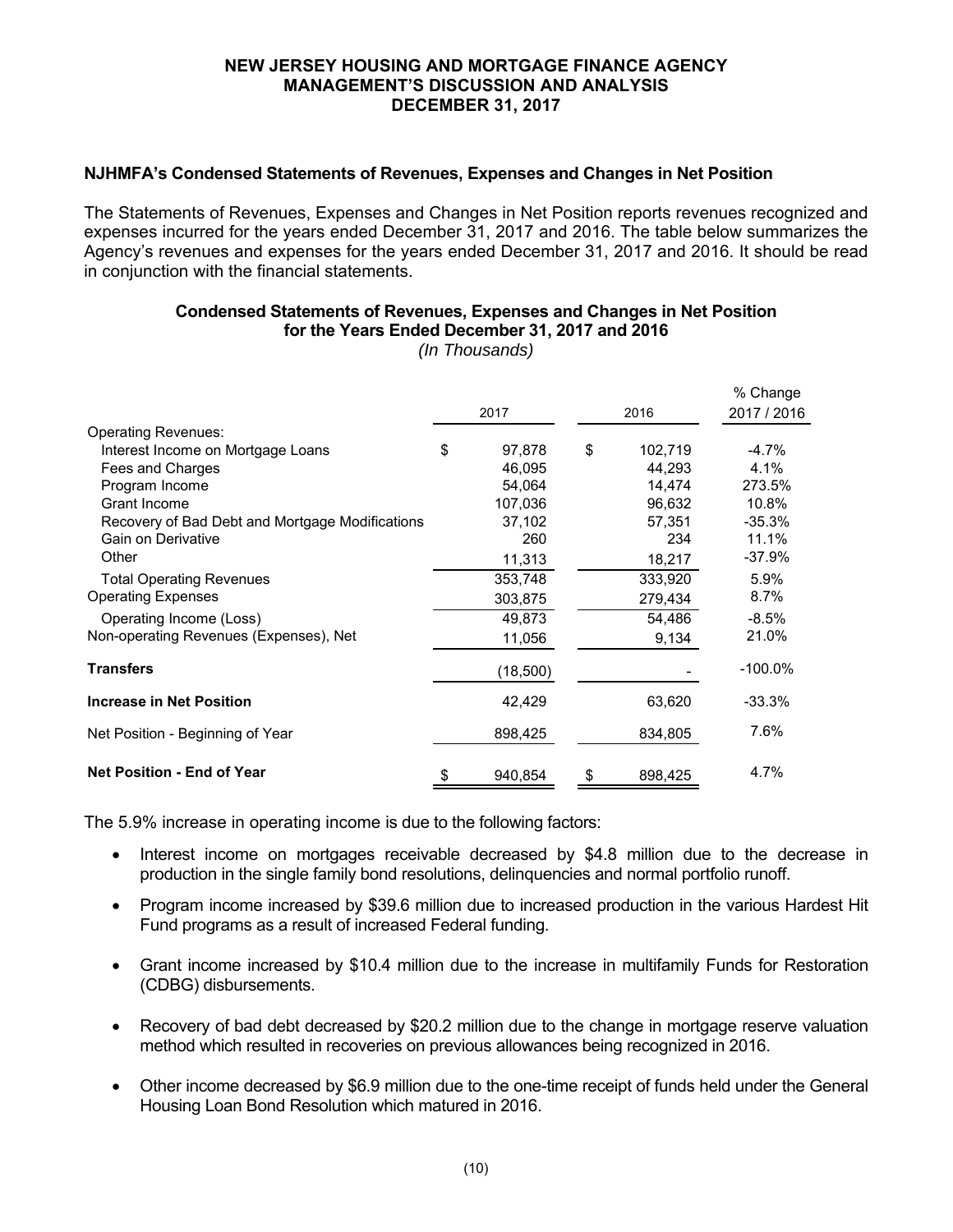NEW JERSEY HOUSING AND MORTGAGE FINANCE AGENCY
MANAGEMENT'S DISCUSSION AND ANALYSIS
DECEMBER 31, 2017

### NJHMFA's Condensed Statements of Revenues, Expenses and Changes in Net Position

The Statements of Revenues, Expenses and Changes in Net Position reports revenues recognized and expenses incurred for the years ended December 31, 2017 and 2016. The table below summarizes the Agency's revenues and expenses for the years ended December 31, 2017 and 2016. It should be read in conjunction with the financial statements.

**Condensed Statements of Revenues, Expenses and Changes in Net Position for the Years Ended December 31, 2017 and 2016**
*(In Thousands)*

| | 2017 | 2016 | % Change 2017 / 2016 |
|---|---|---|---|
| Operating Revenues: | | | |
| Interest Income on Mortgage Loans | $ 97,878 | $ 102,719 | -4.7% |
| Fees and Charges | 46,095 | 44,293 | 4.1% |
| Program Income | 54,064 | 14,474 | 273.5% |
| Grant Income | 107,036 | 96,632 | 10.8% |
| Recovery of Bad Debt and Mortgage Modifications | 37,102 | 57,351 | -35.3% |
| Gain on Derivative | 260 | 234 | 11.1% |
| Other | 11,313 | 18,217 | -37.9% |
| Total Operating Revenues | 353,748 | 333,920 | 5.9% |
| Operating Expenses | 303,875 | 279,434 | 8.7% |
| Operating Income (Loss) | 49,873 | 54,486 | -8.5% |
| Non-operating Revenues (Expenses), Net | 11,056 | 9,134 | 21.0% |
| **Transfers** | (18,500) | - | -100.0% |
| **Increase in Net Position** | 42,429 | 63,620 | -33.3% |
| Net Position - Beginning of Year | 898,425 | 834,805 | 7.6% |
| **Net Position - End of Year** | $ 940,854 | $ 898,425 | 4.7% |

The 5.9% increase in operating income is due to the following factors:

- Interest income on mortgages receivable decreased by $4.8 million due to the decrease in production in the single family bond resolutions, delinquencies and normal portfolio runoff.
- Program income increased by $39.6 million due to increased production in the various Hardest Hit Fund programs as a result of increased Federal funding.
- Grant income increased by $10.4 million due to the increase in multifamily Funds for Restoration (CDBG) disbursements.
- Recovery of bad debt decreased by $20.2 million due to the change in mortgage reserve valuation method which resulted in recoveries on previous allowances being recognized in 2016.
- Other income decreased by $6.9 million due to the one-time receipt of funds held under the General Housing Loan Bond Resolution which matured in 2016.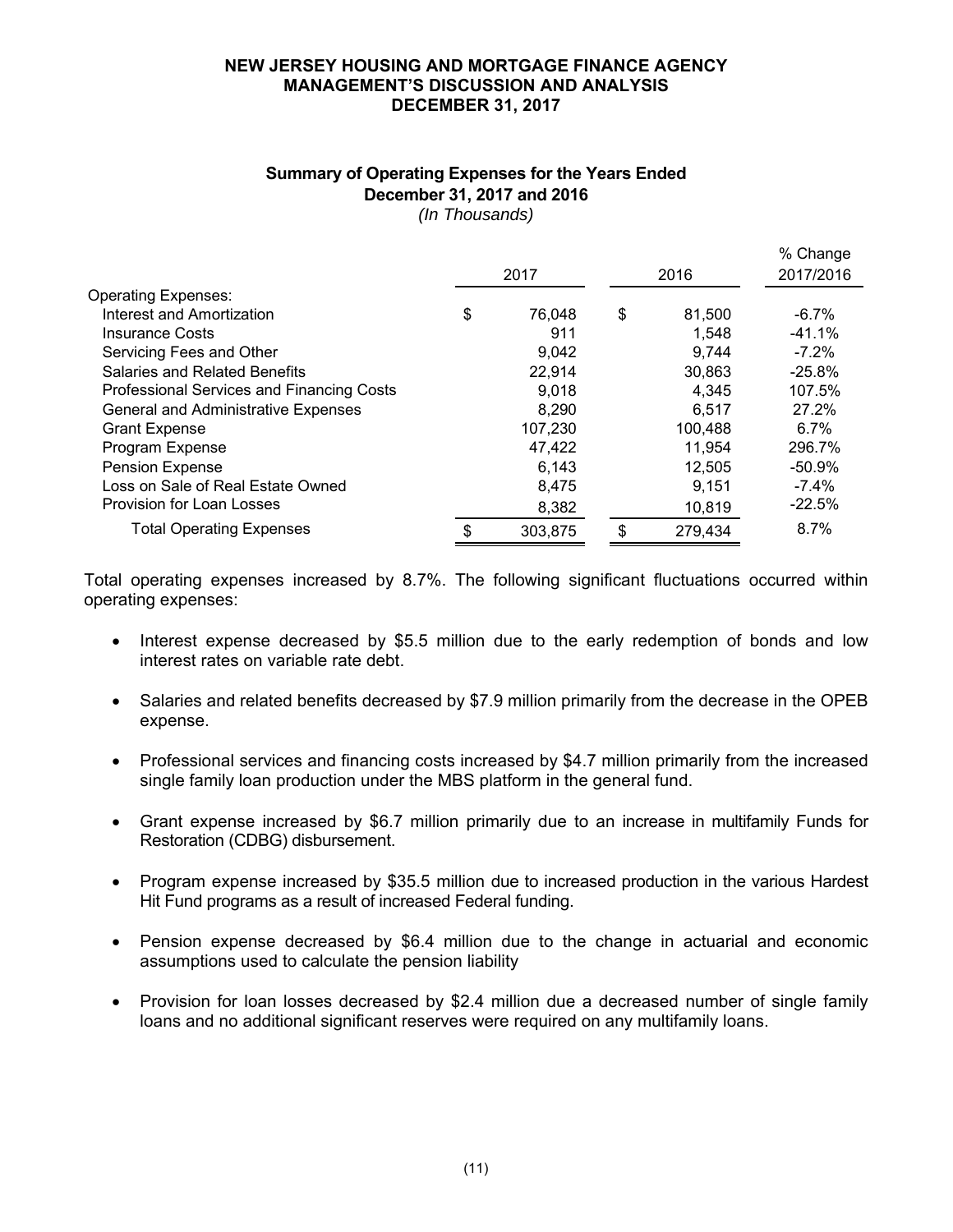**NEW JERSEY HOUSING AND MORTGAGE FINANCE AGENCY**
**MANAGEMENT'S DISCUSSION AND ANALYSIS**
**DECEMBER 31, 2017**

### Summary of Operating Expenses for the Years Ended December 31, 2017 and 2016

*(In Thousands)*

| | 2017 | 2016 | % Change 2017/2016 |
|---|---|---|---|
| Operating Expenses: | | | |
| Interest and Amortization | $ 76,048 | $ 81,500 | -6.7% |
| Insurance Costs | 911 | 1,548 | -41.1% |
| Servicing Fees and Other | 9,042 | 9,744 | -7.2% |
| Salaries and Related Benefits | 22,914 | 30,863 | -25.8% |
| Professional Services and Financing Costs | 9,018 | 4,345 | 107.5% |
| General and Administrative Expenses | 8,290 | 6,517 | 27.2% |
| Grant Expense | 107,230 | 100,488 | 6.7% |
| Program Expense | 47,422 | 11,954 | 296.7% |
| Pension Expense | 6,143 | 12,505 | -50.9% |
| Loss on Sale of Real Estate Owned | 8,475 | 9,151 | -7.4% |
| Provision for Loan Losses | 8,382 | 10,819 | -22.5% |
| Total Operating Expenses | $ 303,875 | $ 279,434 | 8.7% |

Total operating expenses increased by 8.7%. The following significant fluctuations occurred within operating expenses:

- Interest expense decreased by $5.5 million due to the early redemption of bonds and low interest rates on variable rate debt.
- Salaries and related benefits decreased by $7.9 million primarily from the decrease in the OPEB expense.
- Professional services and financing costs increased by $4.7 million primarily from the increased single family loan production under the MBS platform in the general fund.
- Grant expense increased by $6.7 million primarily due to an increase in multifamily Funds for Restoration (CDBG) disbursement.
- Program expense increased by $35.5 million due to increased production in the various Hardest Hit Fund programs as a result of increased Federal funding.
- Pension expense decreased by $6.4 million due to the change in actuarial and economic assumptions used to calculate the pension liability
- Provision for loan losses decreased by $2.4 million due a decreased number of single family loans and no additional significant reserves were required on any multifamily loans.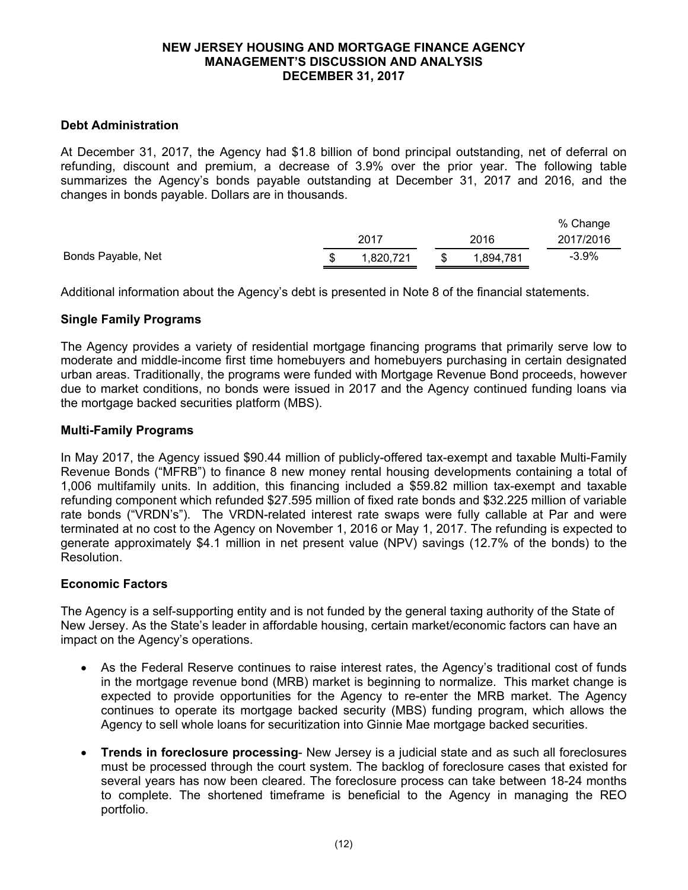## Debt Administration

At December 31, 2017, the Agency had $1.8 billion of bond principal outstanding, net of deferral on refunding, discount and premium, a decrease of 3.9% over the prior year. The following table summarizes the Agency's bonds payable outstanding at December 31, 2017 and 2016, and the changes in bonds payable. Dollars are in thousands.

| | 2017 | 2016 | % Change 2017/2016 |
|---|---|---|---|
| Bonds Payable, Net | $ 1,820,721 | $ 1,894,781 | -3.9% |

Additional information about the Agency's debt is presented in Note 8 of the financial statements.

## Single Family Programs

The Agency provides a variety of residential mortgage financing programs that primarily serve low to moderate and middle-income first time homebuyers and homebuyers purchasing in certain designated urban areas. Traditionally, the programs were funded with Mortgage Revenue Bond proceeds, however due to market conditions, no bonds were issued in 2017 and the Agency continued funding loans via the mortgage backed securities platform (MBS).

## Multi-Family Programs

In May 2017, the Agency issued $90.44 million of publicly-offered tax-exempt and taxable Multi-Family Revenue Bonds ("MFRB") to finance 8 new money rental housing developments containing a total of 1,006 multifamily units. In addition, this financing included a $59.82 million tax-exempt and taxable refunding component which refunded $27.595 million of fixed rate bonds and $32.225 million of variable rate bonds ("VRDN's"). The VRDN-related interest rate swaps were fully callable at Par and were terminated at no cost to the Agency on November 1, 2016 or May 1, 2017. The refunding is expected to generate approximately $4.1 million in net present value (NPV) savings (12.7% of the bonds) to the Resolution.

## Economic Factors

The Agency is a self-supporting entity and is not funded by the general taxing authority of the State of New Jersey. As the State's leader in affordable housing, certain market/economic factors can have an impact on the Agency's operations.

- As the Federal Reserve continues to raise interest rates, the Agency's traditional cost of funds in the mortgage revenue bond (MRB) market is beginning to normalize. This market change is expected to provide opportunities for the Agency to re-enter the MRB market. The Agency continues to operate its mortgage backed security (MBS) funding program, which allows the Agency to sell whole loans for securitization into Ginnie Mae mortgage backed securities.

- **Trends in foreclosure processing**- New Jersey is a judicial state and as such all foreclosures must be processed through the court system. The backlog of foreclosure cases that existed for several years has now been cleared. The foreclosure process can take between 18-24 months to complete. The shortened timeframe is beneficial to the Agency in managing the REO portfolio.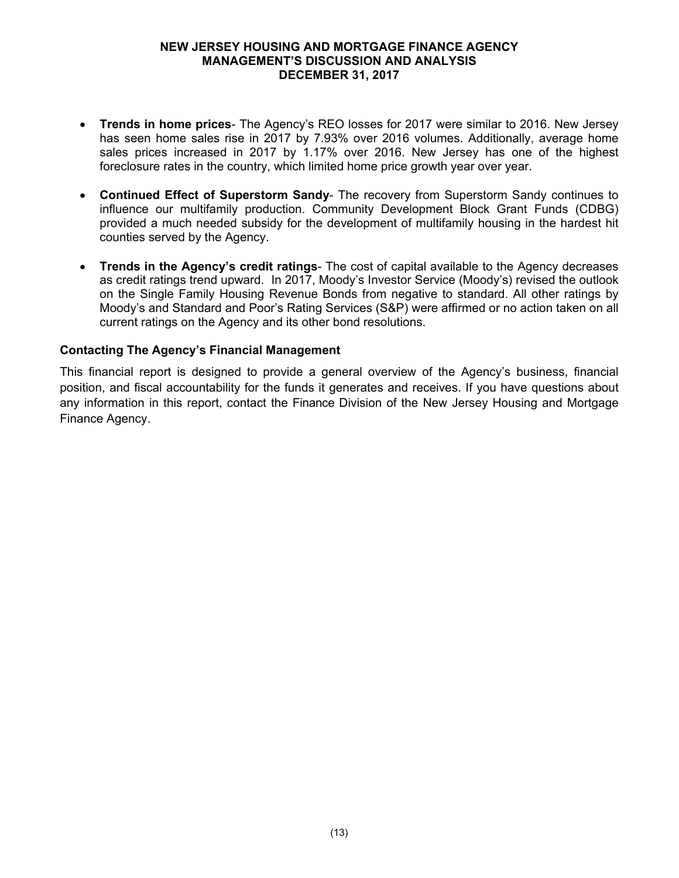- **Trends in home prices**- The Agency's REO losses for 2017 were similar to 2016. New Jersey has seen home sales rise in 2017 by 7.93% over 2016 volumes. Additionally, average home sales prices increased in 2017 by 1.17% over 2016. New Jersey has one of the highest foreclosure rates in the country, which limited home price growth year over year.

- **Continued Effect of Superstorm Sandy**- The recovery from Superstorm Sandy continues to influence our multifamily production. Community Development Block Grant Funds (CDBG) provided a much needed subsidy for the development of multifamily housing in the hardest hit counties served by the Agency.

- **Trends in the Agency's credit ratings**- The cost of capital available to the Agency decreases as credit ratings trend upward. In 2017, Moody's Investor Service (Moody's) revised the outlook on the Single Family Housing Revenue Bonds from negative to standard. All other ratings by Moody's and Standard and Poor's Rating Services (S&P) were affirmed or no action taken on all current ratings on the Agency and its other bond resolutions.

### Contacting The Agency's Financial Management

This financial report is designed to provide a general overview of the Agency's business, financial position, and fiscal accountability for the funds it generates and receives. If you have questions about any information in this report, contact the Finance Division of the New Jersey Housing and Mortgage Finance Agency.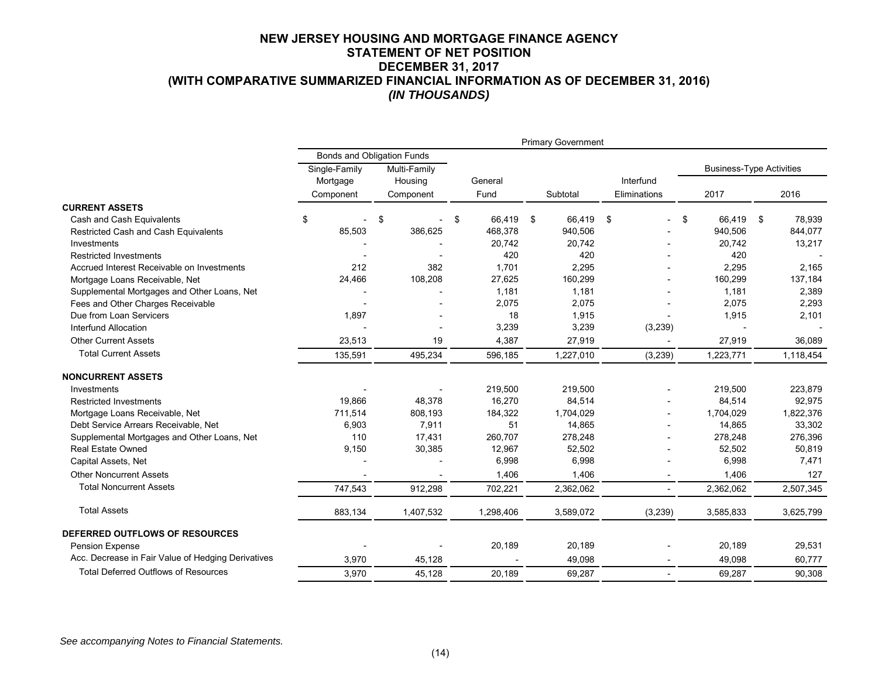# NEW JERSEY HOUSING AND MORTGAGE FINANCE AGENCY
## STATEMENT OF NET POSITION
## DECEMBER 31, 2017
## (WITH COMPARATIVE SUMMARIZED FINANCIAL INFORMATION AS OF DECEMBER 31, 2016)
### *(IN THOUSANDS)*

| | Primary Government | | | | | | |
|---|---|---|---|---|---|---|---|
| | Bonds and Obligation Funds | | | | | Business-Type Activities | |
| | Single-Family Mortgage Component | Multi-Family Housing Component | General Fund | Subtotal | Interfund Eliminations | 2017 | 2016 |
| **CURRENT ASSETS** | | | | | | | |
| Cash and Cash Equivalents | $ - | $ - | $ 66,419 | $ 66,419 | $ - | $ 66,419 | $ 78,939 |
| Restricted Cash and Cash Equivalents | 85,503 | 386,625 | 468,378 | 940,506 | - | 940,506 | 844,077 |
| Investments | - | - | 20,742 | 20,742 | - | 20,742 | 13,217 |
| Restricted Investments | - | - | 420 | 420 | - | 420 | - |
| Accrued Interest Receivable on Investments | 212 | 382 | 1,701 | 2,295 | - | 2,295 | 2,165 |
| Mortgage Loans Receivable, Net | 24,466 | 108,208 | 27,625 | 160,299 | - | 160,299 | 137,184 |
| Supplemental Mortgages and Other Loans, Net | - | - | 1,181 | 1,181 | - | 1,181 | 2,389 |
| Fees and Other Charges Receivable | - | - | 2,075 | 2,075 | - | 2,075 | 2,293 |
| Due from Loan Servicers | 1,897 | - | 18 | 1,915 | - | 1,915 | 2,101 |
| Interfund Allocation | - | - | 3,239 | 3,239 | (3,239) | - | - |
| Other Current Assets | 23,513 | 19 | 4,387 | 27,919 | - | 27,919 | 36,089 |
| Total Current Assets | 135,591 | 495,234 | 596,185 | 1,227,010 | (3,239) | 1,223,771 | 1,118,454 |
| **NONCURRENT ASSETS** | | | | | | | |
| Investments | - | - | 219,500 | 219,500 | - | 219,500 | 223,879 |
| Restricted Investments | 19,866 | 48,378 | 16,270 | 84,514 | - | 84,514 | 92,975 |
| Mortgage Loans Receivable, Net | 711,514 | 808,193 | 184,322 | 1,704,029 | - | 1,704,029 | 1,822,376 |
| Debt Service Arrears Receivable, Net | 6,903 | 7,911 | 51 | 14,865 | - | 14,865 | 33,302 |
| Supplemental Mortgages and Other Loans, Net | 110 | 17,431 | 260,707 | 278,248 | - | 278,248 | 276,396 |
| Real Estate Owned | 9,150 | 30,385 | 12,967 | 52,502 | - | 52,502 | 50,819 |
| Capital Assets, Net | - | - | 6,998 | 6,998 | - | 6,998 | 7,471 |
| Other Noncurrent Assets | - | - | 1,406 | 1,406 | - | 1,406 | 127 |
| Total Noncurrent Assets | 747,543 | 912,298 | 702,221 | 2,362,062 | - | 2,362,062 | 2,507,345 |
| Total Assets | 883,134 | 1,407,532 | 1,298,406 | 3,589,072 | (3,239) | 3,585,833 | 3,625,799 |
| **DEFERRED OUTFLOWS OF RESOURCES** | | | | | | | |
| Pension Expense | - | - | 20,189 | 20,189 | - | 20,189 | 29,531 |
| Acc. Decrease in Fair Value of Hedging Derivatives | 3,970 | 45,128 | - | 49,098 | - | 49,098 | 60,777 |
| Total Deferred Outflows of Resources | 3,970 | 45,128 | 20,189 | 69,287 | - | 69,287 | 90,308 |

*See accompanying Notes to Financial Statements.*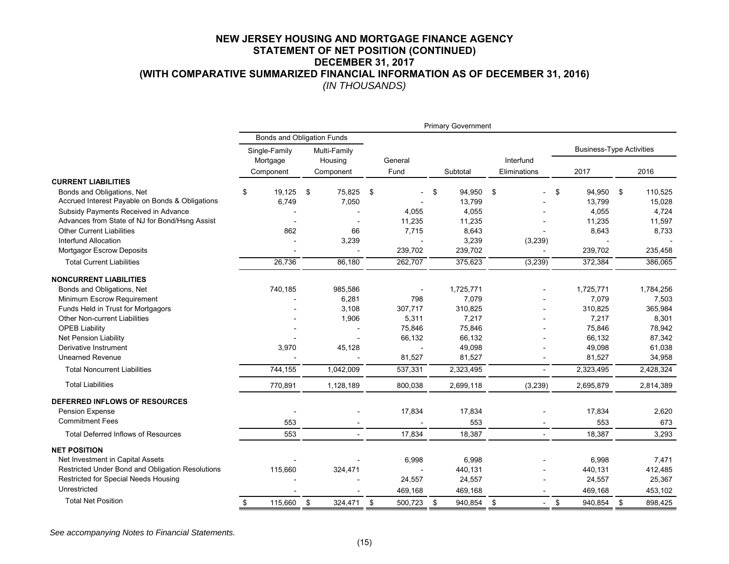# NEW JERSEY HOUSING AND MORTGAGE FINANCE AGENCY
## STATEMENT OF NET POSITION (CONTINUED)
## DECEMBER 31, 2017
## (WITH COMPARATIVE SUMMARIZED FINANCIAL INFORMATION AS OF DECEMBER 31, 2016)
*(IN THOUSANDS)*

| | Primary Government | | | | | | |
|---|---|---|---|---|---|---|---|
| | Bonds and Obligation Funds | | | | | Business-Type Activities | |
| | Single-Family Mortgage Component | Multi-Family Housing Component | General Fund | Subtotal | Interfund Eliminations | 2017 | 2016 |
| **CURRENT LIABILITIES** | | | | | | | |
| Bonds and Obligations, Net | $ 19,125 | $ 75,825 | $ - | $ 94,950 | $ - | $ 94,950 | $ 110,525 |
| Accrued Interest Payable on Bonds & Obligations | 6,749 | 7,050 | - | 13,799 | - | 13,799 | 15,028 |
| Subsidy Payments Received in Advance | - | - | 4,055 | 4,055 | - | 4,055 | 4,724 |
| Advances from State of NJ for Bond/Hsng Assist | - | - | 11,235 | 11,235 | - | 11,235 | 11,597 |
| Other Current Liabilities | 862 | 66 | 7,715 | 8,643 | - | 8,643 | 8,733 |
| Interfund Allocation | - | 3,239 | - | 3,239 | (3,239) | - | - |
| Mortgagor Escrow Deposits | - | - | 239,702 | 239,702 | - | 239,702 | 235,458 |
| Total Current Liabilities | 26,736 | 86,180 | 262,707 | 375,623 | (3,239) | 372,384 | 386,065 |
| **NONCURRENT LIABILITIES** | | | | | | | |
| Bonds and Obligations, Net | 740,185 | 985,586 | - | 1,725,771 | - | 1,725,771 | 1,784,256 |
| Minimum Escrow Requirement | - | 6,281 | 798 | 7,079 | - | 7,079 | 7,503 |
| Funds Held in Trust for Mortgagors | - | 3,108 | 307,717 | 310,825 | - | 310,825 | 365,984 |
| Other Non-current Liabilities | - | 1,906 | 5,311 | 7,217 | - | 7,217 | 8,301 |
| OPEB Liability | - | - | 75,846 | 75,846 | - | 75,846 | 78,942 |
| Net Pension Liability | - | - | 66,132 | 66,132 | - | 66,132 | 87,342 |
| Derivative Instrument | 3,970 | 45,128 | - | 49,098 | - | 49,098 | 61,038 |
| Unearned Revenue | - | - | 81,527 | 81,527 | - | 81,527 | 34,958 |
| Total Noncurrent Liabilities | 744,155 | 1,042,009 | 537,331 | 2,323,495 | - | 2,323,495 | 2,428,324 |
| Total Liabilities | 770,891 | 1,128,189 | 800,038 | 2,699,118 | (3,239) | 2,695,879 | 2,814,389 |
| **DEFERRED INFLOWS OF RESOURCES** | | | | | | | |
| Pension Expense | - | - | 17,834 | 17,834 | - | 17,834 | 2,620 |
| Commitment Fees | 553 | - | - | 553 | - | 553 | 673 |
| Total Deferred Inflows of Resources | 553 | - | 17,834 | 18,387 | - | 18,387 | 3,293 |
| **NET POSITION** | | | | | | | |
| Net Investment in Capital Assets | - | - | 6,998 | 6,998 | - | 6,998 | 7,471 |
| Restricted Under Bond and Obligation Resolutions | 115,660 | 324,471 | - | 440,131 | - | 440,131 | 412,485 |
| Restricted for Special Needs Housing | - | - | 24,557 | 24,557 | - | 24,557 | 25,367 |
| Unrestricted | - | - | 469,168 | 469,168 | - | 469,168 | 453,102 |
| Total Net Position | $ 115,660 | $ 324,471 | $ 500,723 | $ 940,854 | $ - | $ 940,854 | $ 898,425 |

*See accompanying Notes to Financial Statements.*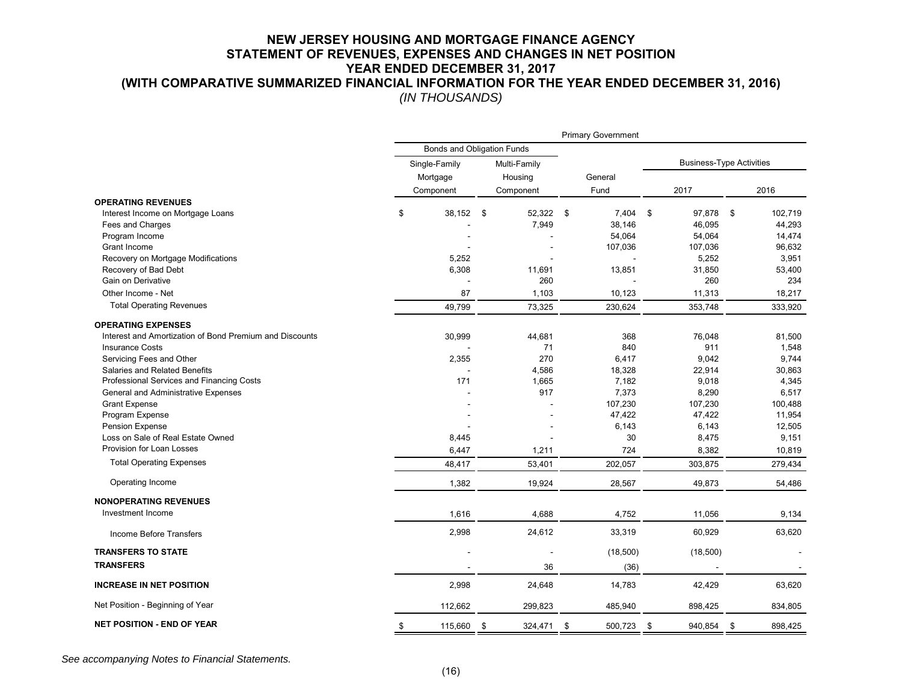# NEW JERSEY HOUSING AND MORTGAGE FINANCE AGENCY
## STATEMENT OF REVENUES, EXPENSES AND CHANGES IN NET POSITION
## YEAR ENDED DECEMBER 31, 2017
## (WITH COMPARATIVE SUMMARIZED FINANCIAL INFORMATION FOR THE YEAR ENDED DECEMBER 31, 2016)
*(IN THOUSANDS)*

| | Primary Government | | | | |
|---|---|---|---|---|---|
| | Bonds and Obligation Funds | | | Business-Type Activities | |
| | Single-Family Mortgage Component | Multi-Family Housing Component | General Fund | 2017 | 2016 |
| **OPERATING REVENUES** | | | | | |
| Interest Income on Mortgage Loans | $ 38,152 | $ 52,322 | $ 7,404 | $ 97,878 | $ 102,719 |
| Fees and Charges | - | 7,949 | 38,146 | 46,095 | 44,293 |
| Program Income | - | - | 54,064 | 54,064 | 14,474 |
| Grant Income | - | - | 107,036 | 107,036 | 96,632 |
| Recovery on Mortgage Modifications | 5,252 | - | - | 5,252 | 3,951 |
| Recovery of Bad Debt | 6,308 | 11,691 | 13,851 | 31,850 | 53,400 |
| Gain on Derivative | - | 260 | - | 260 | 234 |
| Other Income - Net | 87 | 1,103 | 10,123 | 11,313 | 18,217 |
| Total Operating Revenues | 49,799 | 73,325 | 230,624 | 353,748 | 333,920 |
| **OPERATING EXPENSES** | | | | | |
| Interest and Amortization of Bond Premium and Discounts | 30,999 | 44,681 | 368 | 76,048 | 81,500 |
| Insurance Costs | - | 71 | 840 | 911 | 1,548 |
| Servicing Fees and Other | 2,355 | 270 | 6,417 | 9,042 | 9,744 |
| Salaries and Related Benefits | - | 4,586 | 18,328 | 22,914 | 30,863 |
| Professional Services and Financing Costs | 171 | 1,665 | 7,182 | 9,018 | 4,345 |
| General and Administrative Expenses | - | 917 | 7,373 | 8,290 | 6,517 |
| Grant Expense | - | - | 107,230 | 107,230 | 100,488 |
| Program Expense | - | - | 47,422 | 47,422 | 11,954 |
| Pension Expense | - | - | 6,143 | 6,143 | 12,505 |
| Loss on Sale of Real Estate Owned | 8,445 | - | 30 | 8,475 | 9,151 |
| Provision for Loan Losses | 6,447 | 1,211 | 724 | 8,382 | 10,819 |
| Total Operating Expenses | 48,417 | 53,401 | 202,057 | 303,875 | 279,434 |
| Operating Income | 1,382 | 19,924 | 28,567 | 49,873 | 54,486 |
| **NONOPERATING REVENUES** | | | | | |
| Investment Income | 1,616 | 4,688 | 4,752 | 11,056 | 9,134 |
| Income Before Transfers | 2,998 | 24,612 | 33,319 | 60,929 | 63,620 |
| **TRANSFERS TO STATE** | - | - | (18,500) | (18,500) | - |
| **TRANSFERS** | - | 36 | (36) | - | - |
| **INCREASE IN NET POSITION** | 2,998 | 24,648 | 14,783 | 42,429 | 63,620 |
| Net Position - Beginning of Year | 112,662 | 299,823 | 485,940 | 898,425 | 834,805 |
| **NET POSITION - END OF YEAR** | $ 115,660 | $ 324,471 | $ 500,723 | $ 940,854 | $ 898,425 |

*See accompanying Notes to Financial Statements.*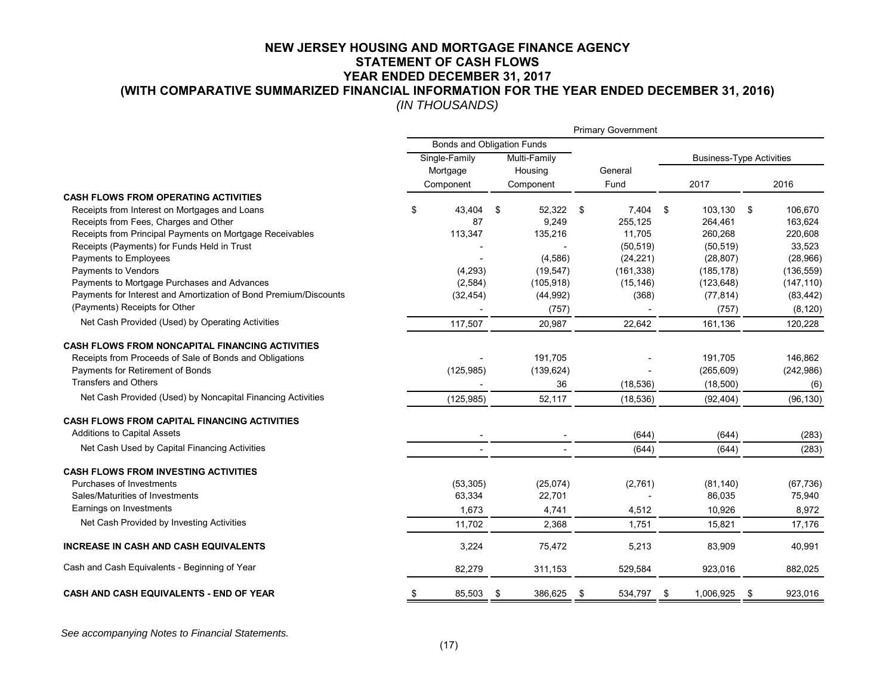# NEW JERSEY HOUSING AND MORTGAGE FINANCE AGENCY
## STATEMENT OF CASH FLOWS
## YEAR ENDED DECEMBER 31, 2017
## (WITH COMPARATIVE SUMMARIZED FINANCIAL INFORMATION FOR THE YEAR ENDED DECEMBER 31, 2016)
*(IN THOUSANDS)*

| | Primary Government | | | | |
|---|---|---|---|---|---|
| | Bonds and Obligation Funds | | | Business-Type Activities | |
| | Single-Family Mortgage Component | Multi-Family Housing Component | General Fund | 2017 | 2016 |
| **CASH FLOWS FROM OPERATING ACTIVITIES** | | | | | |
| Receipts from Interest on Mortgages and Loans | $ 43,404 | $ 52,322 | $ 7,404 | $ 103,130 | $ 106,670 |
| Receipts from Fees, Charges and Other | 87 | 9,249 | 255,125 | 264,461 | 163,624 |
| Receipts from Principal Payments on Mortgage Receivables | 113,347 | 135,216 | 11,705 | 260,268 | 220,608 |
| Receipts (Payments) for Funds Held in Trust | - | - | (50,519) | (50,519) | 33,523 |
| Payments to Employees | - | (4,586) | (24,221) | (28,807) | (28,966) |
| Payments to Vendors | (4,293) | (19,547) | (161,338) | (185,178) | (136,559) |
| Payments to Mortgage Purchases and Advances | (2,584) | (105,918) | (15,146) | (123,648) | (147,110) |
| Payments for Interest and Amortization of Bond Premium/Discounts | (32,454) | (44,992) | (368) | (77,814) | (83,442) |
| (Payments) Receipts for Other | - | (757) | - | (757) | (8,120) |
| Net Cash Provided (Used) by Operating Activities | 117,507 | 20,987 | 22,642 | 161,136 | 120,228 |
| **CASH FLOWS FROM NONCAPITAL FINANCING ACTIVITIES** | | | | | |
| Receipts from Proceeds of Sale of Bonds and Obligations | - | 191,705 | - | 191,705 | 146,862 |
| Payments for Retirement of Bonds | (125,985) | (139,624) | - | (265,609) | (242,986) |
| Transfers and Others | - | 36 | (18,536) | (18,500) | (6) |
| Net Cash Provided (Used) by Noncapital Financing Activities | (125,985) | 52,117 | (18,536) | (92,404) | (96,130) |
| **CASH FLOWS FROM CAPITAL FINANCING ACTIVITIES** | | | | | |
| Additions to Capital Assets | - | - | (644) | (644) | (283) |
| Net Cash Used by Capital Financing Activities | - | - | (644) | (644) | (283) |
| **CASH FLOWS FROM INVESTING ACTIVITIES** | | | | | |
| Purchases of Investments | (53,305) | (25,074) | (2,761) | (81,140) | (67,736) |
| Sales/Maturities of Investments | 63,334 | 22,701 | - | 86,035 | 75,940 |
| Earnings on Investments | 1,673 | 4,741 | 4,512 | 10,926 | 8,972 |
| Net Cash Provided by Investing Activities | 11,702 | 2,368 | 1,751 | 15,821 | 17,176 |
| **INCREASE IN CASH AND CASH EQUIVALENTS** | 3,224 | 75,472 | 5,213 | 83,909 | 40,991 |
| Cash and Cash Equivalents - Beginning of Year | 82,279 | 311,153 | 529,584 | 923,016 | 882,025 |
| **CASH AND CASH EQUIVALENTS - END OF YEAR** | $ 85,503 | $ 386,625 | $ 534,797 | $ 1,006,925 | $ 923,016 |

*See accompanying Notes to Financial Statements.*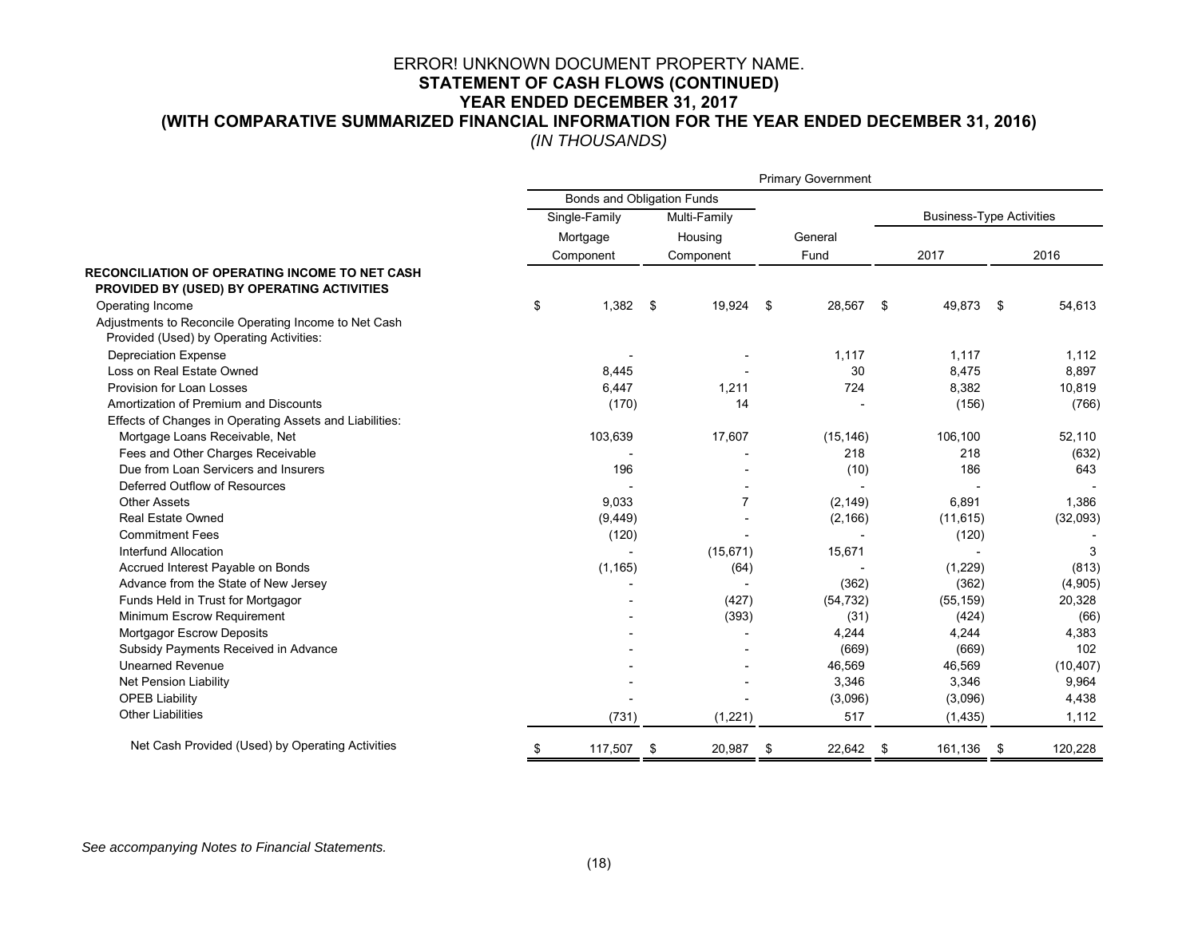# ERROR! UNKNOWN DOCUMENT PROPERTY NAME.
## STATEMENT OF CASH FLOWS (CONTINUED)
## YEAR ENDED DECEMBER 31, 2017
## (WITH COMPARATIVE SUMMARIZED FINANCIAL INFORMATION FOR THE YEAR ENDED DECEMBER 31, 2016)
*(IN THOUSANDS)*

| | Primary Government | | | | |
|---|---|---|---|---|---|
| | Bonds and Obligation Funds | | | | |
| | Single-Family Mortgage Component | Multi-Family Housing Component | General Fund | Business-Type Activities 2017 | Business-Type Activities 2016 |
| **RECONCILIATION OF OPERATING INCOME TO NET CASH PROVIDED BY (USED) BY OPERATING ACTIVITIES** | | | | | |
| Operating Income | $ 1,382 | $ 19,924 | $ 28,567 | $ 49,873 | $ 54,613 |
| Adjustments to Reconcile Operating Income to Net Cash Provided (Used) by Operating Activities: | | | | | |
| Depreciation Expense | - | - | 1,117 | 1,117 | 1,112 |
| Loss on Real Estate Owned | 8,445 | - | 30 | 8,475 | 8,897 |
| Provision for Loan Losses | 6,447 | 1,211 | 724 | 8,382 | 10,819 |
| Amortization of Premium and Discounts | (170) | 14 | - | (156) | (766) |
| Effects of Changes in Operating Assets and Liabilities: | | | | | |
| Mortgage Loans Receivable, Net | 103,639 | 17,607 | (15,146) | 106,100 | 52,110 |
| Fees and Other Charges Receivable | - | - | 218 | 218 | (632) |
| Due from Loan Servicers and Insurers | 196 | - | (10) | 186 | 643 |
| Deferred Outflow of Resources | - | - | - | - | - |
| Other Assets | 9,033 | 7 | (2,149) | 6,891 | 1,386 |
| Real Estate Owned | (9,449) | - | (2,166) | (11,615) | (32,093) |
| Commitment Fees | (120) | - | - | (120) | - |
| Interfund Allocation | - | (15,671) | 15,671 | - | 3 |
| Accrued Interest Payable on Bonds | (1,165) | (64) | - | (1,229) | (813) |
| Advance from the State of New Jersey | - | - | (362) | (362) | (4,905) |
| Funds Held in Trust for Mortgagor | - | (427) | (54,732) | (55,159) | 20,328 |
| Minimum Escrow Requirement | - | (393) | (31) | (424) | (66) |
| Mortgagor Escrow Deposits | - | - | 4,244 | 4,244 | 4,383 |
| Subsidy Payments Received in Advance | - | - | (669) | (669) | 102 |
| Unearned Revenue | - | - | 46,569 | 46,569 | (10,407) |
| Net Pension Liability | - | - | 3,346 | 3,346 | 9,964 |
| OPEB Liability | - | - | (3,096) | (3,096) | 4,438 |
| Other Liabilities | (731) | (1,221) | 517 | (1,435) | 1,112 |
| Net Cash Provided (Used) by Operating Activities | $ 117,507 | $ 20,987 | $ 22,642 | $ 161,136 | $ 120,228 |

*See accompanying Notes to Financial Statements.*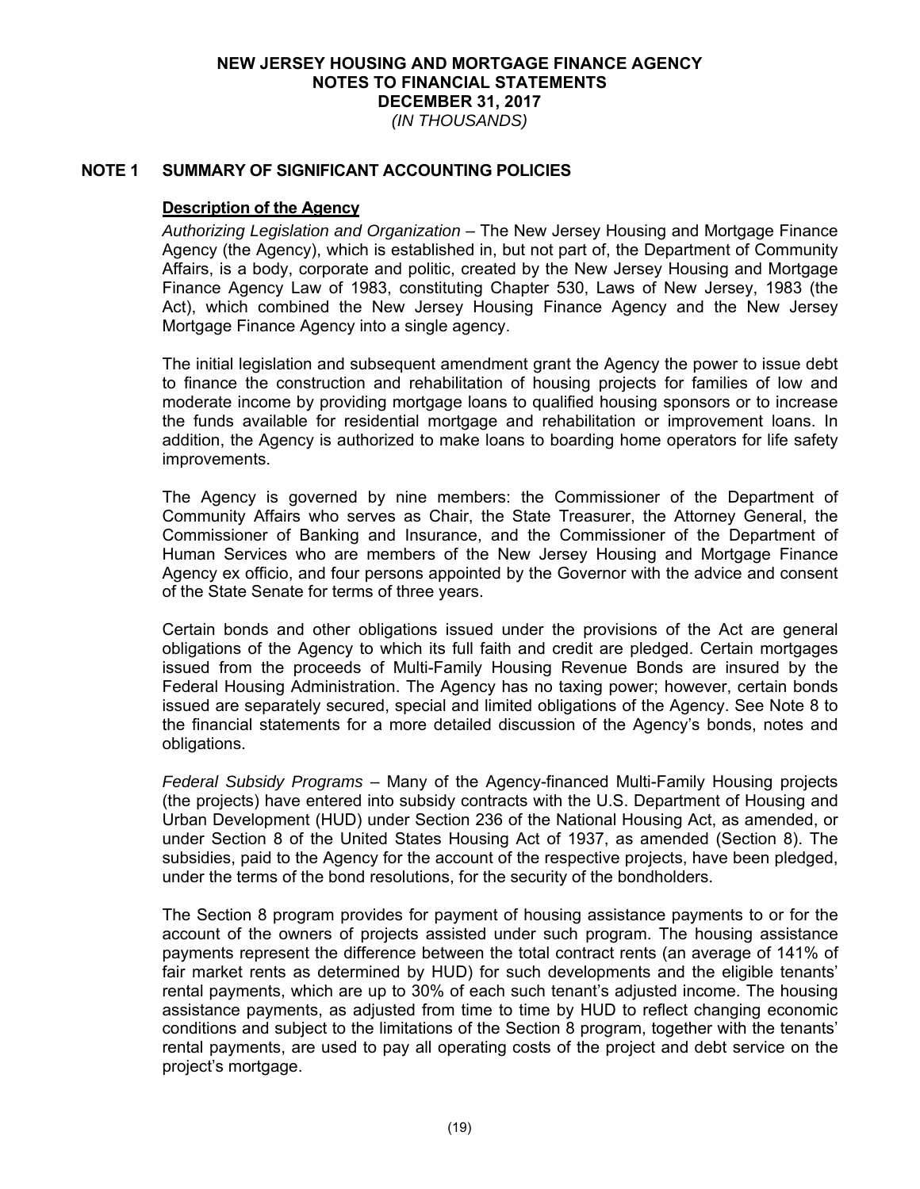# NEW JERSEY HOUSING AND MORTGAGE FINANCE AGENCY
## NOTES TO FINANCIAL STATEMENTS
## DECEMBER 31, 2017
*(IN THOUSANDS)*

## NOTE 1 SUMMARY OF SIGNIFICANT ACCOUNTING POLICIES

### Description of the Agency

*Authorizing Legislation and Organization* – The New Jersey Housing and Mortgage Finance Agency (the Agency), which is established in, but not part of, the Department of Community Affairs, is a body, corporate and politic, created by the New Jersey Housing and Mortgage Finance Agency Law of 1983, constituting Chapter 530, Laws of New Jersey, 1983 (the Act), which combined the New Jersey Housing Finance Agency and the New Jersey Mortgage Finance Agency into a single agency.

The initial legislation and subsequent amendment grant the Agency the power to issue debt to finance the construction and rehabilitation of housing projects for families of low and moderate income by providing mortgage loans to qualified housing sponsors or to increase the funds available for residential mortgage and rehabilitation or improvement loans. In addition, the Agency is authorized to make loans to boarding home operators for life safety improvements.

The Agency is governed by nine members: the Commissioner of the Department of Community Affairs who serves as Chair, the State Treasurer, the Attorney General, the Commissioner of Banking and Insurance, and the Commissioner of the Department of Human Services who are members of the New Jersey Housing and Mortgage Finance Agency ex officio, and four persons appointed by the Governor with the advice and consent of the State Senate for terms of three years.

Certain bonds and other obligations issued under the provisions of the Act are general obligations of the Agency to which its full faith and credit are pledged. Certain mortgages issued from the proceeds of Multi-Family Housing Revenue Bonds are insured by the Federal Housing Administration. The Agency has no taxing power; however, certain bonds issued are separately secured, special and limited obligations of the Agency. See Note 8 to the financial statements for a more detailed discussion of the Agency's bonds, notes and obligations.

*Federal Subsidy Programs* – Many of the Agency-financed Multi-Family Housing projects (the projects) have entered into subsidy contracts with the U.S. Department of Housing and Urban Development (HUD) under Section 236 of the National Housing Act, as amended, or under Section 8 of the United States Housing Act of 1937, as amended (Section 8). The subsidies, paid to the Agency for the account of the respective projects, have been pledged, under the terms of the bond resolutions, for the security of the bondholders.

The Section 8 program provides for payment of housing assistance payments to or for the account of the owners of projects assisted under such program. The housing assistance payments represent the difference between the total contract rents (an average of 141% of fair market rents as determined by HUD) for such developments and the eligible tenants' rental payments, which are up to 30% of each such tenant's adjusted income. The housing assistance payments, as adjusted from time to time by HUD to reflect changing economic conditions and subject to the limitations of the Section 8 program, together with the tenants' rental payments, are used to pay all operating costs of the project and debt service on the project's mortgage.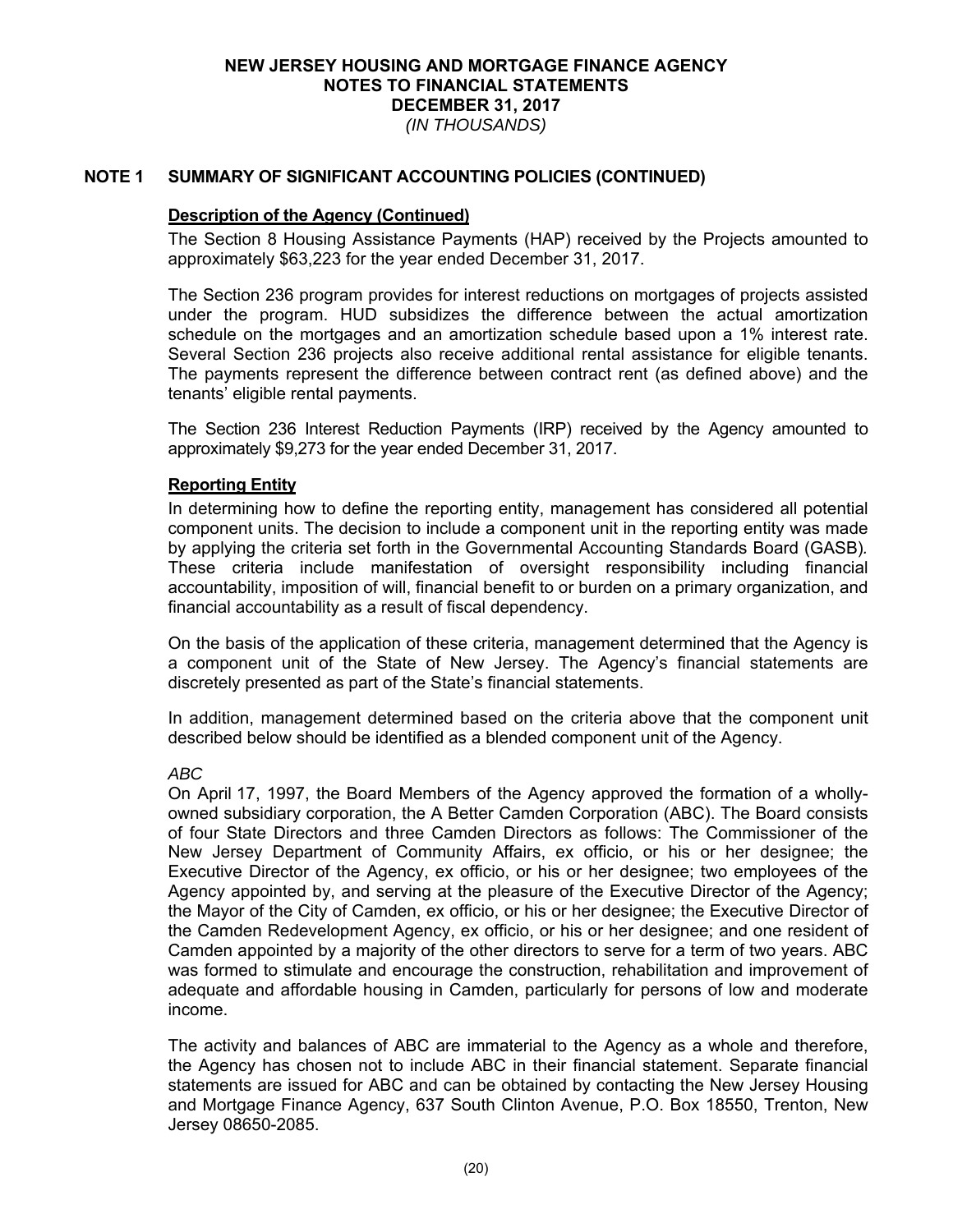# NEW JERSEY HOUSING AND MORTGAGE FINANCE AGENCY
## NOTES TO FINANCIAL STATEMENTS
## DECEMBER 31, 2017
*(IN THOUSANDS)*

## NOTE 1 SUMMARY OF SIGNIFICANT ACCOUNTING POLICIES (CONTINUED)

**Description of the Agency (Continued)**

The Section 8 Housing Assistance Payments (HAP) received by the Projects amounted to approximately $63,223 for the year ended December 31, 2017.

The Section 236 program provides for interest reductions on mortgages of projects assisted under the program. HUD subsidizes the difference between the actual amortization schedule on the mortgages and an amortization schedule based upon a 1% interest rate. Several Section 236 projects also receive additional rental assistance for eligible tenants. The payments represent the difference between contract rent (as defined above) and the tenants' eligible rental payments.

The Section 236 Interest Reduction Payments (IRP) received by the Agency amounted to approximately $9,273 for the year ended December 31, 2017.

**Reporting Entity**

In determining how to define the reporting entity, management has considered all potential component units. The decision to include a component unit in the reporting entity was made by applying the criteria set forth in the Governmental Accounting Standards Board (GASB). These criteria include manifestation of oversight responsibility including financial accountability, imposition of will, financial benefit to or burden on a primary organization, and financial accountability as a result of fiscal dependency.

On the basis of the application of these criteria, management determined that the Agency is a component unit of the State of New Jersey. The Agency's financial statements are discretely presented as part of the State's financial statements.

In addition, management determined based on the criteria above that the component unit described below should be identified as a blended component unit of the Agency.

*ABC*

On April 17, 1997, the Board Members of the Agency approved the formation of a wholly-owned subsidiary corporation, the A Better Camden Corporation (ABC). The Board consists of four State Directors and three Camden Directors as follows: The Commissioner of the New Jersey Department of Community Affairs, ex officio, or his or her designee; the Executive Director of the Agency, ex officio, or his or her designee; two employees of the Agency appointed by, and serving at the pleasure of the Executive Director of the Agency; the Mayor of the City of Camden, ex officio, or his or her designee; the Executive Director of the Camden Redevelopment Agency, ex officio, or his or her designee; and one resident of Camden appointed by a majority of the other directors to serve for a term of two years. ABC was formed to stimulate and encourage the construction, rehabilitation and improvement of adequate and affordable housing in Camden, particularly for persons of low and moderate income.

The activity and balances of ABC are immaterial to the Agency as a whole and therefore, the Agency has chosen not to include ABC in their financial statement. Separate financial statements are issued for ABC and can be obtained by contacting the New Jersey Housing and Mortgage Finance Agency, 637 South Clinton Avenue, P.O. Box 18550, Trenton, New Jersey 08650-2085.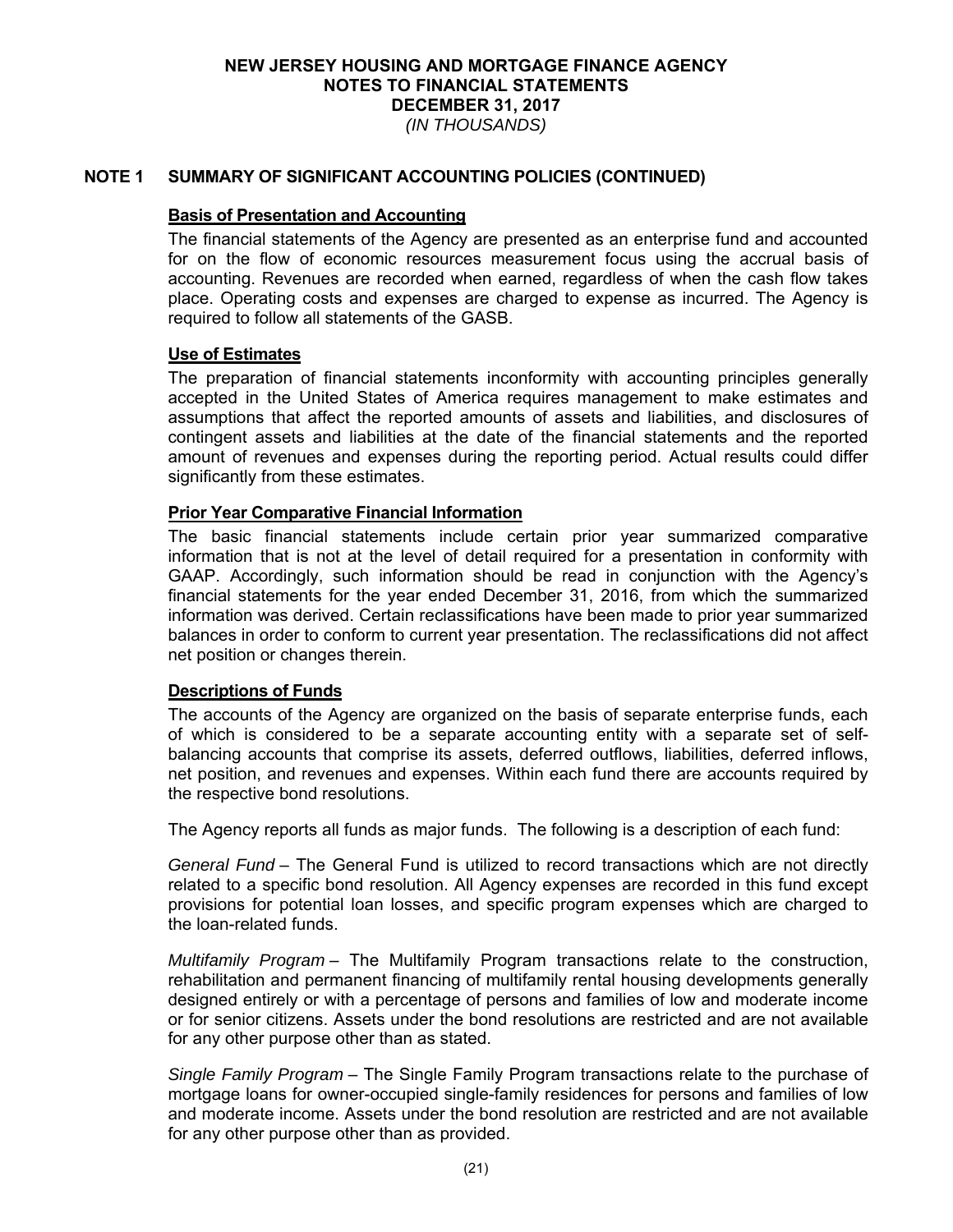# NEW JERSEY HOUSING AND MORTGAGE FINANCE AGENCY
## NOTES TO FINANCIAL STATEMENTS
## DECEMBER 31, 2017
*(IN THOUSANDS)*

## NOTE 1 SUMMARY OF SIGNIFICANT ACCOUNTING POLICIES (CONTINUED)

### Basis of Presentation and Accounting

The financial statements of the Agency are presented as an enterprise fund and accounted for on the flow of economic resources measurement focus using the accrual basis of accounting. Revenues are recorded when earned, regardless of when the cash flow takes place. Operating costs and expenses are charged to expense as incurred. The Agency is required to follow all statements of the GASB.

### Use of Estimates

The preparation of financial statements inconformity with accounting principles generally accepted in the United States of America requires management to make estimates and assumptions that affect the reported amounts of assets and liabilities, and disclosures of contingent assets and liabilities at the date of the financial statements and the reported amount of revenues and expenses during the reporting period. Actual results could differ significantly from these estimates.

### Prior Year Comparative Financial Information

The basic financial statements include certain prior year summarized comparative information that is not at the level of detail required for a presentation in conformity with GAAP. Accordingly, such information should be read in conjunction with the Agency's financial statements for the year ended December 31, 2016, from which the summarized information was derived. Certain reclassifications have been made to prior year summarized balances in order to conform to current year presentation. The reclassifications did not affect net position or changes therein.

### Descriptions of Funds

The accounts of the Agency are organized on the basis of separate enterprise funds, each of which is considered to be a separate accounting entity with a separate set of self-balancing accounts that comprise its assets, deferred outflows, liabilities, deferred inflows, net position, and revenues and expenses. Within each fund there are accounts required by the respective bond resolutions.

The Agency reports all funds as major funds. The following is a description of each fund:

*General Fund* – The General Fund is utilized to record transactions which are not directly related to a specific bond resolution. All Agency expenses are recorded in this fund except provisions for potential loan losses, and specific program expenses which are charged to the loan-related funds.

*Multifamily Program* – The Multifamily Program transactions relate to the construction, rehabilitation and permanent financing of multifamily rental housing developments generally designed entirely or with a percentage of persons and families of low and moderate income or for senior citizens. Assets under the bond resolutions are restricted and are not available for any other purpose other than as stated.

*Single Family Program* – The Single Family Program transactions relate to the purchase of mortgage loans for owner-occupied single-family residences for persons and families of low and moderate income. Assets under the bond resolution are restricted and are not available for any other purpose other than as provided.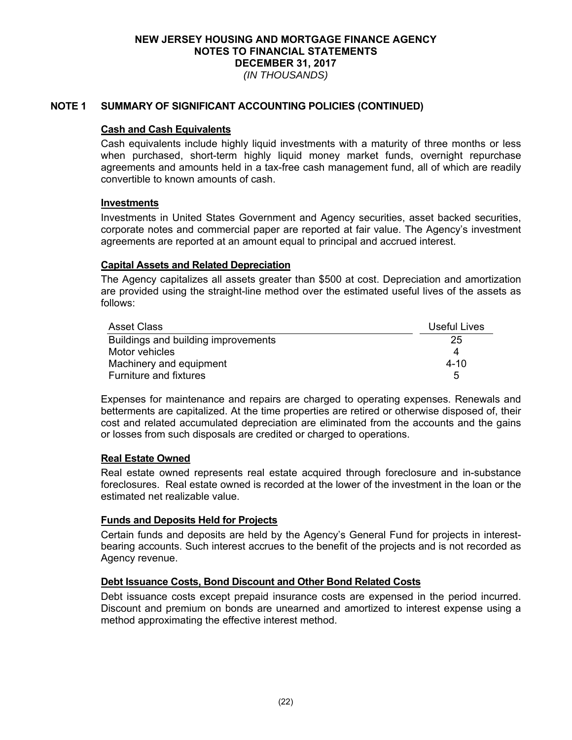# NEW JERSEY HOUSING AND MORTGAGE FINANCE AGENCY
## NOTES TO FINANCIAL STATEMENTS
## DECEMBER 31, 2017
*(IN THOUSANDS)*

## NOTE 1 SUMMARY OF SIGNIFICANT ACCOUNTING POLICIES (CONTINUED)

### Cash and Cash Equivalents

Cash equivalents include highly liquid investments with a maturity of three months or less when purchased, short-term highly liquid money market funds, overnight repurchase agreements and amounts held in a tax-free cash management fund, all of which are readily convertible to known amounts of cash.

### Investments

Investments in United States Government and Agency securities, asset backed securities, corporate notes and commercial paper are reported at fair value. The Agency's investment agreements are reported at an amount equal to principal and accrued interest.

### Capital Assets and Related Depreciation

The Agency capitalizes all assets greater than $500 at cost. Depreciation and amortization are provided using the straight-line method over the estimated useful lives of the assets as follows:

| Asset Class | Useful Lives |
|---|---|
| Buildings and building improvements | 25 |
| Motor vehicles | 4 |
| Machinery and equipment | 4-10 |
| Furniture and fixtures | 5 |

Expenses for maintenance and repairs are charged to operating expenses. Renewals and betterments are capitalized. At the time properties are retired or otherwise disposed of, their cost and related accumulated depreciation are eliminated from the accounts and the gains or losses from such disposals are credited or charged to operations.

### Real Estate Owned

Real estate owned represents real estate acquired through foreclosure and in-substance foreclosures. Real estate owned is recorded at the lower of the investment in the loan or the estimated net realizable value.

### Funds and Deposits Held for Projects

Certain funds and deposits are held by the Agency's General Fund for projects in interest-bearing accounts. Such interest accrues to the benefit of the projects and is not recorded as Agency revenue.

### Debt Issuance Costs, Bond Discount and Other Bond Related Costs

Debt issuance costs except prepaid insurance costs are expensed in the period incurred. Discount and premium on bonds are unearned and amortized to interest expense using a method approximating the effective interest method.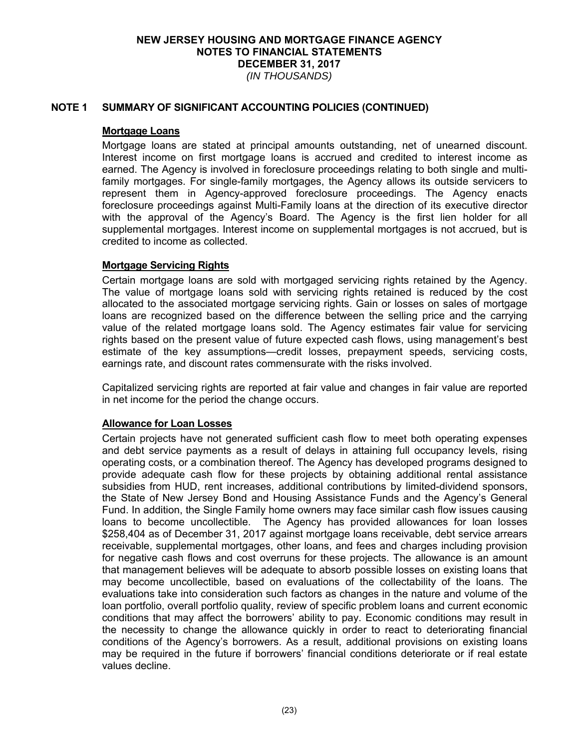# NEW JERSEY HOUSING AND MORTGAGE FINANCE AGENCY
## NOTES TO FINANCIAL STATEMENTS
## DECEMBER 31, 2017
*(IN THOUSANDS)*

## NOTE 1 SUMMARY OF SIGNIFICANT ACCOUNTING POLICIES (CONTINUED)

### Mortgage Loans

Mortgage loans are stated at principal amounts outstanding, net of unearned discount. Interest income on first mortgage loans is accrued and credited to interest income as earned. The Agency is involved in foreclosure proceedings relating to both single and multi-family mortgages. For single-family mortgages, the Agency allows its outside servicers to represent them in Agency-approved foreclosure proceedings. The Agency enacts foreclosure proceedings against Multi-Family loans at the direction of its executive director with the approval of the Agency's Board. The Agency is the first lien holder for all supplemental mortgages. Interest income on supplemental mortgages is not accrued, but is credited to income as collected.

### Mortgage Servicing Rights

Certain mortgage loans are sold with mortgaged servicing rights retained by the Agency. The value of mortgage loans sold with servicing rights retained is reduced by the cost allocated to the associated mortgage servicing rights. Gain or losses on sales of mortgage loans are recognized based on the difference between the selling price and the carrying value of the related mortgage loans sold. The Agency estimates fair value for servicing rights based on the present value of future expected cash flows, using management's best estimate of the key assumptions—credit losses, prepayment speeds, servicing costs, earnings rate, and discount rates commensurate with the risks involved.

Capitalized servicing rights are reported at fair value and changes in fair value are reported in net income for the period the change occurs.

### Allowance for Loan Losses

Certain projects have not generated sufficient cash flow to meet both operating expenses and debt service payments as a result of delays in attaining full occupancy levels, rising operating costs, or a combination thereof. The Agency has developed programs designed to provide adequate cash flow for these projects by obtaining additional rental assistance subsidies from HUD, rent increases, additional contributions by limited-dividend sponsors, the State of New Jersey Bond and Housing Assistance Funds and the Agency's General Fund. In addition, the Single Family home owners may face similar cash flow issues causing loans to become uncollectible. The Agency has provided allowances for loan losses $258,404 as of December 31, 2017 against mortgage loans receivable, debt service arrears receivable, supplemental mortgages, other loans, and fees and charges including provision for negative cash flows and cost overruns for these projects. The allowance is an amount that management believes will be adequate to absorb possible losses on existing loans that may become uncollectible, based on evaluations of the collectability of the loans. The evaluations take into consideration such factors as changes in the nature and volume of the loan portfolio, overall portfolio quality, review of specific problem loans and current economic conditions that may affect the borrowers' ability to pay. Economic conditions may result in the necessity to change the allowance quickly in order to react to deteriorating financial conditions of the Agency's borrowers. As a result, additional provisions on existing loans may be required in the future if borrowers' financial conditions deteriorate or if real estate values decline.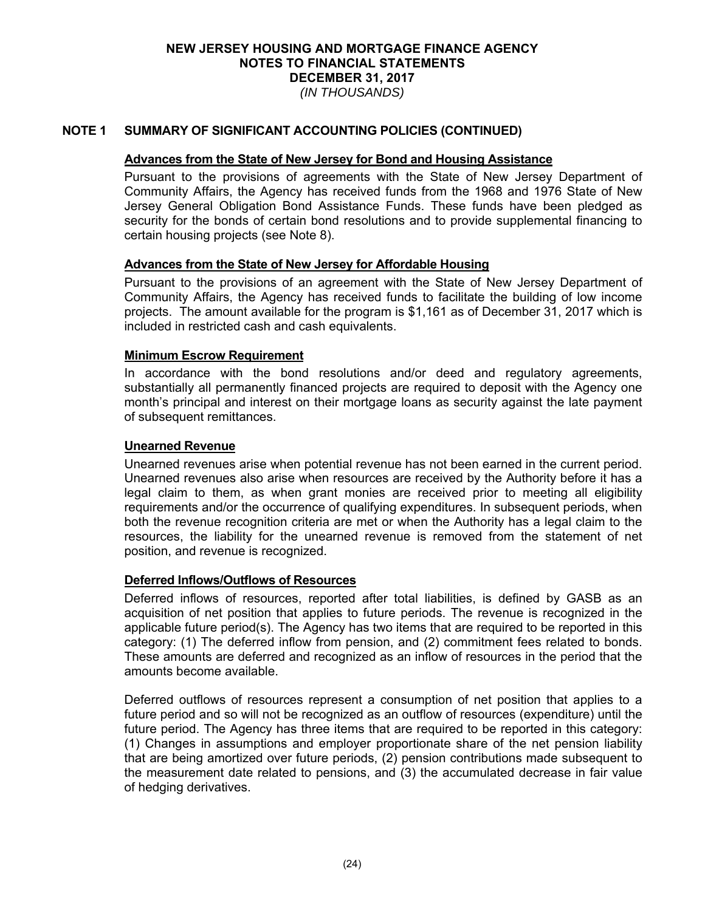# NEW JERSEY HOUSING AND MORTGAGE FINANCE AGENCY
## NOTES TO FINANCIAL STATEMENTS
## DECEMBER 31, 2017
*(IN THOUSANDS)*

## NOTE 1 SUMMARY OF SIGNIFICANT ACCOUNTING POLICIES (CONTINUED)

### Advances from the State of New Jersey for Bond and Housing Assistance

Pursuant to the provisions of agreements with the State of New Jersey Department of Community Affairs, the Agency has received funds from the 1968 and 1976 State of New Jersey General Obligation Bond Assistance Funds. These funds have been pledged as security for the bonds of certain bond resolutions and to provide supplemental financing to certain housing projects (see Note 8).

### Advances from the State of New Jersey for Affordable Housing

Pursuant to the provisions of an agreement with the State of New Jersey Department of Community Affairs, the Agency has received funds to facilitate the building of low income projects. The amount available for the program is $1,161 as of December 31, 2017 which is included in restricted cash and cash equivalents.

### Minimum Escrow Requirement

In accordance with the bond resolutions and/or deed and regulatory agreements, substantially all permanently financed projects are required to deposit with the Agency one month's principal and interest on their mortgage loans as security against the late payment of subsequent remittances.

### Unearned Revenue

Unearned revenues arise when potential revenue has not been earned in the current period. Unearned revenues also arise when resources are received by the Authority before it has a legal claim to them, as when grant monies are received prior to meeting all eligibility requirements and/or the occurrence of qualifying expenditures. In subsequent periods, when both the revenue recognition criteria are met or when the Authority has a legal claim to the resources, the liability for the unearned revenue is removed from the statement of net position, and revenue is recognized.

### Deferred Inflows/Outflows of Resources

Deferred inflows of resources, reported after total liabilities, is defined by GASB as an acquisition of net position that applies to future periods. The revenue is recognized in the applicable future period(s). The Agency has two items that are required to be reported in this category: (1) The deferred inflow from pension, and (2) commitment fees related to bonds. These amounts are deferred and recognized as an inflow of resources in the period that the amounts become available.

Deferred outflows of resources represent a consumption of net position that applies to a future period and so will not be recognized as an outflow of resources (expenditure) until the future period. The Agency has three items that are required to be reported in this category: (1) Changes in assumptions and employer proportionate share of the net pension liability that are being amortized over future periods, (2) pension contributions made subsequent to the measurement date related to pensions, and (3) the accumulated decrease in fair value of hedging derivatives.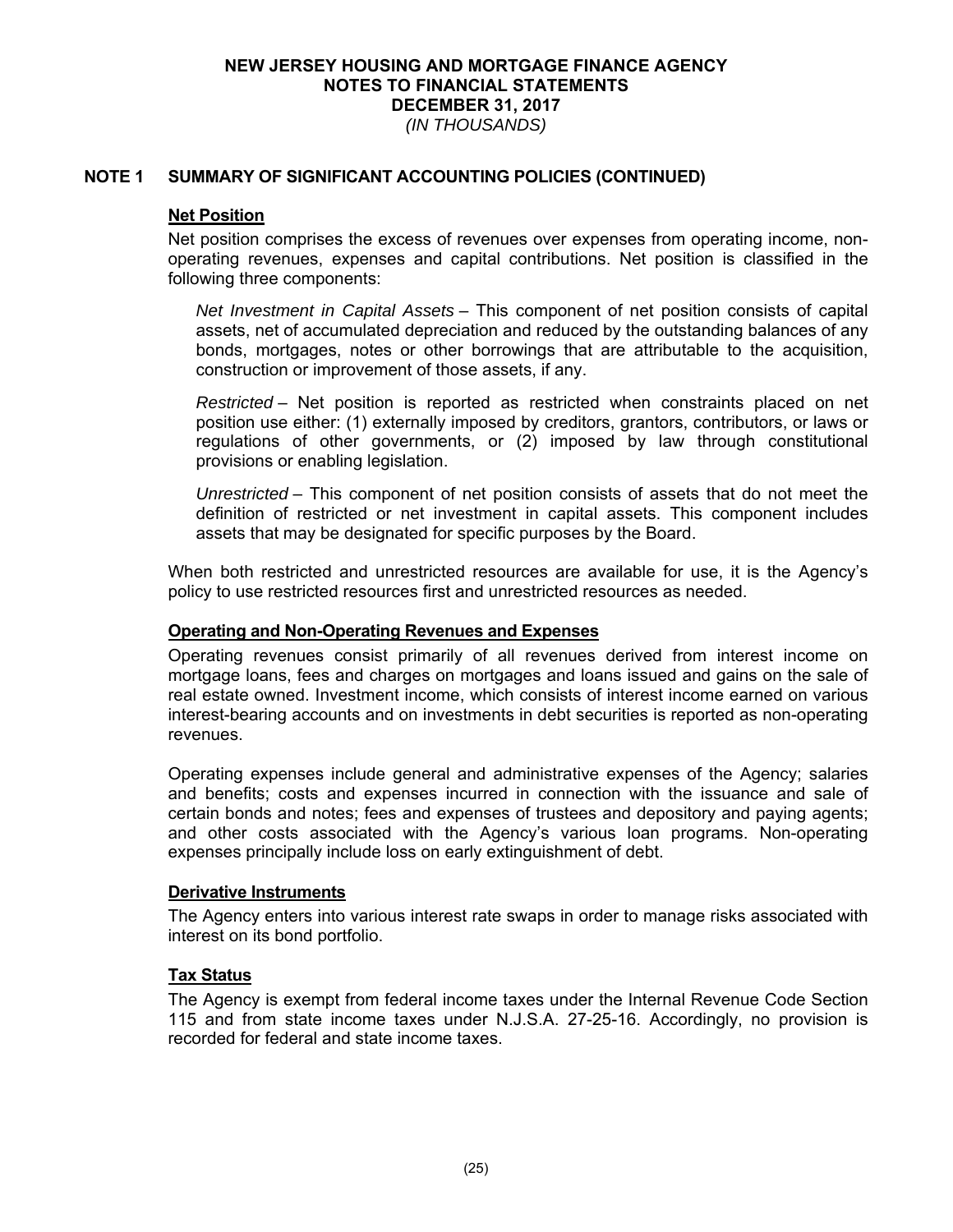# NEW JERSEY HOUSING AND MORTGAGE FINANCE AGENCY
## NOTES TO FINANCIAL STATEMENTS
## DECEMBER 31, 2017
*(IN THOUSANDS)*

## NOTE 1 SUMMARY OF SIGNIFICANT ACCOUNTING POLICIES (CONTINUED)

### Net Position

Net position comprises the excess of revenues over expenses from operating income, non-operating revenues, expenses and capital contributions. Net position is classified in the following three components:

*Net Investment in Capital Assets* – This component of net position consists of capital assets, net of accumulated depreciation and reduced by the outstanding balances of any bonds, mortgages, notes or other borrowings that are attributable to the acquisition, construction or improvement of those assets, if any.

*Restricted* – Net position is reported as restricted when constraints placed on net position use either: (1) externally imposed by creditors, grantors, contributors, or laws or regulations of other governments, or (2) imposed by law through constitutional provisions or enabling legislation.

*Unrestricted* – This component of net position consists of assets that do not meet the definition of restricted or net investment in capital assets. This component includes assets that may be designated for specific purposes by the Board.

When both restricted and unrestricted resources are available for use, it is the Agency's policy to use restricted resources first and unrestricted resources as needed.

### Operating and Non-Operating Revenues and Expenses

Operating revenues consist primarily of all revenues derived from interest income on mortgage loans, fees and charges on mortgages and loans issued and gains on the sale of real estate owned. Investment income, which consists of interest income earned on various interest-bearing accounts and on investments in debt securities is reported as non-operating revenues.

Operating expenses include general and administrative expenses of the Agency; salaries and benefits; costs and expenses incurred in connection with the issuance and sale of certain bonds and notes; fees and expenses of trustees and depository and paying agents; and other costs associated with the Agency's various loan programs. Non-operating expenses principally include loss on early extinguishment of debt.

### Derivative Instruments

The Agency enters into various interest rate swaps in order to manage risks associated with interest on its bond portfolio.

### Tax Status

The Agency is exempt from federal income taxes under the Internal Revenue Code Section 115 and from state income taxes under N.J.S.A. 27-25-16. Accordingly, no provision is recorded for federal and state income taxes.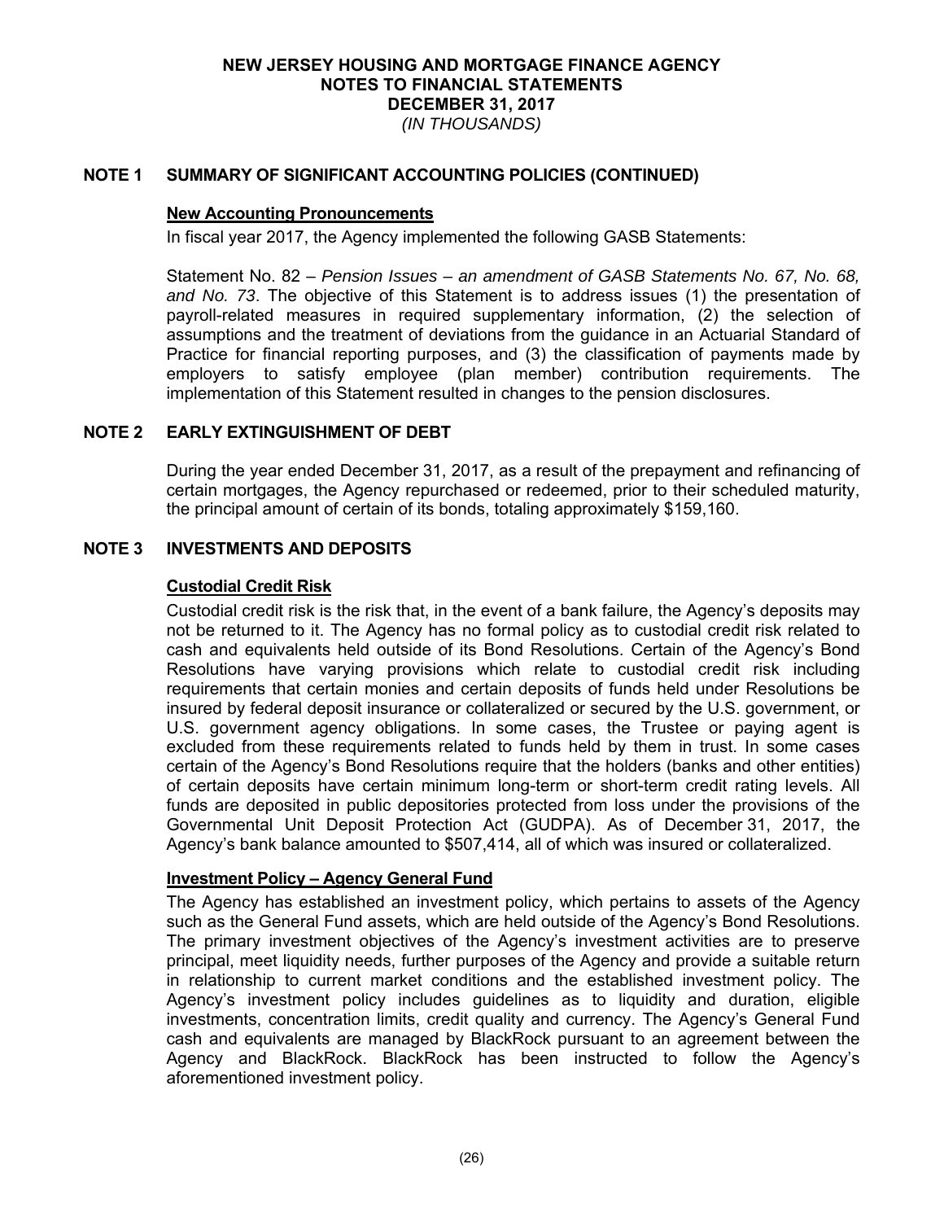# NEW JERSEY HOUSING AND MORTGAGE FINANCE AGENCY
## NOTES TO FINANCIAL STATEMENTS
## DECEMBER 31, 2017
*(IN THOUSANDS)*

## NOTE 1 SUMMARY OF SIGNIFICANT ACCOUNTING POLICIES (CONTINUED)

### New Accounting Pronouncements

In fiscal year 2017, the Agency implemented the following GASB Statements:

Statement No. 82 – *Pension Issues – an amendment of GASB Statements No. 67, No. 68, and No. 73*. The objective of this Statement is to address issues (1) the presentation of payroll-related measures in required supplementary information, (2) the selection of assumptions and the treatment of deviations from the guidance in an Actuarial Standard of Practice for financial reporting purposes, and (3) the classification of payments made by employers to satisfy employee (plan member) contribution requirements. The implementation of this Statement resulted in changes to the pension disclosures.

## NOTE 2 EARLY EXTINGUISHMENT OF DEBT

During the year ended December 31, 2017, as a result of the prepayment and refinancing of certain mortgages, the Agency repurchased or redeemed, prior to their scheduled maturity, the principal amount of certain of its bonds, totaling approximately $159,160.

## NOTE 3 INVESTMENTS AND DEPOSITS

### Custodial Credit Risk

Custodial credit risk is the risk that, in the event of a bank failure, the Agency's deposits may not be returned to it. The Agency has no formal policy as to custodial credit risk related to cash and equivalents held outside of its Bond Resolutions. Certain of the Agency's Bond Resolutions have varying provisions which relate to custodial credit risk including requirements that certain monies and certain deposits of funds held under Resolutions be insured by federal deposit insurance or collateralized or secured by the U.S. government, or U.S. government agency obligations. In some cases, the Trustee or paying agent is excluded from these requirements related to funds held by them in trust. In some cases certain of the Agency's Bond Resolutions require that the holders (banks and other entities) of certain deposits have certain minimum long-term or short-term credit rating levels. All funds are deposited in public depositories protected from loss under the provisions of the Governmental Unit Deposit Protection Act (GUDPA). As of December 31, 2017, the Agency's bank balance amounted to $507,414, all of which was insured or collateralized.

### Investment Policy – Agency General Fund

The Agency has established an investment policy, which pertains to assets of the Agency such as the General Fund assets, which are held outside of the Agency's Bond Resolutions. The primary investment objectives of the Agency's investment activities are to preserve principal, meet liquidity needs, further purposes of the Agency and provide a suitable return in relationship to current market conditions and the established investment policy. The Agency's investment policy includes guidelines as to liquidity and duration, eligible investments, concentration limits, credit quality and currency. The Agency's General Fund cash and equivalents are managed by BlackRock pursuant to an agreement between the Agency and BlackRock. BlackRock has been instructed to follow the Agency's aforementioned investment policy.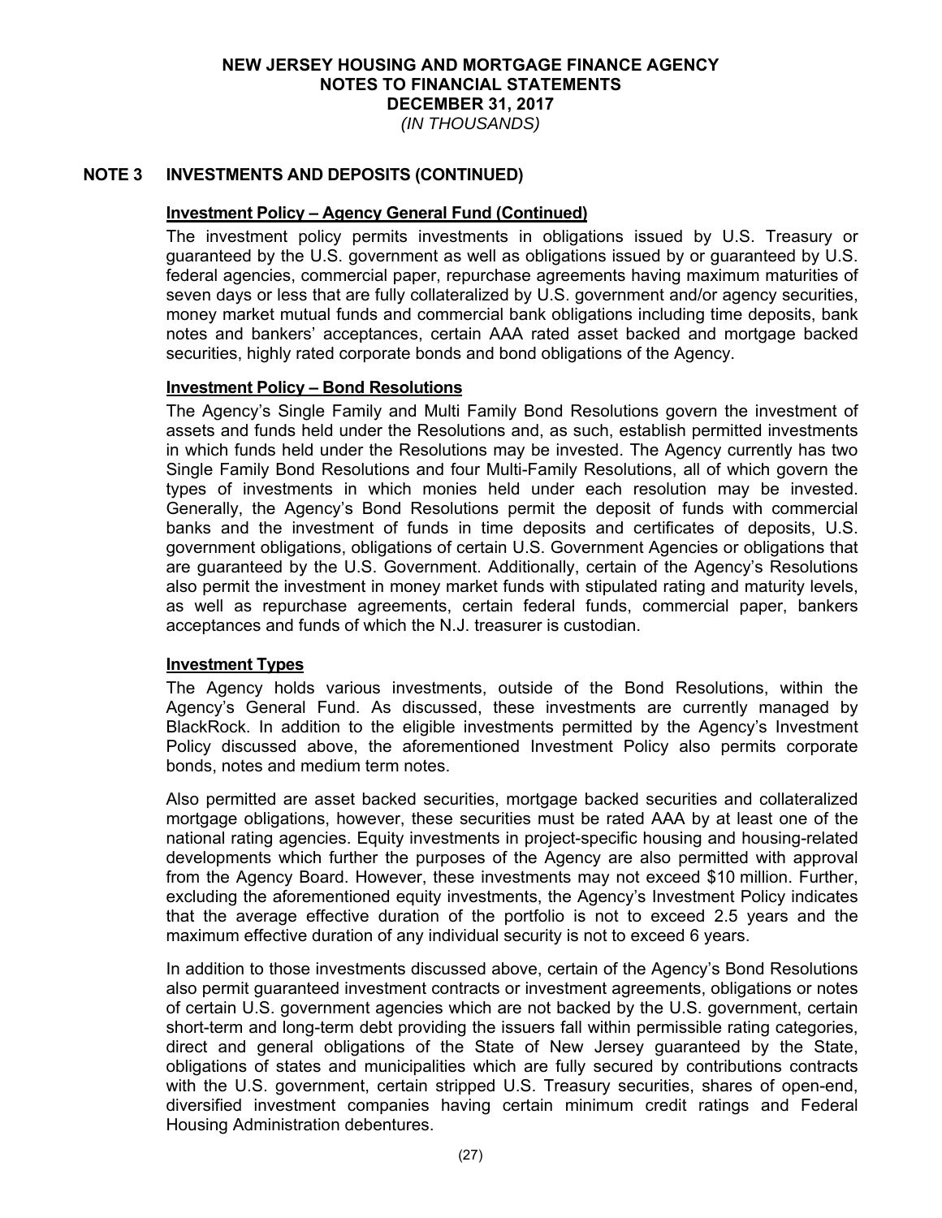# NEW JERSEY HOUSING AND MORTGAGE FINANCE AGENCY
## NOTES TO FINANCIAL STATEMENTS
## DECEMBER 31, 2017
*(IN THOUSANDS)*

## NOTE 3 INVESTMENTS AND DEPOSITS (CONTINUED)

**Investment Policy – Agency General Fund (Continued)**

The investment policy permits investments in obligations issued by U.S. Treasury or guaranteed by the U.S. government as well as obligations issued by or guaranteed by U.S. federal agencies, commercial paper, repurchase agreements having maximum maturities of seven days or less that are fully collateralized by U.S. government and/or agency securities, money market mutual funds and commercial bank obligations including time deposits, bank notes and bankers' acceptances, certain AAA rated asset backed and mortgage backed securities, highly rated corporate bonds and bond obligations of the Agency.

**Investment Policy – Bond Resolutions**

The Agency's Single Family and Multi Family Bond Resolutions govern the investment of assets and funds held under the Resolutions and, as such, establish permitted investments in which funds held under the Resolutions may be invested. The Agency currently has two Single Family Bond Resolutions and four Multi-Family Resolutions, all of which govern the types of investments in which monies held under each resolution may be invested. Generally, the Agency's Bond Resolutions permit the deposit of funds with commercial banks and the investment of funds in time deposits and certificates of deposits, U.S. government obligations, obligations of certain U.S. Government Agencies or obligations that are guaranteed by the U.S. Government. Additionally, certain of the Agency's Resolutions also permit the investment in money market funds with stipulated rating and maturity levels, as well as repurchase agreements, certain federal funds, commercial paper, bankers acceptances and funds of which the N.J. treasurer is custodian.

**Investment Types**

The Agency holds various investments, outside of the Bond Resolutions, within the Agency's General Fund. As discussed, these investments are currently managed by BlackRock. In addition to the eligible investments permitted by the Agency's Investment Policy discussed above, the aforementioned Investment Policy also permits corporate bonds, notes and medium term notes.

Also permitted are asset backed securities, mortgage backed securities and collateralized mortgage obligations, however, these securities must be rated AAA by at least one of the national rating agencies. Equity investments in project-specific housing and housing-related developments which further the purposes of the Agency are also permitted with approval from the Agency Board. However, these investments may not exceed $10 million. Further, excluding the aforementioned equity investments, the Agency's Investment Policy indicates that the average effective duration of the portfolio is not to exceed 2.5 years and the maximum effective duration of any individual security is not to exceed 6 years.

In addition to those investments discussed above, certain of the Agency's Bond Resolutions also permit guaranteed investment contracts or investment agreements, obligations or notes of certain U.S. government agencies which are not backed by the U.S. government, certain short-term and long-term debt providing the issuers fall within permissible rating categories, direct and general obligations of the State of New Jersey guaranteed by the State, obligations of states and municipalities which are fully secured by contributions contracts with the U.S. government, certain stripped U.S. Treasury securities, shares of open-end, diversified investment companies having certain minimum credit ratings and Federal Housing Administration debentures.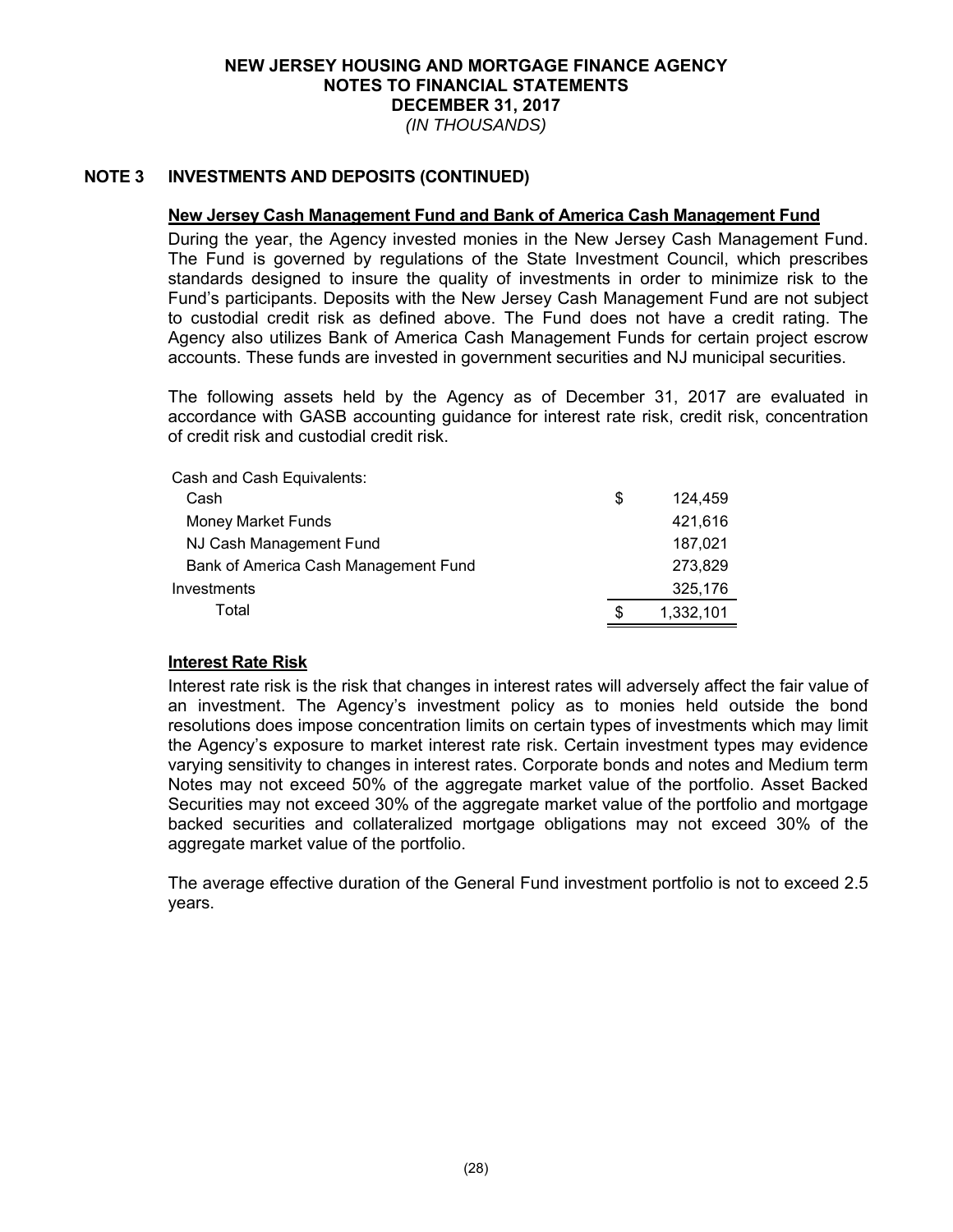# NEW JERSEY HOUSING AND MORTGAGE FINANCE AGENCY
## NOTES TO FINANCIAL STATEMENTS
## DECEMBER 31, 2017
*(IN THOUSANDS)*

## NOTE 3 INVESTMENTS AND DEPOSITS (CONTINUED)

### New Jersey Cash Management Fund and Bank of America Cash Management Fund

During the year, the Agency invested monies in the New Jersey Cash Management Fund. The Fund is governed by regulations of the State Investment Council, which prescribes standards designed to insure the quality of investments in order to minimize risk to the Fund's participants. Deposits with the New Jersey Cash Management Fund are not subject to custodial credit risk as defined above. The Fund does not have a credit rating. The Agency also utilizes Bank of America Cash Management Funds for certain project escrow accounts. These funds are invested in government securities and NJ municipal securities.

The following assets held by the Agency as of December 31, 2017 are evaluated in accordance with GASB accounting guidance for interest rate risk, credit risk, concentration of credit risk and custodial credit risk.

| | | |
|---|---|---|
| Cash and Cash Equivalents: | | |
| Cash | $ | 124,459 |
| Money Market Funds | | 421,616 |
| NJ Cash Management Fund | | 187,021 |
| Bank of America Cash Management Fund | | 273,829 |
| Investments | | 325,176 |
| Total | $ | 1,332,101 |

### Interest Rate Risk

Interest rate risk is the risk that changes in interest rates will adversely affect the fair value of an investment. The Agency's investment policy as to monies held outside the bond resolutions does impose concentration limits on certain types of investments which may limit the Agency's exposure to market interest rate risk. Certain investment types may evidence varying sensitivity to changes in interest rates. Corporate bonds and notes and Medium term Notes may not exceed 50% of the aggregate market value of the portfolio. Asset Backed Securities may not exceed 30% of the aggregate market value of the portfolio and mortgage backed securities and collateralized mortgage obligations may not exceed 30% of the aggregate market value of the portfolio.

The average effective duration of the General Fund investment portfolio is not to exceed 2.5 years.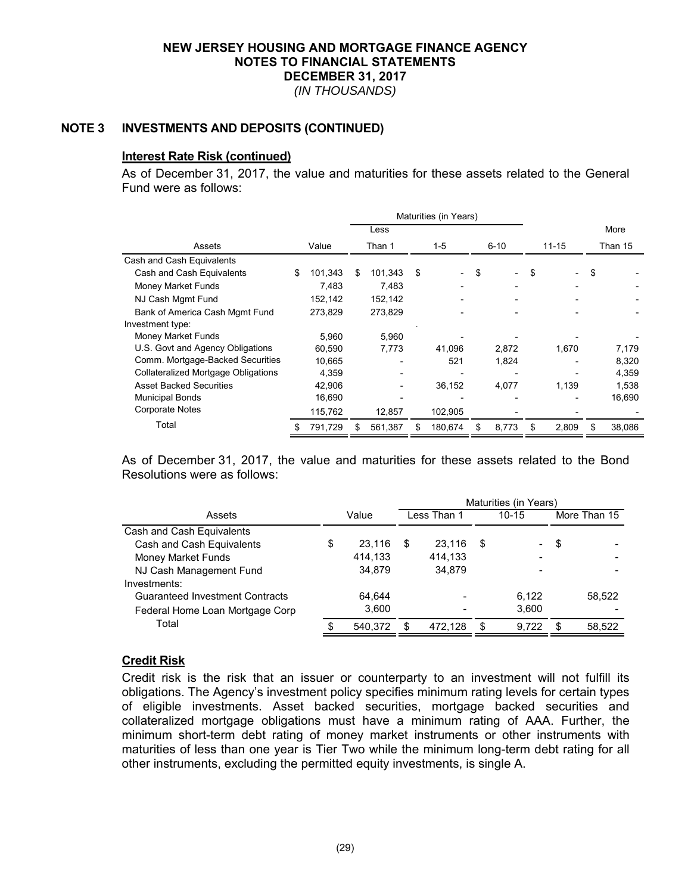**NEW JERSEY HOUSING AND MORTGAGE FINANCE AGENCY**
**NOTES TO FINANCIAL STATEMENTS**
**DECEMBER 31, 2017**
*(IN THOUSANDS)*

## NOTE 3 INVESTMENTS AND DEPOSITS (CONTINUED)

### Interest Rate Risk (continued)

As of December 31, 2017, the value and maturities for these assets related to the General Fund were as follows:

| Assets | Value | Maturities (in Years) Less Than 1 | 1-5 | 6-10 | 11-15 | More Than 15 |
|---|---|---|---|---|---|---|
| Cash and Cash Equivalents | | | | | | |
| Cash and Cash Equivalents | $ 101,343 | $ 101,343 | $ - | $ - | $ - | $ - |
| Money Market Funds | 7,483 | 7,483 | - | - | - | - |
| NJ Cash Mgmt Fund | 152,142 | 152,142 | - | - | - | - |
| Bank of America Cash Mgmt Fund | 273,829 | 273,829 | - | - | - | - |
| Investment type: | | | | | | |
| Money Market Funds | 5,960 | 5,960 | - | - | - | - |
| U.S. Govt and Agency Obligations | 60,590 | 7,773 | 41,096 | 2,872 | 1,670 | 7,179 |
| Comm. Mortgage-Backed Securities | 10,665 | - | 521 | 1,824 | - | 8,320 |
| Collateralized Mortgage Obligations | 4,359 | - | - | - | - | 4,359 |
| Asset Backed Securities | 42,906 | - | 36,152 | 4,077 | 1,139 | 1,538 |
| Municipal Bonds | 16,690 | - | - | - | - | 16,690 |
| Corporate Notes | 115,762 | 12,857 | 102,905 | - | - | - |
| Total | $ 791,729 | $ 561,387 | $ 180,674 | $ 8,773 | $ 2,809 | $ 38,086 |

As of December 31, 2017, the value and maturities for these assets related to the Bond Resolutions were as follows:

| Assets | Value | Maturities (in Years) Less Than 1 | 10-15 | More Than 15 |
|---|---|---|---|---|
| Cash and Cash Equivalents | | | | |
| Cash and Cash Equivalents | $ 23,116 | $ 23,116 | $ - | $ - |
| Money Market Funds | 414,133 | 414,133 | - | - |
| NJ Cash Management Fund | 34,879 | 34,879 | - | - |
| Investments: | | | | |
| Guaranteed Investment Contracts | 64,644 | - | 6,122 | 58,522 |
| Federal Home Loan Mortgage Corp | 3,600 | - | 3,600 | - |
| Total | $ 540,372 | $ 472,128 | $ 9,722 | $ 58,522 |

### Credit Risk

Credit risk is the risk that an issuer or counterparty to an investment will not fulfill its obligations. The Agency's investment policy specifies minimum rating levels for certain types of eligible investments. Asset backed securities, mortgage backed securities and collateralized mortgage obligations must have a minimum rating of AAA. Further, the minimum short-term debt rating of money market instruments or other instruments with maturities of less than one year is Tier Two while the minimum long-term debt rating for all other instruments, excluding the permitted equity investments, is single A.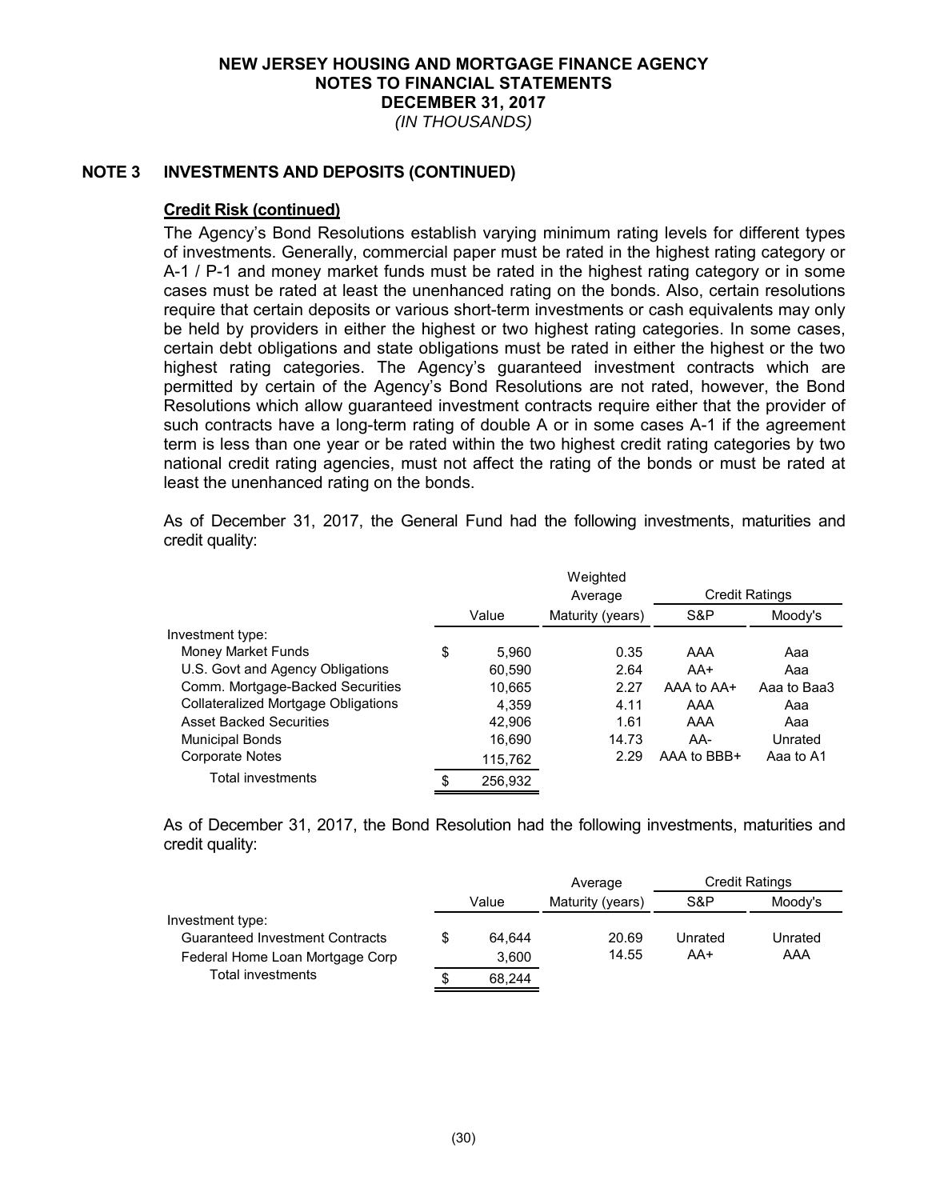# NEW JERSEY HOUSING AND MORTGAGE FINANCE AGENCY
## NOTES TO FINANCIAL STATEMENTS
## DECEMBER 31, 2017
*(IN THOUSANDS)*

## NOTE 3 INVESTMENTS AND DEPOSITS (CONTINUED)

**Credit Risk (continued)**

The Agency's Bond Resolutions establish varying minimum rating levels for different types of investments. Generally, commercial paper must be rated in the highest rating category or A-1 / P-1 and money market funds must be rated in the highest rating category or in some cases must be rated at least the unenhanced rating on the bonds. Also, certain resolutions require that certain deposits or various short-term investments or cash equivalents may only be held by providers in either the highest or two highest rating categories. In some cases, certain debt obligations and state obligations must be rated in either the highest or the two highest rating categories. The Agency's guaranteed investment contracts which are permitted by certain of the Agency's Bond Resolutions are not rated, however, the Bond Resolutions which allow guaranteed investment contracts require either that the provider of such contracts have a long-term rating of double A or in some cases A-1 if the agreement term is less than one year or be rated within the two highest credit rating categories by two national credit rating agencies, must not affect the rating of the bonds or must be rated at least the unenhanced rating on the bonds.

As of December 31, 2017, the General Fund had the following investments, maturities and credit quality:

| | Value | Weighted Average Maturity (years) | Credit Ratings S&P | Credit Ratings Moody's |
|---|---|---|---|---|
| Investment type: | | | | |
| Money Market Funds | $ 5,960 | 0.35 | AAA | Aaa |
| U.S. Govt and Agency Obligations | 60,590 | 2.64 | AA+ | Aaa |
| Comm. Mortgage-Backed Securities | 10,665 | 2.27 | AAA to AA+ | Aaa to Baa3 |
| Collateralized Mortgage Obligations | 4,359 | 4.11 | AAA | Aaa |
| Asset Backed Securities | 42,906 | 1.61 | AAA | Aaa |
| Municipal Bonds | 16,690 | 14.73 | AA- | Unrated |
| Corporate Notes | 115,762 | 2.29 | AAA to BBB+ | Aaa to A1 |
| Total investments | $ 256,932 | | | |

As of December 31, 2017, the Bond Resolution had the following investments, maturities and credit quality:

| | Value | Average Maturity (years) | Credit Ratings S&P | Credit Ratings Moody's |
|---|---|---|---|---|
| Investment type: | | | | |
| Guaranteed Investment Contracts | $ 64,644 | 20.69 | Unrated | Unrated |
| Federal Home Loan Mortgage Corp | 3,600 | 14.55 | AA+ | AAA |
| Total investments | $ 68,244 | | | |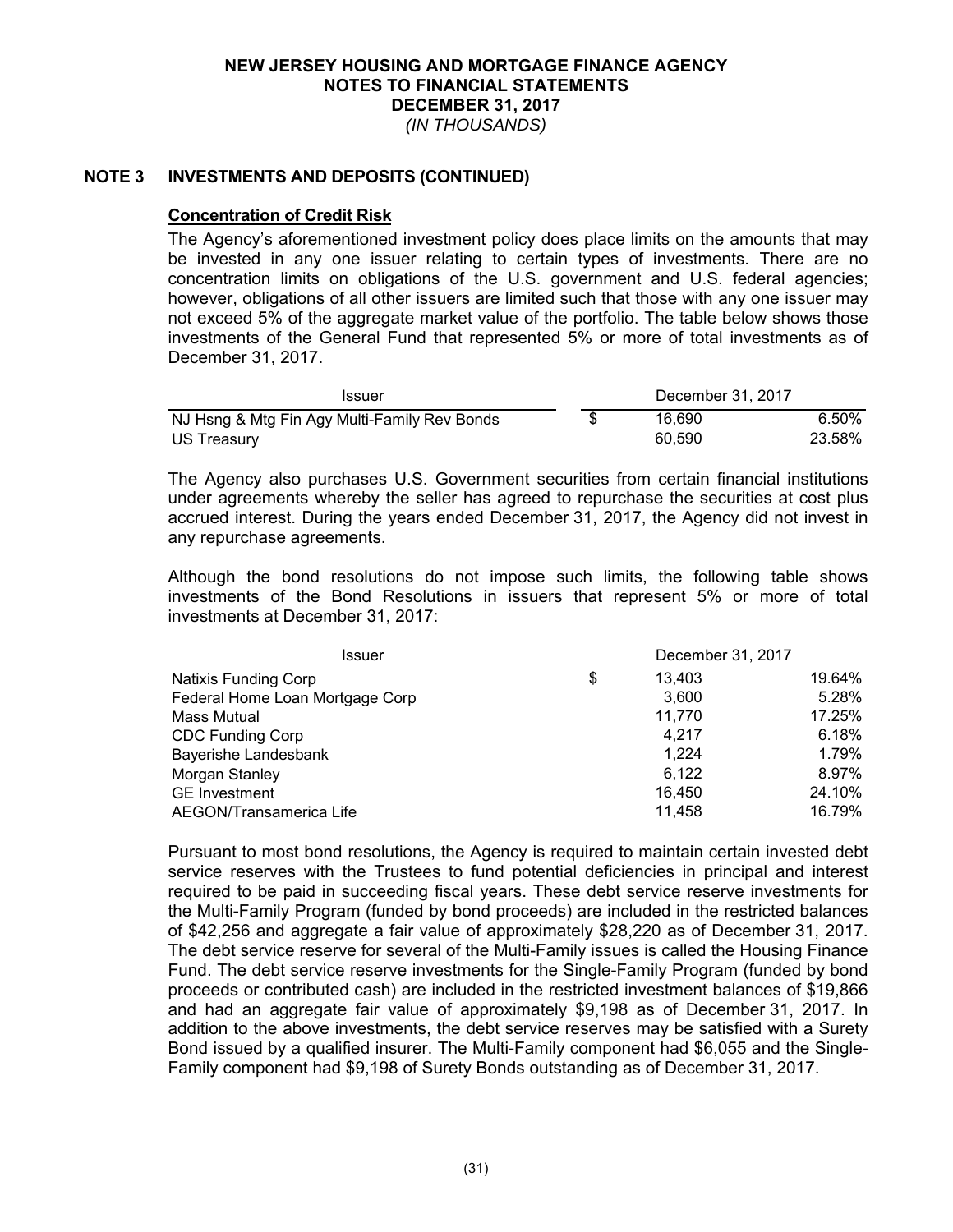**NEW JERSEY HOUSING AND MORTGAGE FINANCE AGENCY**
**NOTES TO FINANCIAL STATEMENTS**
**DECEMBER 31, 2017**
*(IN THOUSANDS)*

## NOTE 3 INVESTMENTS AND DEPOSITS (CONTINUED)

### Concentration of Credit Risk

The Agency's aforementioned investment policy does place limits on the amounts that may be invested in any one issuer relating to certain types of investments. There are no concentration limits on obligations of the U.S. government and U.S. federal agencies; however, obligations of all other issuers are limited such that those with any one issuer may not exceed 5% of the aggregate market value of the portfolio. The table below shows those investments of the General Fund that represented 5% or more of total investments as of December 31, 2017.

| Issuer | December 31, 2017 | |
|---|---|---|
| NJ Hsng & Mtg Fin Agy Multi-Family Rev Bonds | $ 16,690 | 6.50% |
| US Treasury | 60,590 | 23.58% |

The Agency also purchases U.S. Government securities from certain financial institutions under agreements whereby the seller has agreed to repurchase the securities at cost plus accrued interest. During the years ended December 31, 2017, the Agency did not invest in any repurchase agreements.

Although the bond resolutions do not impose such limits, the following table shows investments of the Bond Resolutions in issuers that represent 5% or more of total investments at December 31, 2017:

| Issuer | December 31, 2017 | |
|---|---|---|
| Natixis Funding Corp | $ 13,403 | 19.64% |
| Federal Home Loan Mortgage Corp | 3,600 | 5.28% |
| Mass Mutual | 11,770 | 17.25% |
| CDC Funding Corp | 4,217 | 6.18% |
| Bayerishe Landesbank | 1,224 | 1.79% |
| Morgan Stanley | 6,122 | 8.97% |
| GE Investment | 16,450 | 24.10% |
| AEGON/Transamerica Life | 11,458 | 16.79% |

Pursuant to most bond resolutions, the Agency is required to maintain certain invested debt service reserves with the Trustees to fund potential deficiencies in principal and interest required to be paid in succeeding fiscal years. These debt service reserve investments for the Multi-Family Program (funded by bond proceeds) are included in the restricted balances of $42,256 and aggregate a fair value of approximately $28,220 as of December 31, 2017. The debt service reserve for several of the Multi-Family issues is called the Housing Finance Fund. The debt service reserve investments for the Single-Family Program (funded by bond proceeds or contributed cash) are included in the restricted investment balances of $19,866 and had an aggregate fair value of approximately $9,198 as of December 31, 2017. In addition to the above investments, the debt service reserves may be satisfied with a Surety Bond issued by a qualified insurer. The Multi-Family component had $6,055 and the Single-Family component had $9,198 of Surety Bonds outstanding as of December 31, 2017.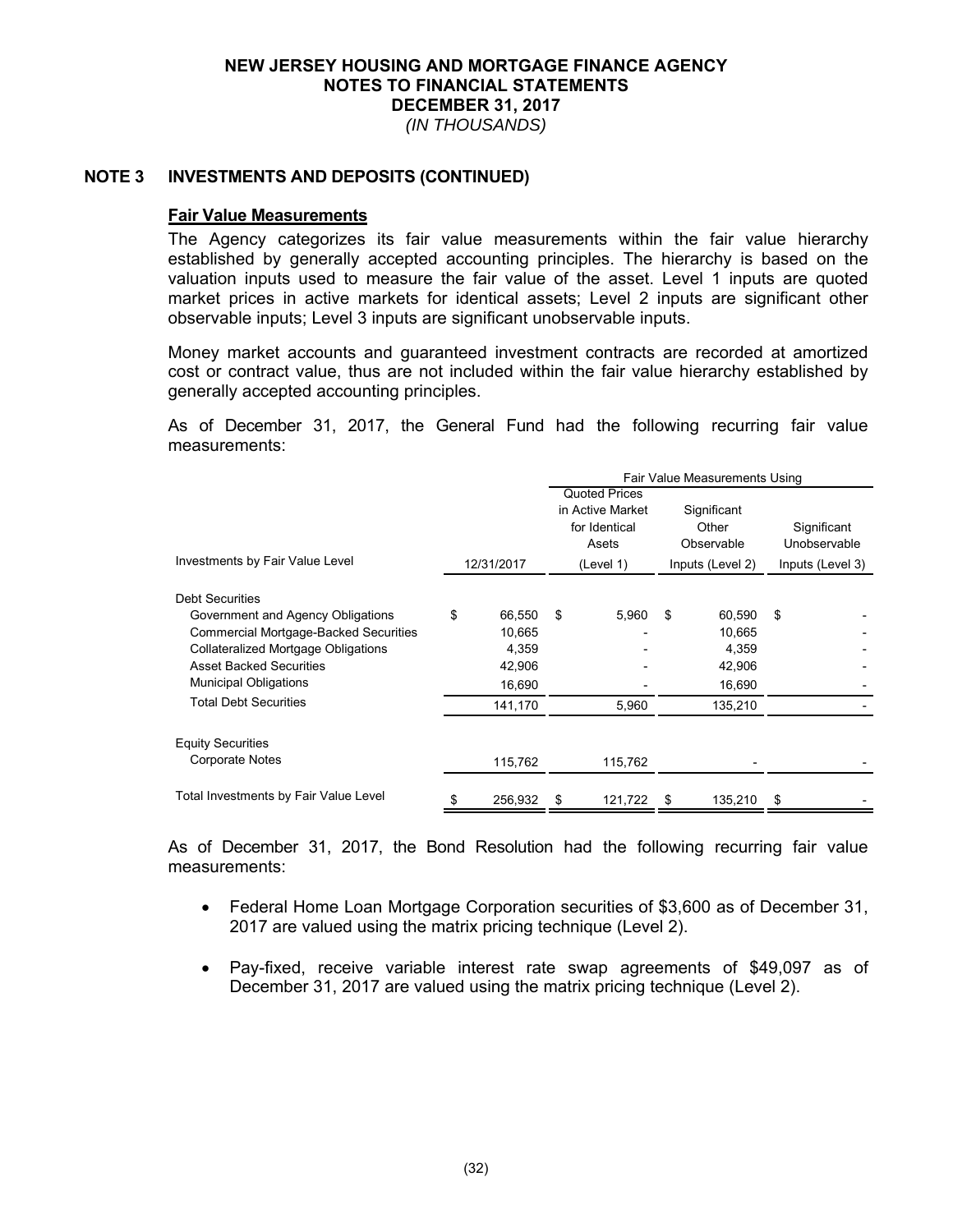NEW JERSEY HOUSING AND MORTGAGE FINANCE AGENCY
NOTES TO FINANCIAL STATEMENTS
DECEMBER 31, 2017
*(IN THOUSANDS)*

## NOTE 3 INVESTMENTS AND DEPOSITS (CONTINUED)

**Fair Value Measurements**

The Agency categorizes its fair value measurements within the fair value hierarchy established by generally accepted accounting principles. The hierarchy is based on the valuation inputs used to measure the fair value of the asset. Level 1 inputs are quoted market prices in active markets for identical assets; Level 2 inputs are significant other observable inputs; Level 3 inputs are significant unobservable inputs.

Money market accounts and guaranteed investment contracts are recorded at amortized cost or contract value, thus are not included within the fair value hierarchy established by generally accepted accounting principles.

As of December 31, 2017, the General Fund had the following recurring fair value measurements:

| | | Fair Value Measurements Using | | |
|---|---|---|---|---|
| Investments by Fair Value Level | 12/31/2017 | Quoted Prices in Active Market for Identical Asets (Level 1) | Significant Other Observable Inputs (Level 2) | Significant Unobservable Inputs (Level 3) |
| Debt Securities | | | | |
| Government and Agency Obligations | $ 66,550 | $ 5,960 | $ 60,590 | $ - |
| Commercial Mortgage-Backed Securities | 10,665 | - | 10,665 | - |
| Collateralized Mortgage Obligations | 4,359 | - | 4,359 | - |
| Asset Backed Securities | 42,906 | - | 42,906 | - |
| Municipal Obligations | 16,690 | - | 16,690 | - |
| Total Debt Securities | 141,170 | 5,960 | 135,210 | - |
| Equity Securities | | | | |
| Corporate Notes | 115,762 | 115,762 | - | - |
| Total Investments by Fair Value Level | $ 256,932 | $ 121,722 | $ 135,210 | $ - |

As of December 31, 2017, the Bond Resolution had the following recurring fair value measurements:

- Federal Home Loan Mortgage Corporation securities of $3,600 as of December 31, 2017 are valued using the matrix pricing technique (Level 2).
- Pay-fixed, receive variable interest rate swap agreements of $49,097 as of December 31, 2017 are valued using the matrix pricing technique (Level 2).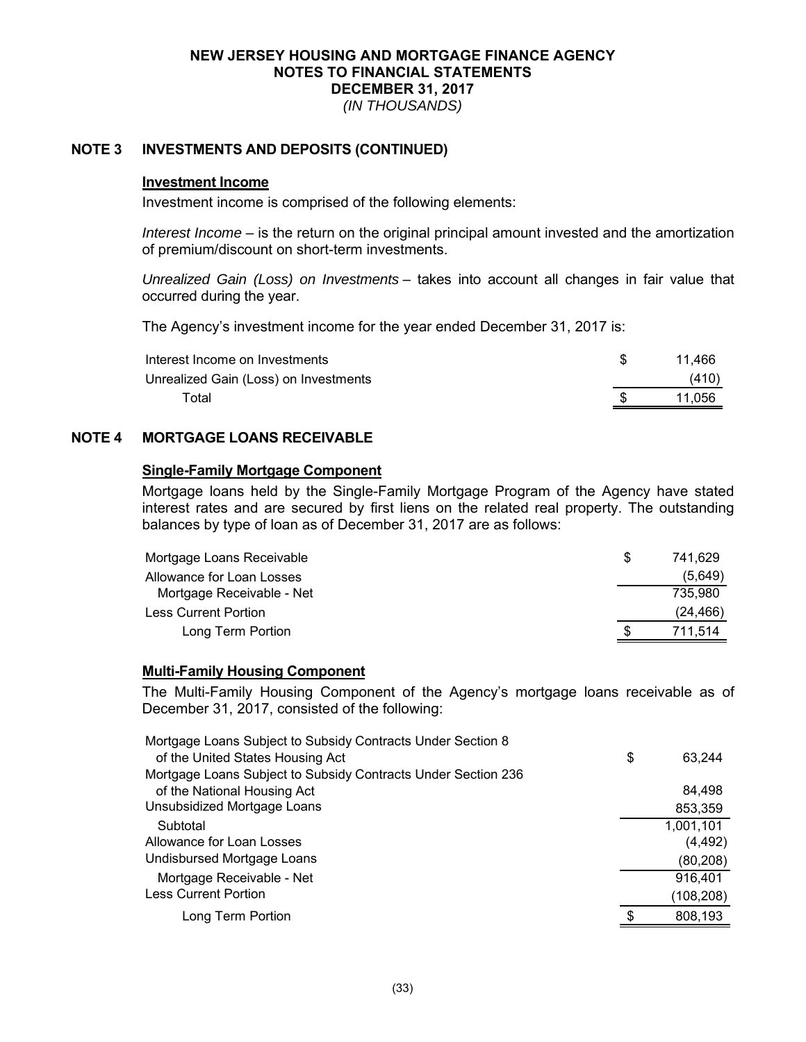# NEW JERSEY HOUSING AND MORTGAGE FINANCE AGENCY
## NOTES TO FINANCIAL STATEMENTS
## DECEMBER 31, 2017
*(IN THOUSANDS)*

## NOTE 3 INVESTMENTS AND DEPOSITS (CONTINUED)

### Investment Income

Investment income is comprised of the following elements:

*Interest Income* – is the return on the original principal amount invested and the amortization of premium/discount on short-term investments.

*Unrealized Gain (Loss) on Investments* – takes into account all changes in fair value that occurred during the year.

The Agency's investment income for the year ended December 31, 2017 is:

| | |
|---|---|
| Interest Income on Investments | $ 11,466 |
| Unrealized Gain (Loss) on Investments | (410) |
| Total | $ 11,056 |

## NOTE 4 MORTGAGE LOANS RECEIVABLE

### Single-Family Mortgage Component

Mortgage loans held by the Single-Family Mortgage Program of the Agency have stated interest rates and are secured by first liens on the related real property. The outstanding balances by type of loan as of December 31, 2017 are as follows:

| | |
|---|---|
| Mortgage Loans Receivable | $ 741,629 |
| Allowance for Loan Losses | (5,649) |
| Mortgage Receivable - Net | 735,980 |
| Less Current Portion | (24,466) |
| Long Term Portion | $ 711,514 |

### Multi-Family Housing Component

The Multi-Family Housing Component of the Agency's mortgage loans receivable as of December 31, 2017, consisted of the following:

| | |
|---|---|
| Mortgage Loans Subject to Subsidy Contracts Under Section 8 of the United States Housing Act | $ 63,244 |
| Mortgage Loans Subject to Subsidy Contracts Under Section 236 of the National Housing Act | 84,498 |
| Unsubsidized Mortgage Loans | 853,359 |
| Subtotal | 1,001,101 |
| Allowance for Loan Losses | (4,492) |
| Undisbursed Mortgage Loans | (80,208) |
| Mortgage Receivable - Net | 916,401 |
| Less Current Portion | (108,208) |
| Long Term Portion | $ 808,193 |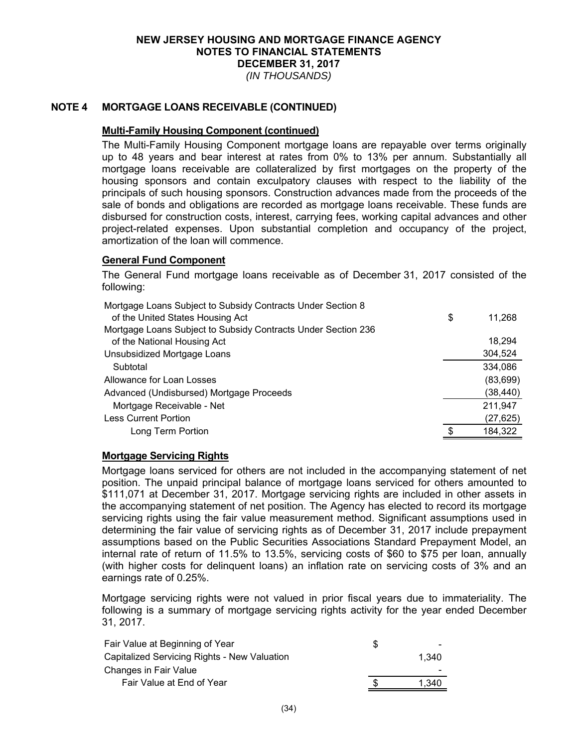# NEW JERSEY HOUSING AND MORTGAGE FINANCE AGENCY
## NOTES TO FINANCIAL STATEMENTS
## DECEMBER 31, 2017
*(IN THOUSANDS)*

## NOTE 4 MORTGAGE LOANS RECEIVABLE (CONTINUED)

**Multi-Family Housing Component (continued)**

The Multi-Family Housing Component mortgage loans are repayable over terms originally up to 48 years and bear interest at rates from 0% to 13% per annum. Substantially all mortgage loans receivable are collateralized by first mortgages on the property of the housing sponsors and contain exculpatory clauses with respect to the liability of the principals of such housing sponsors. Construction advances made from the proceeds of the sale of bonds and obligations are recorded as mortgage loans receivable. These funds are disbursed for construction costs, interest, carrying fees, working capital advances and other project-related expenses. Upon substantial completion and occupancy of the project, amortization of the loan will commence.

**General Fund Component**

The General Fund mortgage loans receivable as of December 31, 2017 consisted of the following:

| | |
|---|---|
| Mortgage Loans Subject to Subsidy Contracts Under Section 8 of the United States Housing Act | $ 11,268 |
| Mortgage Loans Subject to Subsidy Contracts Under Section 236 of the National Housing Act | 18,294 |
| Unsubsidized Mortgage Loans | 304,524 |
| Subtotal | 334,086 |
| Allowance for Loan Losses | (83,699) |
| Advanced (Undisbursed) Mortgage Proceeds | (38,440) |
| Mortgage Receivable - Net | 211,947 |
| Less Current Portion | (27,625) |
| Long Term Portion | $ 184,322 |

**Mortgage Servicing Rights**

Mortgage loans serviced for others are not included in the accompanying statement of net position. The unpaid principal balance of mortgage loans serviced for others amounted to $111,071 at December 31, 2017. Mortgage servicing rights are included in other assets in the accompanying statement of net position. The Agency has elected to record its mortgage servicing rights using the fair value measurement method. Significant assumptions used in determining the fair value of servicing rights as of December 31, 2017 include prepayment assumptions based on the Public Securities Associations Standard Prepayment Model, an internal rate of return of 11.5% to 13.5%, servicing costs of $60 to $75 per loan, annually (with higher costs for delinquent loans) an inflation rate on servicing costs of 3% and an earnings rate of 0.25%.

Mortgage servicing rights were not valued in prior fiscal years due to immateriality. The following is a summary of mortgage servicing rights activity for the year ended December 31, 2017.

| | |
|---|---|
| Fair Value at Beginning of Year | $ - |
| Capitalized Servicing Rights - New Valuation | 1,340 |
| Changes in Fair Value | - |
| Fair Value at End of Year | $ 1,340 |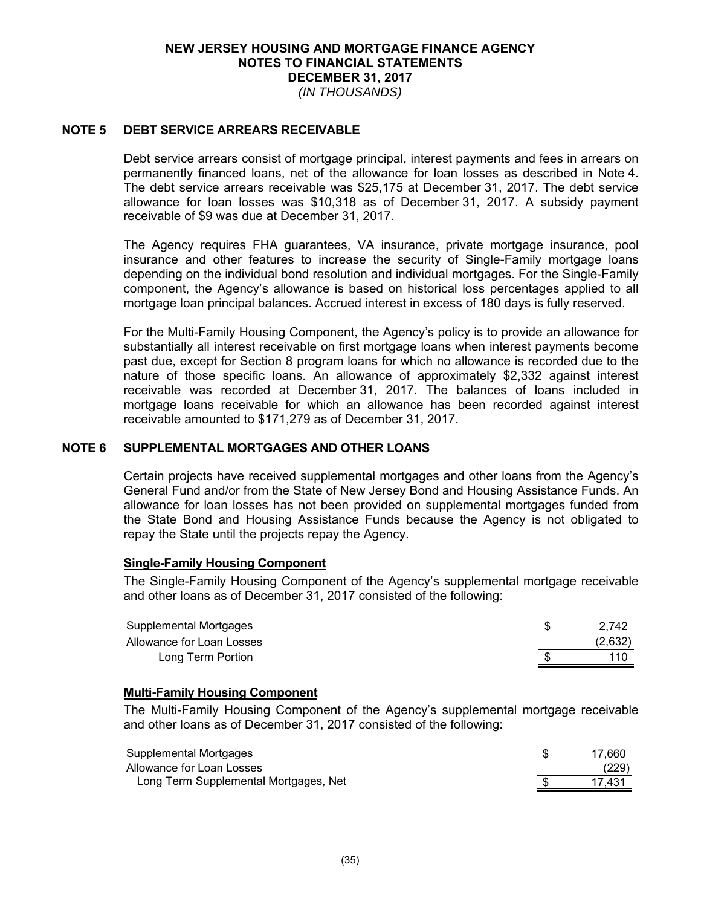# NEW JERSEY HOUSING AND MORTGAGE FINANCE AGENCY
## NOTES TO FINANCIAL STATEMENTS
## DECEMBER 31, 2017
*(IN THOUSANDS)*

## NOTE 5 DEBT SERVICE ARREARS RECEIVABLE

Debt service arrears consist of mortgage principal, interest payments and fees in arrears on permanently financed loans, net of the allowance for loan losses as described in Note 4. The debt service arrears receivable was $25,175 at December 31, 2017. The debt service allowance for loan losses was $10,318 as of December 31, 2017. A subsidy payment receivable of $9 was due at December 31, 2017.

The Agency requires FHA guarantees, VA insurance, private mortgage insurance, pool insurance and other features to increase the security of Single-Family mortgage loans depending on the individual bond resolution and individual mortgages. For the Single-Family component, the Agency's allowance is based on historical loss percentages applied to all mortgage loan principal balances. Accrued interest in excess of 180 days is fully reserved.

For the Multi-Family Housing Component, the Agency's policy is to provide an allowance for substantially all interest receivable on first mortgage loans when interest payments become past due, except for Section 8 program loans for which no allowance is recorded due to the nature of those specific loans. An allowance of approximately $2,332 against interest receivable was recorded at December 31, 2017. The balances of loans included in mortgage loans receivable for which an allowance has been recorded against interest receivable amounted to $171,279 as of December 31, 2017.

## NOTE 6 SUPPLEMENTAL MORTGAGES AND OTHER LOANS

Certain projects have received supplemental mortgages and other loans from the Agency's General Fund and/or from the State of New Jersey Bond and Housing Assistance Funds. An allowance for loan losses has not been provided on supplemental mortgages funded from the State Bond and Housing Assistance Funds because the Agency is not obligated to repay the State until the projects repay the Agency.

### Single-Family Housing Component

The Single-Family Housing Component of the Agency's supplemental mortgage receivable and other loans as of December 31, 2017 consisted of the following:

| | |
|---|---|
| Supplemental Mortgages | $ 2,742 |
| Allowance for Loan Losses | (2,632) |
| Long Term Portion | $ 110 |

### Multi-Family Housing Component

The Multi-Family Housing Component of the Agency's supplemental mortgage receivable and other loans as of December 31, 2017 consisted of the following:

| | |
|---|---|
| Supplemental Mortgages | $ 17,660 |
| Allowance for Loan Losses | (229) |
| Long Term Supplemental Mortgages, Net | $ 17,431 |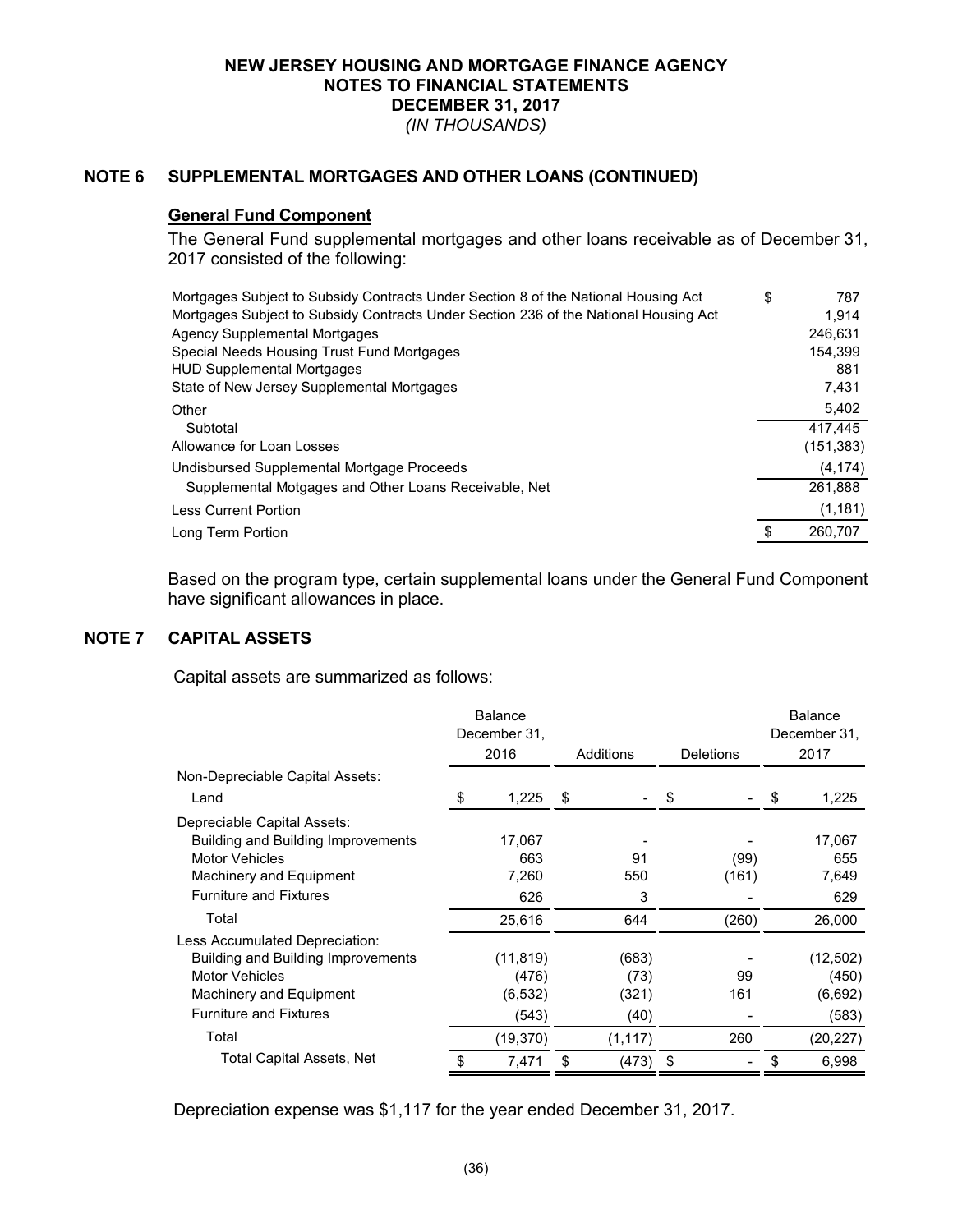# NEW JERSEY HOUSING AND MORTGAGE FINANCE AGENCY
## NOTES TO FINANCIAL STATEMENTS
## DECEMBER 31, 2017
*(IN THOUSANDS)*

## NOTE 6 SUPPLEMENTAL MORTGAGES AND OTHER LOANS (CONTINUED)

### General Fund Component

The General Fund supplemental mortgages and other loans receivable as of December 31, 2017 consisted of the following:

| | |
|---|---|
| Mortgages Subject to Subsidy Contracts Under Section 8 of the National Housing Act | $ 787 |
| Mortgages Subject to Subsidy Contracts Under Section 236 of the National Housing Act | 1,914 |
| Agency Supplemental Mortgages | 246,631 |
| Special Needs Housing Trust Fund Mortgages | 154,399 |
| HUD Supplemental Mortgages | 881 |
| State of New Jersey Supplemental Mortgages | 7,431 |
| Other | 5,402 |
| Subtotal | 417,445 |
| Allowance for Loan Losses | (151,383) |
| Undisbursed Supplemental Mortgage Proceeds | (4,174) |
| Supplemental Motgages and Other Loans Receivable, Net | 261,888 |
| Less Current Portion | (1,181) |
| Long Term Portion | $ 260,707 |

Based on the program type, certain supplemental loans under the General Fund Component have significant allowances in place.

## NOTE 7 CAPITAL ASSETS

Capital assets are summarized as follows:

| | Balance December 31, 2016 | Additions | Deletions | Balance December 31, 2017 |
|---|---|---|---|---|
| Non-Depreciable Capital Assets: | | | | |
| Land | $ 1,225 | $ - | $ - | $ 1,225 |
| Depreciable Capital Assets: | | | | |
| Building and Building Improvements | 17,067 | - | - | 17,067 |
| Motor Vehicles | 663 | 91 | (99) | 655 |
| Machinery and Equipment | 7,260 | 550 | (161) | 7,649 |
| Furniture and Fixtures | 626 | 3 | - | 629 |
| Total | 25,616 | 644 | (260) | 26,000 |
| Less Accumulated Depreciation: | | | | |
| Building and Building Improvements | (11,819) | (683) | - | (12,502) |
| Motor Vehicles | (476) | (73) | 99 | (450) |
| Machinery and Equipment | (6,532) | (321) | 161 | (6,692) |
| Furniture and Fixtures | (543) | (40) | - | (583) |
| Total | (19,370) | (1,117) | 260 | (20,227) |
| Total Capital Assets, Net | $ 7,471 | $ (473) | $ - | $ 6,998 |

Depreciation expense was $1,117 for the year ended December 31, 2017.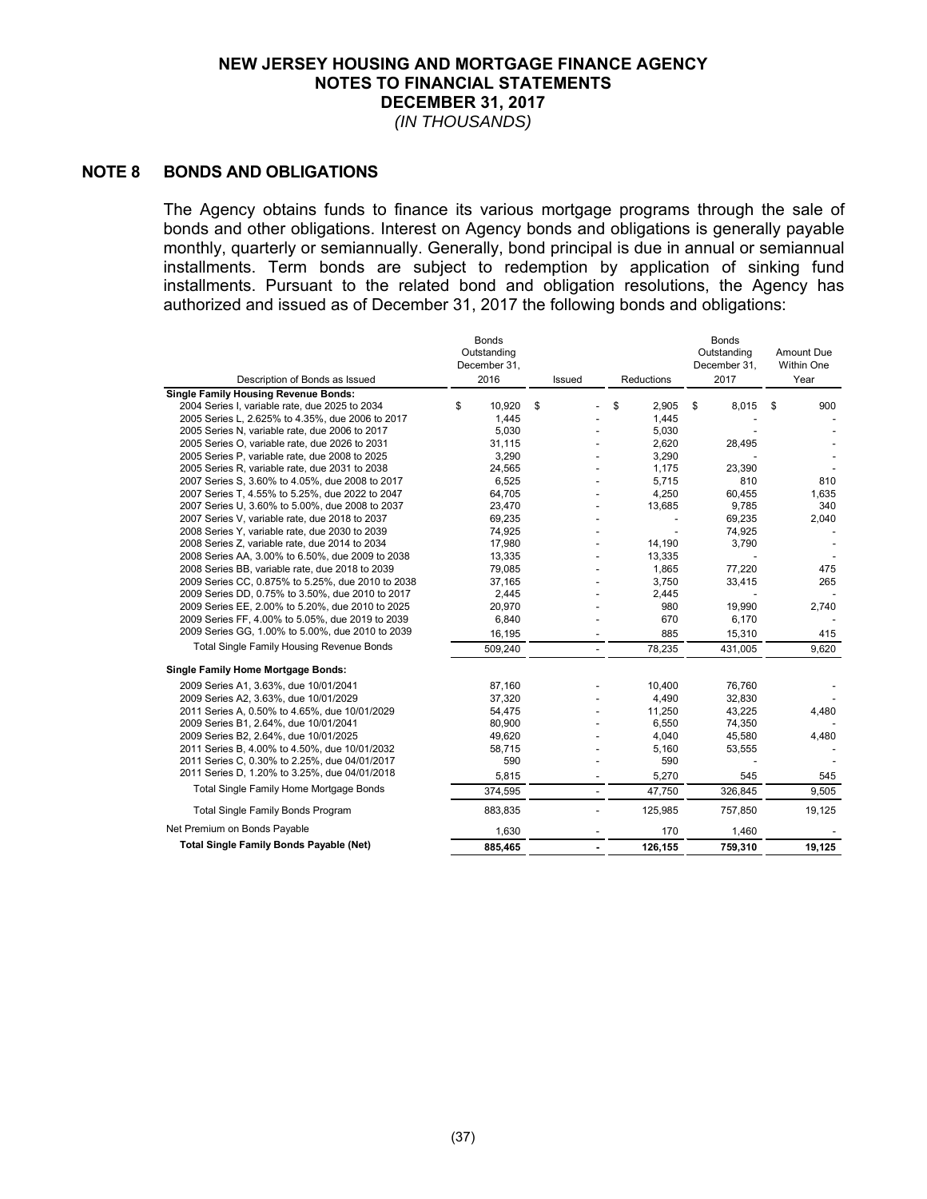# NEW JERSEY HOUSING AND MORTGAGE FINANCE AGENCY
## NOTES TO FINANCIAL STATEMENTS
## DECEMBER 31, 2017
*(IN THOUSANDS)*

## NOTE 8 BONDS AND OBLIGATIONS

The Agency obtains funds to finance its various mortgage programs through the sale of bonds and other obligations. Interest on Agency bonds and obligations is generally payable monthly, quarterly or semiannually. Generally, bond principal is due in annual or semiannual installments. Term bonds are subject to redemption by application of sinking fund installments. Pursuant to the related bond and obligation resolutions, the Agency has authorized and issued as of December 31, 2017 the following bonds and obligations:

| Description of Bonds as Issued | Bonds Outstanding December 31, 2016 | Issued | Reductions | Bonds Outstanding December 31, 2017 | Amount Due Within One Year |
|---|---|---|---|---|---|
| **Single Family Housing Revenue Bonds:** | | | | | |
| 2004 Series I, variable rate, due 2025 to 2034 | $ 10,920 | $ - | $ 2,905 | $ 8,015 | $ 900 |
| 2005 Series L, 2.625% to 4.35%, due 2006 to 2017 | 1,445 | - | 1,445 | - | - |
| 2005 Series N, variable rate, due 2006 to 2017 | 5,030 | - | 5,030 | - | - |
| 2005 Series O, variable rate, due 2026 to 2031 | 31,115 | - | 2,620 | 28,495 | - |
| 2005 Series P, variable rate, due 2008 to 2025 | 3,290 | - | 3,290 | - | - |
| 2005 Series R, variable rate, due 2031 to 2038 | 24,565 | - | 1,175 | 23,390 | - |
| 2007 Series S, 3.60% to 4.05%, due 2008 to 2017 | 6,525 | - | 5,715 | 810 | 810 |
| 2007 Series T, 4.55% to 5.25%, due 2022 to 2047 | 64,705 | - | 4,250 | 60,455 | 1,635 |
| 2007 Series U, 3.60% to 5.00%, due 2008 to 2037 | 23,470 | - | 13,685 | 9,785 | 340 |
| 2007 Series V, variable rate, due 2018 to 2037 | 69,235 | - | - | 69,235 | 2,040 |
| 2008 Series Y, variable rate, due 2030 to 2039 | 74,925 | - | - | 74,925 | - |
| 2008 Series Z, variable rate, due 2014 to 2034 | 17,980 | - | 14,190 | 3,790 | - |
| 2008 Series AA, 3.00% to 6.50%, due 2009 to 2038 | 13,335 | - | 13,335 | - | - |
| 2008 Series BB, variable rate, due 2018 to 2039 | 79,085 | - | 1,865 | 77,220 | 475 |
| 2009 Series CC, 0.875% to 5.25%, due 2010 to 2038 | 37,165 | - | 3,750 | 33,415 | 265 |
| 2009 Series DD, 0.75% to 3.50%, due 2010 to 2017 | 2,445 | - | 2,445 | - | - |
| 2009 Series EE, 2.00% to 5.20%, due 2010 to 2025 | 20,970 | - | 980 | 19,990 | 2,740 |
| 2009 Series FF, 4.00% to 5.05%, due 2019 to 2039 | 6,840 | - | 670 | 6,170 | - |
| 2009 Series GG, 1.00% to 5.00%, due 2010 to 2039 | 16,195 | - | 885 | 15,310 | 415 |
| Total Single Family Housing Revenue Bonds | 509,240 | - | 78,235 | 431,005 | 9,620 |
| **Single Family Home Mortgage Bonds:** | | | | | |
| 2009 Series A1, 3.63%, due 10/01/2041 | 87,160 | - | 10,400 | 76,760 | - |
| 2009 Series A2, 3.63%, due 10/01/2029 | 37,320 | - | 4,490 | 32,830 | - |
| 2011 Series A, 0.50% to 4.65%, due 10/01/2029 | 54,475 | - | 11,250 | 43,225 | 4,480 |
| 2009 Series B1, 2.64%, due 10/01/2041 | 80,900 | - | 6,550 | 74,350 | - |
| 2009 Series B2, 2.64%, due 10/01/2025 | 49,620 | - | 4,040 | 45,580 | 4,480 |
| 2011 Series B, 4.00% to 4.50%, due 10/01/2032 | 58,715 | - | 5,160 | 53,555 | - |
| 2011 Series C, 0.30% to 2.25%, due 04/01/2017 | 590 | - | 590 | - | - |
| 2011 Series D, 1.20% to 3.25%, due 04/01/2018 | 5,815 | - | 5,270 | 545 | 545 |
| Total Single Family Home Mortgage Bonds | 374,595 | - | 47,750 | 326,845 | 9,505 |
| Total Single Family Bonds Program | 883,835 | - | 125,985 | 757,850 | 19,125 |
| Net Premium on Bonds Payable | 1,630 | - | 170 | 1,460 | - |
| **Total Single Family Bonds Payable (Net)** | **885,465** | **-** | **126,155** | **759,310** | **19,125** |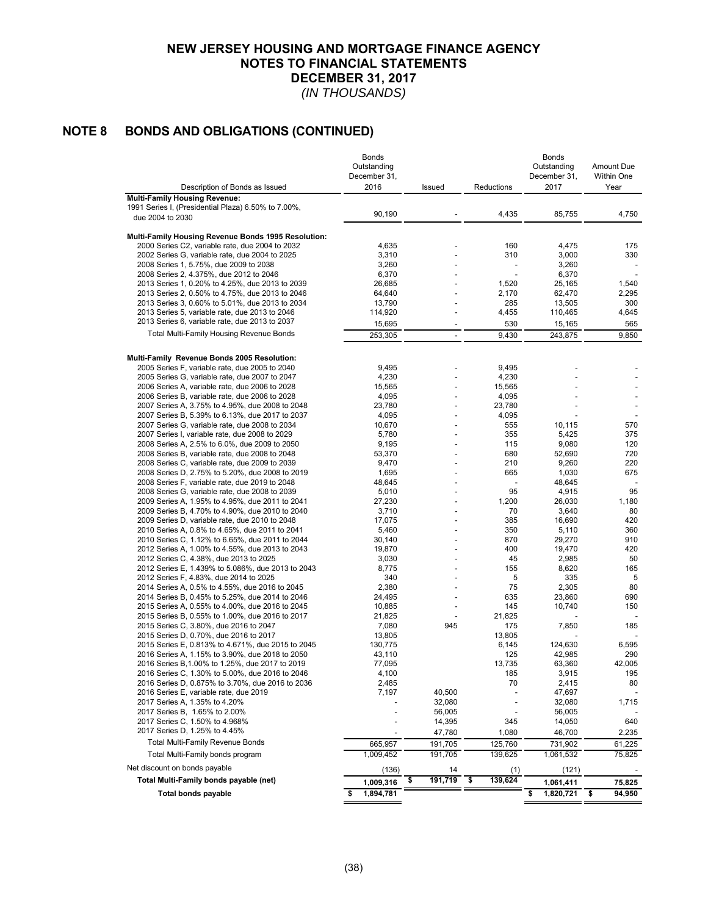# NEW JERSEY HOUSING AND MORTGAGE FINANCE AGENCY
## NOTES TO FINANCIAL STATEMENTS
## DECEMBER 31, 2017
*(IN THOUSANDS)*

## NOTE 8 BONDS AND OBLIGATIONS (CONTINUED)

| Description of Bonds as Issued | Bonds Outstanding December 31, 2016 | Issued | Reductions | Bonds Outstanding December 31, 2017 | Amount Due Within One Year |
|---|---|---|---|---|---|
| **Multi-Family Housing Revenue:** | | | | | |
| 1991 Series I, (Presidential Plaza) 6.50% to 7.00%, due 2004 to 2030 | 90,190 | - | 4,435 | 85,755 | 4,750 |
| **Multi-Family Housing Revenue Bonds 1995 Resolution:** | | | | | |
| 2000 Series C2, variable rate, due 2004 to 2032 | 4,635 | - | 160 | 4,475 | 175 |
| 2002 Series G, variable rate, due 2004 to 2025 | 3,310 | - | 310 | 3,000 | 330 |
| 2008 Series 1, 5.75%, due 2009 to 2038 | 3,260 | - | - | 3,260 | - |
| 2008 Series 2, 4.375%, due 2012 to 2046 | 6,370 | - | - | 6,370 | - |
| 2013 Series 1, 0.20% to 4.25%, due 2013 to 2039 | 26,685 | - | 1,520 | 25,165 | 1,540 |
| 2013 Series 2, 0.50% to 4.75%, due 2013 to 2046 | 64,640 | - | 2,170 | 62,470 | 2,295 |
| 2013 Series 3, 0.60% to 5.01%, due 2013 to 2034 | 13,790 | - | 285 | 13,505 | 300 |
| 2013 Series 5, variable rate, due 2013 to 2046 | 114,920 | - | 4,455 | 110,465 | 4,645 |
| 2013 Series 6, variable rate, due 2013 to 2037 | 15,695 | - | 530 | 15,165 | 565 |
| Total Multi-Family Housing Revenue Bonds | 253,305 | - | 9,430 | 243,875 | 9,850 |
| **Multi-Family Revenue Bonds 2005 Resolution:** | | | | | |
| 2005 Series F, variable rate, due 2005 to 2040 | 9,495 | - | 9,495 | - | - |
| 2005 Series G, variable rate, due 2007 to 2047 | 4,230 | - | 4,230 | - | - |
| 2006 Series A, variable rate, due 2006 to 2028 | 15,565 | - | 15,565 | - | - |
| 2006 Series B, variable rate, due 2006 to 2028 | 4,095 | - | 4,095 | - | - |
| 2007 Series A, 3.75% to 4.95%, due 2008 to 2048 | 23,780 | - | 23,780 | - | - |
| 2007 Series B, 5.39% to 6.13%, due 2017 to 2037 | 4,095 | - | 4,095 | - | - |
| 2007 Series G, variable rate, due 2008 to 2034 | 10,670 | - | 555 | 10,115 | 570 |
| 2007 Series I, variable rate, due 2008 to 2029 | 5,780 | - | 355 | 5,425 | 375 |
| 2008 Series A, 2.5% to 6.0%, due 2009 to 2050 | 9,195 | - | 115 | 9,080 | 120 |
| 2008 Series B, variable rate, due 2008 to 2048 | 53,370 | - | 680 | 52,690 | 720 |
| 2008 Series C, variable rate, due 2009 to 2039 | 9,470 | - | 210 | 9,260 | 220 |
| 2008 Series D, 2.75% to 5.20%, due 2008 to 2019 | 1,695 | - | 665 | 1,030 | 675 |
| 2008 Series F, variable rate, due 2019 to 2048 | 48,645 | - | - | 48,645 | - |
| 2008 Series G, variable rate, due 2008 to 2039 | 5,010 | - | 95 | 4,915 | 95 |
| 2009 Series A, 1.95% to 4.95%, due 2011 to 2041 | 27,230 | - | 1,200 | 26,030 | 1,180 |
| 2009 Series B, 4.70% to 4.90%, due 2010 to 2040 | 3,710 | - | 70 | 3,640 | 80 |
| 2009 Series D, variable rate, due 2010 to 2048 | 17,075 | - | 385 | 16,690 | 420 |
| 2010 Series A, 0.8% to 4.65%, due 2011 to 2041 | 5,460 | - | 350 | 5,110 | 360 |
| 2010 Series C, 1.12% to 6.65%, due 2011 to 2044 | 30,140 | - | 870 | 29,270 | 910 |
| 2012 Series A, 1.00% to 4.55%, due 2013 to 2043 | 19,870 | - | 400 | 19,470 | 420 |
| 2012 Series C, 4.38%, due 2013 to 2025 | 3,030 | - | 45 | 2,985 | 50 |
| 2012 Series E, 1.439% to 5.086%, due 2013 to 2043 | 8,775 | - | 155 | 8,620 | 165 |
| 2012 Series F, 4.83%, due 2014 to 2025 | 340 | - | 5 | 335 | 5 |
| 2014 Series A, 0.5% to 4.55%, due 2016 to 2045 | 2,380 | - | 75 | 2,305 | 80 |
| 2014 Series B, 0.45% to 5.25%, due 2014 to 2046 | 24,495 | - | 635 | 23,860 | 690 |
| 2015 Series A, 0.55% to 4.00%, due 2016 to 2045 | 10,885 | - | 145 | 10,740 | 150 |
| 2015 Series B, 0.55% to 1.00%, due 2016 to 2017 | 21,825 | - | 21,825 | - | - |
| 2015 Series C, 3.80%, due 2016 to 2047 | 7,080 | 945 | 175 | 7,850 | 185 |
| 2015 Series D, 0.70%, due 2016 to 2017 | 13,805 | | 13,805 | - | - |
| 2015 Series E, 0.813% to 4.671%, due 2015 to 2045 | 130,775 | | 6,145 | 124,630 | 6,595 |
| 2016 Series A, 1.15% to 3.90%, due 2018 to 2050 | 43,110 | | 125 | 42,985 | 290 |
| 2016 Series B,1.00% to 1.25%, due 2017 to 2019 | 77,095 | | 13,735 | 63,360 | 42,005 |
| 2016 Series C, 1.30% to 5.00%, due 2016 to 2046 | 4,100 | | 185 | 3,915 | 195 |
| 2016 Series D, 0.875% to 3.70%, due 2016 to 2036 | 2,485 | | 70 | 2,415 | 80 |
| 2016 Series E, variable rate, due 2019 | 7,197 | 40,500 | - | 47,697 | - |
| 2017 Series A, 1.35% to 4.20% | - | 32,080 | - | 32,080 | 1,715 |
| 2017 Series B, 1.65% to 2.00% | - | 56,005 | - | 56,005 | - |
| 2017 Series C, 1.50% to 4.968% | - | 14,395 | 345 | 14,050 | 640 |
| 2017 Series D, 1.25% to 4.45% | - | 47,780 | 1,080 | 46,700 | 2,235 |
| Total Multi-Family Revenue Bonds | 665,957 | 191,705 | 125,760 | 731,902 | 61,225 |
| Total Multi-Family bonds program | 1,009,452 | 191,705 | 139,625 | 1,061,532 | 75,825 |
| Net discount on bonds payable | (136) | 14 | (1) | (121) | - |
| **Total Multi-Family bonds payable (net)** | **1,009,316** | **$ 191,719** | **$ 139,624** | **1,061,411** | **75,825** |
| **Total bonds payable** | **$ 1,894,781** | | | **$ 1,820,721** | **$ 94,950** |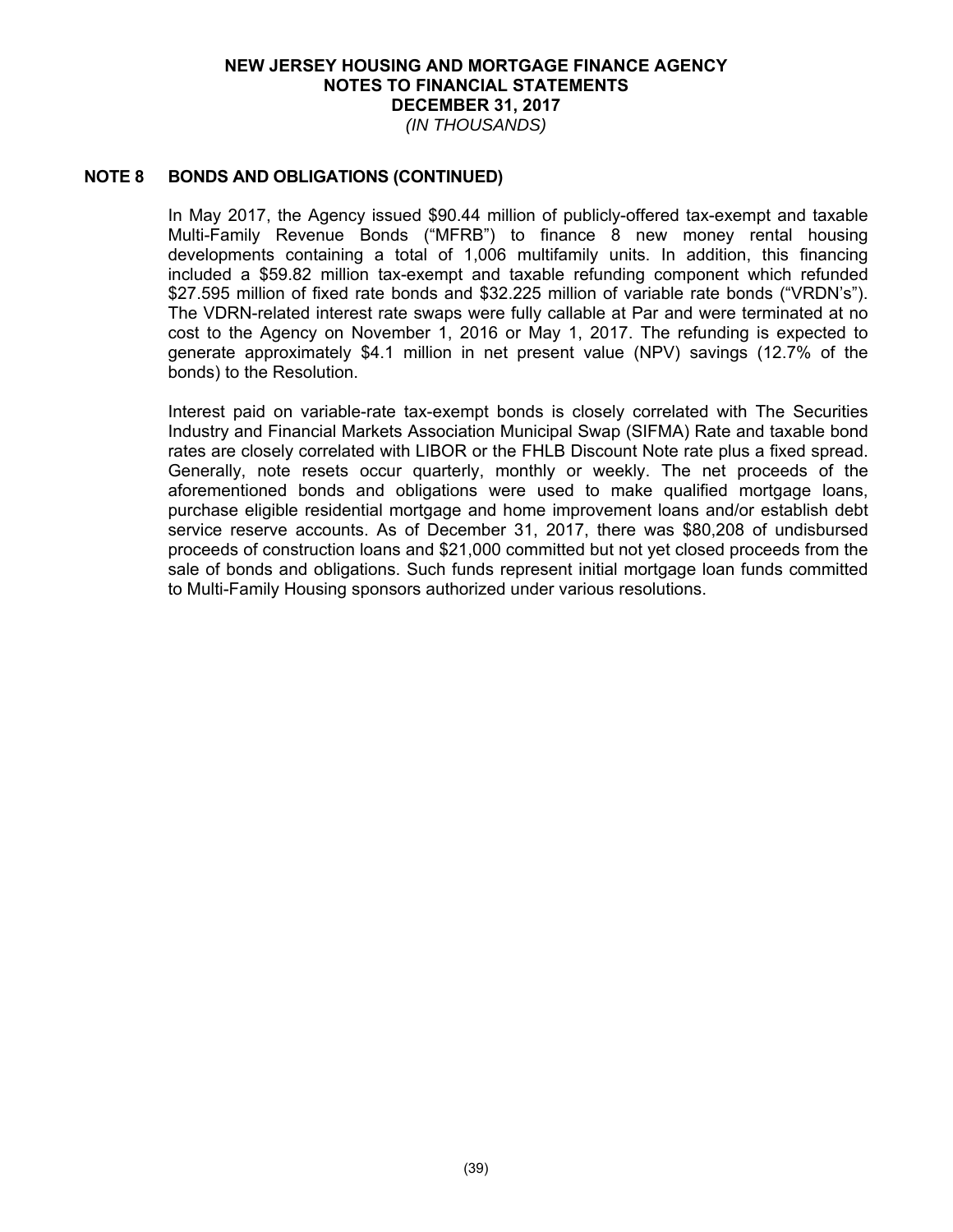## NOTE 8 BONDS AND OBLIGATIONS (CONTINUED)

In May 2017, the Agency issued $90.44 million of publicly-offered tax-exempt and taxable Multi-Family Revenue Bonds ("MFRB") to finance 8 new money rental housing developments containing a total of 1,006 multifamily units. In addition, this financing included a $59.82 million tax-exempt and taxable refunding component which refunded $27.595 million of fixed rate bonds and $32.225 million of variable rate bonds ("VRDN's"). The VDRN-related interest rate swaps were fully callable at Par and were terminated at no cost to the Agency on November 1, 2016 or May 1, 2017. The refunding is expected to generate approximately $4.1 million in net present value (NPV) savings (12.7% of the bonds) to the Resolution.

Interest paid on variable-rate tax-exempt bonds is closely correlated with The Securities Industry and Financial Markets Association Municipal Swap (SIFMA) Rate and taxable bond rates are closely correlated with LIBOR or the FHLB Discount Note rate plus a fixed spread. Generally, note resets occur quarterly, monthly or weekly. The net proceeds of the aforementioned bonds and obligations were used to make qualified mortgage loans, purchase eligible residential mortgage and home improvement loans and/or establish debt service reserve accounts. As of December 31, 2017, there was $80,208 of undisbursed proceeds of construction loans and $21,000 committed but not yet closed proceeds from the sale of bonds and obligations. Such funds represent initial mortgage loan funds committed to Multi-Family Housing sponsors authorized under various resolutions.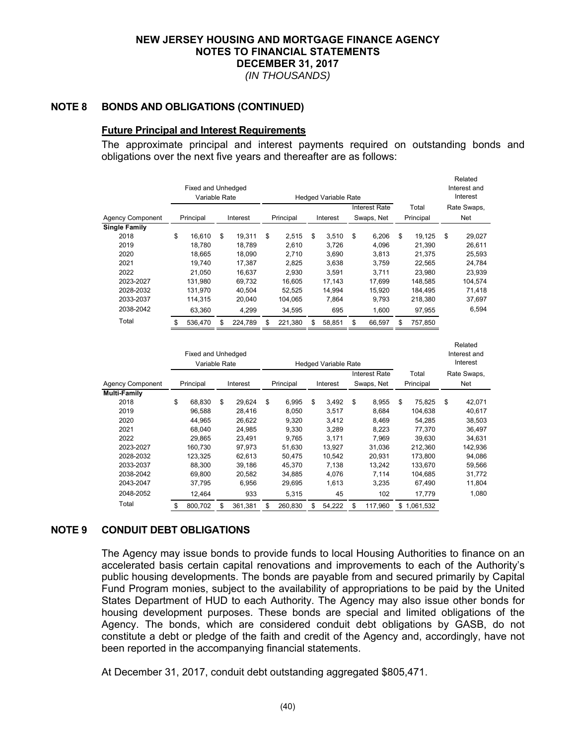**NEW JERSEY HOUSING AND MORTGAGE FINANCE AGENCY**
**NOTES TO FINANCIAL STATEMENTS**
**DECEMBER 31, 2017**
*(IN THOUSANDS)*

## NOTE 8 BONDS AND OBLIGATIONS (CONTINUED)

### Future Principal and Interest Requirements

The approximate principal and interest payments required on outstanding bonds and obligations over the next five years and thereafter are as follows:

| | Fixed and Unhedged Variable Rate | | Hedged Variable Rate | | | | Related Interest and Interest |
|---|---|---|---|---|---|---|---|
| Agency Component | Principal | Interest | Principal | Interest | Interest Rate Swaps, Net | Total Principal | Rate Swaps, Net |
| **Single Family** | | | | | | | |
| 2018 | $ 16,610 | $ 19,311 | $ 2,515 | $ 3,510 | $ 6,206 | $ 19,125 | $ 29,027 |
| 2019 | 18,780 | 18,789 | 2,610 | 3,726 | 4,096 | 21,390 | 26,611 |
| 2020 | 18,665 | 18,090 | 2,710 | 3,690 | 3,813 | 21,375 | 25,593 |
| 2021 | 19,740 | 17,387 | 2,825 | 3,638 | 3,759 | 22,565 | 24,784 |
| 2022 | 21,050 | 16,637 | 2,930 | 3,591 | 3,711 | 23,980 | 23,939 |
| 2023-2027 | 131,980 | 69,732 | 16,605 | 17,143 | 17,699 | 148,585 | 104,574 |
| 2028-2032 | 131,970 | 40,504 | 52,525 | 14,994 | 15,920 | 184,495 | 71,418 |
| 2033-2037 | 114,315 | 20,040 | 104,065 | 7,864 | 9,793 | 218,380 | 37,697 |
| 2038-2042 | 63,360 | 4,299 | 34,595 | 695 | 1,600 | 97,955 | 6,594 |
| Total | $ 536,470 | $ 224,789 | $ 221,380 | $ 58,851 | $ 66,597 | $ 757,850 | |

| | Fixed and Unhedged Variable Rate | | Hedged Variable Rate | | | | Related Interest and Interest |
|---|---|---|---|---|---|---|---|
| Agency Component | Principal | Interest | Principal | Interest | Interest Rate Swaps, Net | Total Principal | Rate Swaps, Net |
| **Multi-Family** | | | | | | | |
| 2018 | $ 68,830 | $ 29,624 | $ 6,995 | $ 3,492 | $ 8,955 | $ 75,825 | $ 42,071 |
| 2019 | 96,588 | 28,416 | 8,050 | 3,517 | 8,684 | 104,638 | 40,617 |
| 2020 | 44,965 | 26,622 | 9,320 | 3,412 | 8,469 | 54,285 | 38,503 |
| 2021 | 68,040 | 24,985 | 9,330 | 3,289 | 8,223 | 77,370 | 36,497 |
| 2022 | 29,865 | 23,491 | 9,765 | 3,171 | 7,969 | 39,630 | 34,631 |
| 2023-2027 | 160,730 | 97,973 | 51,630 | 13,927 | 31,036 | 212,360 | 142,936 |
| 2028-2032 | 123,325 | 62,613 | 50,475 | 10,542 | 20,931 | 173,800 | 94,086 |
| 2033-2037 | 88,300 | 39,186 | 45,370 | 7,138 | 13,242 | 133,670 | 59,566 |
| 2038-2042 | 69,800 | 20,582 | 34,885 | 4,076 | 7,114 | 104,685 | 31,772 |
| 2043-2047 | 37,795 | 6,956 | 29,695 | 1,613 | 3,235 | 67,490 | 11,804 |
| 2048-2052 | 12,464 | 933 | 5,315 | 45 | 102 | 17,779 | 1,080 |
| Total | $ 800,702 | $ 361,381 | $ 260,830 | $ 54,222 | $ 117,960 | $ 1,061,532 | |

## NOTE 9 CONDUIT DEBT OBLIGATIONS

The Agency may issue bonds to provide funds to local Housing Authorities to finance on an accelerated basis certain capital renovations and improvements to each of the Authority's public housing developments. The bonds are payable from and secured primarily by Capital Fund Program monies, subject to the availability of appropriations to be paid by the United States Department of HUD to each Authority. The Agency may also issue other bonds for housing development purposes. These bonds are special and limited obligations of the Agency. The bonds, which are considered conduit debt obligations by GASB, do not constitute a debt or pledge of the faith and credit of the Agency and, accordingly, have not been reported in the accompanying financial statements.

At December 31, 2017, conduit debt outstanding aggregated $805,471.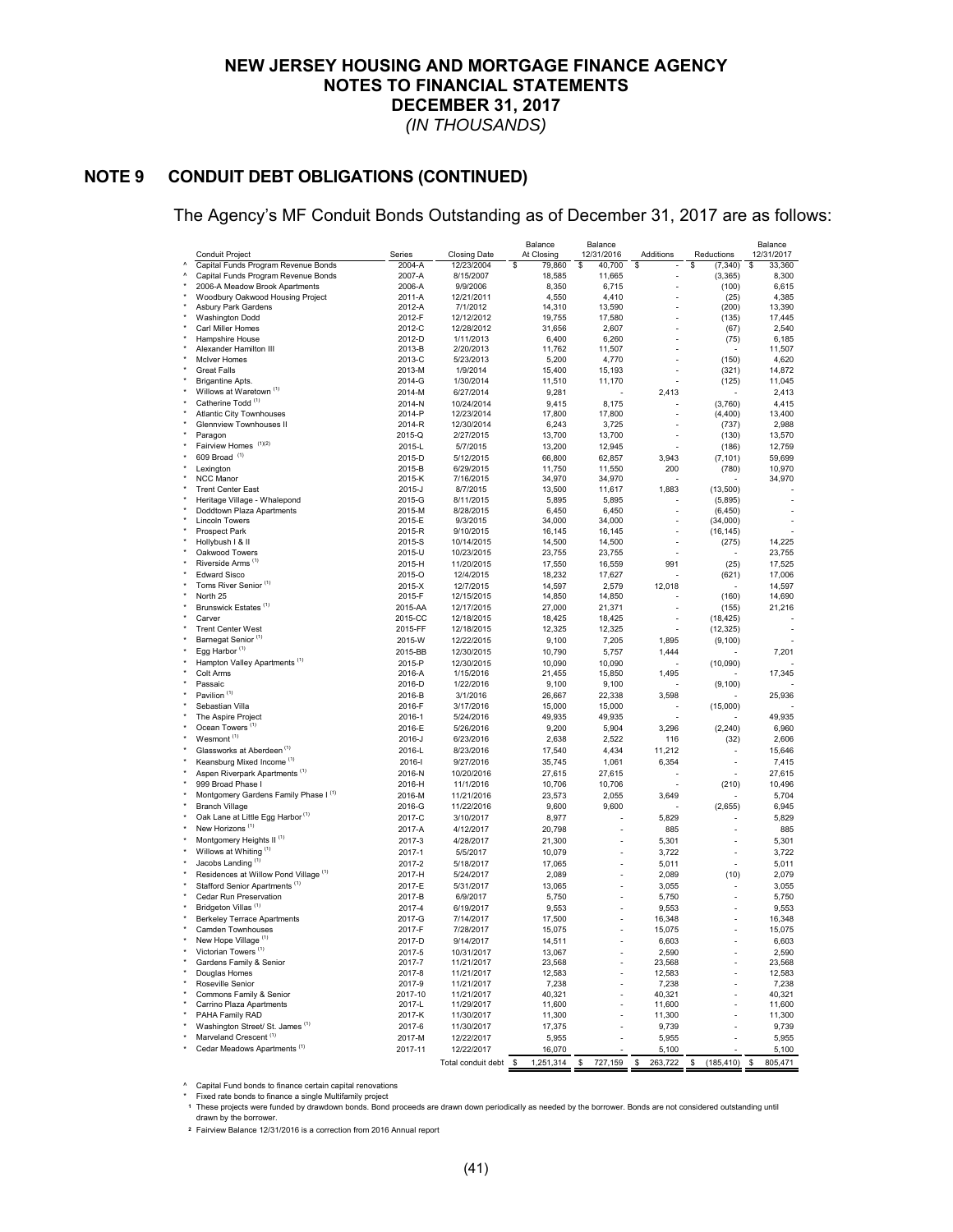# NEW JERSEY HOUSING AND MORTGAGE FINANCE AGENCY
# NOTES TO FINANCIAL STATEMENTS
# DECEMBER 31, 2017
*(IN THOUSANDS)*

## NOTE 9 CONDUIT DEBT OBLIGATIONS (CONTINUED)

The Agency's MF Conduit Bonds Outstanding as of December 31, 2017 are as follows:

| | Conduit Project | Series | Closing Date | Balance At Closing | Balance 12/31/2016 | Additions | Reductions | Balance 12/31/2017 |
|---|---|---|---|---|---|---|---|---|
| ^ | Capital Funds Program Revenue Bonds | 2004-A | 12/23/2004 | $ 79,860 | $ 40,700 | $ - | $ (7,340) | $ 33,360 |
| ^ | Capital Funds Program Revenue Bonds | 2007-A | 8/15/2007 | 18,585 | 11,665 | - | (3,365) | 8,300 |
| * | 2006-A Meadow Brook Apartments | 2006-A | 9/9/2006 | 8,350 | 6,715 | - | (100) | 6,615 |
| * | Woodbury Oakwood Housing Project | 2011-A | 12/21/2011 | 4,550 | 4,410 | - | (25) | 4,385 |
| * | Asbury Park Gardens | 2012-A | 7/1/2012 | 14,310 | 13,590 | - | (200) | 13,390 |
| * | Washington Dodd | 2012-F | 12/12/2012 | 19,755 | 17,580 | - | (135) | 17,445 |
| * | Carl Miller Homes | 2012-C | 12/28/2012 | 31,656 | 2,607 | - | (67) | 2,540 |
| * | Hampshire House | 2012-D | 1/11/2013 | 6,400 | 6,260 | - | (75) | 6,185 |
| * | Alexander Hamilton III | 2013-B | 2/20/2013 | 11,762 | 11,507 | - | - | 11,507 |
| * | McIver Homes | 2013-C | 5/23/2013 | 5,200 | 4,770 | - | (150) | 4,620 |
| * | Great Falls | 2013-M | 1/9/2014 | 15,400 | 15,193 | - | (321) | 14,872 |
| * | Brigantine Apts. | 2014-G | 1/30/2014 | 11,510 | 11,170 | - | (125) | 11,045 |
| * | Willows at Waretown [(1)] | 2014-M | 6/27/2014 | 9,281 | - | 2,413 | - | 2,413 |
| * | Catherine Todd [(1)] | 2014-N | 10/24/2014 | 9,415 | 8,175 | - | (3,760) | 4,415 |
| * | Atlantic City Townhouses | 2014-P | 12/23/2014 | 17,800 | 17,800 | - | (4,400) | 13,400 |
| * | Glennview Townhouses II | 2014-R | 12/30/2014 | 6,243 | 3,725 | - | (737) | 2,988 |
| * | Paragon | 2015-Q | 2/27/2015 | 13,700 | 13,700 | - | (130) | 13,570 |
| * | Fairview Homes [(1)(2)] | 2015-L | 5/7/2015 | 13,200 | 12,945 | - | (186) | 12,759 |
| * | 609 Broad [(1)] | 2015-D | 5/12/2015 | 66,800 | 62,857 | 3,943 | (7,101) | 59,699 |
| * | Lexington | 2015-B | 6/29/2015 | 11,750 | 11,550 | 200 | (780) | 10,970 |
| * | NCC Manor | 2015-K | 7/16/2015 | 34,970 | 34,970 | - | - | 34,970 |
| * | Trent Center East | 2015-J | 8/7/2015 | 13,500 | 11,617 | 1,883 | (13,500) | - |
| * | Heritage Village - Whalepond | 2015-G | 8/11/2015 | 5,895 | 5,895 | - | (5,895) | - |
| * | Doddtown Plaza Apartments | 2015-M | 8/28/2015 | 6,450 | 6,450 | - | (6,450) | - |
| * | Lincoln Towers | 2015-E | 9/3/2015 | 34,000 | 34,000 | - | (34,000) | - |
| * | Prospect Park | 2015-R | 9/10/2015 | 16,145 | 16,145 | - | (16,145) | - |
| * | Hollybush I & II | 2015-S | 10/14/2015 | 14,500 | 14,500 | - | (275) | 14,225 |
| * | Oakwood Towers | 2015-U | 10/23/2015 | 23,755 | 23,755 | - | - | 23,755 |
| * | Riverside Arms [(1)] | 2015-H | 11/20/2015 | 17,550 | 16,559 | 991 | (25) | 17,525 |
| * | Edward Sisco | 2015-O | 12/4/2015 | 18,232 | 17,627 | - | (621) | 17,006 |
| * | Toms River Senior [(1)] | 2015-X | 12/7/2015 | 14,597 | 2,579 | 12,018 | - | 14,597 |
| * | North 25 | 2015-F | 12/15/2015 | 14,850 | 14,850 | - | (160) | 14,690 |
| * | Brunswick Estates [(1)] | 2015-AA | 12/17/2015 | 27,000 | 21,371 | - | (155) | 21,216 |
| * | Carver | 2015-CC | 12/18/2015 | 18,425 | 18,425 | - | (18,425) | - |
| * | Trent Center West | 2015-FF | 12/18/2015 | 12,325 | 12,325 | - | (12,325) | - |
| * | Barnegat Senior [(1)] | 2015-W | 12/22/2015 | 9,100 | 7,205 | 1,895 | (9,100) | - |
| * | Egg Harbor [(1)] | 2015-BB | 12/30/2015 | 10,790 | 5,757 | 1,444 | - | 7,201 |
| * | Hampton Valley Apartments [(1)] | 2015-P | 12/30/2015 | 10,090 | 10,090 | - | (10,090) | - |
| * | Colt Arms | 2016-A | 1/15/2016 | 21,455 | 15,850 | 1,495 | - | 17,345 |
| * | Passaic | 2016-D | 1/22/2016 | 9,100 | 9,100 | - | (9,100) | - |
| * | Pavilion [(1)] | 2016-B | 3/1/2016 | 26,667 | 22,338 | 3,598 | - | 25,936 |
| * | Sebastian Villa | 2016-F | 3/17/2016 | 15,000 | 15,000 | - | (15,000) | - |
| * | The Aspire Project | 2016-1 | 5/24/2016 | 49,935 | 49,935 | - | - | 49,935 |
| * | Ocean Towers [(1)] | 2016-E | 5/26/2016 | 9,200 | 5,904 | 3,296 | (2,240) | 6,960 |
| * | Wesmont [(1)] | 2016-J | 6/23/2016 | 2,638 | 2,522 | 116 | (32) | 2,606 |
| * | Glassworks at Aberdeen [(1)] | 2016-L | 8/23/2016 | 17,540 | 4,434 | 11,212 | - | 15,646 |
| * | Keansburg Mixed Income [(1)] | 2016-I | 9/27/2016 | 35,745 | 1,061 | 6,354 | - | 7,415 |
| * | Aspen Riverpark Apartments [(1)] | 2016-N | 10/20/2016 | 27,615 | 27,615 | - | - | 27,615 |
| * | 999 Broad Phase I | 2016-H | 11/1/2016 | 10,706 | 10,706 | - | (210) | 10,496 |
| * | Montgomery Gardens Family Phase I [(1)] | 2016-M | 11/21/2016 | 23,573 | 2,055 | 3,649 | - | 5,704 |
| * | Branch Village | 2016-G | 11/22/2016 | 9,600 | 9,600 | - | (2,655) | 6,945 |
| * | Oak Lane at Little Egg Harbor [(1)] | 2017-C | 3/10/2017 | 8,977 | - | 5,829 | - | 5,829 |
| * | New Horizons [(1)] | 2017-A | 4/12/2017 | 20,798 | - | 885 | - | 885 |
| * | Montgomery Heights II [(1)] | 2017-3 | 4/28/2017 | 21,300 | - | 5,301 | - | 5,301 |
| * | Willows at Whiting [(1)] | 2017-1 | 5/5/2017 | 10,079 | - | 3,722 | - | 3,722 |
| * | Jacobs Landing [(1)] | 2017-2 | 5/18/2017 | 17,065 | - | 5,011 | - | 5,011 |
| * | Residences at Willow Pond Village [(1)] | 2017-H | 5/24/2017 | 2,089 | - | 2,089 | (10) | 2,079 |
| * | Stafford Senior Apartments [(1)] | 2017-E | 5/31/2017 | 13,065 | - | 3,055 | - | 3,055 |
| * | Cedar Run Preservation | 2017-B | 6/9/2017 | 5,750 | - | 5,750 | - | 5,750 |
| * | Bridgeton Villas [(1)] | 2017-4 | 6/19/2017 | 9,553 | - | 9,553 | - | 9,553 |
| * | Berkeley Terrace Apartments | 2017-G | 7/14/2017 | 17,500 | - | 16,348 | - | 16,348 |
| * | Camden Townhouses | 2017-F | 7/28/2017 | 15,075 | - | 15,075 | - | 15,075 |
| * | New Hope Village [(1)] | 2017-D | 9/14/2017 | 14,511 | - | 6,603 | - | 6,603 |
| * | Victorian Towers [(1)] | 2017-5 | 10/31/2017 | 13,067 | - | 2,590 | - | 2,590 |
| * | Gardens Family & Senior | 2017-7 | 11/21/2017 | 23,568 | - | 23,568 | - | 23,568 |
| * | Douglas Homes | 2017-8 | 11/21/2017 | 12,583 | - | 12,583 | - | 12,583 |
| * | Roseville Senior | 2017-9 | 11/21/2017 | 7,238 | - | 7,238 | - | 7,238 |
| * | Commons Family & Senior | 2017-10 | 11/21/2017 | 40,321 | - | 40,321 | - | 40,321 |
| * | Carrino Plaza Apartments | 2017-L | 11/29/2017 | 11,600 | - | 11,600 | - | 11,600 |
| * | PAHA Family RAD | 2017-K | 11/30/2017 | 11,300 | - | 11,300 | - | 11,300 |
| * | Washington Street/ St. James [(1)] | 2017-6 | 11/30/2017 | 17,375 | - | 9,739 | - | 9,739 |
| * | Marveland Crescent [(1)] | 2017-M | 12/22/2017 | 5,955 | - | 5,955 | - | 5,955 |
| * | Cedar Meadows Apartments [(1)] | 2017-11 | 12/22/2017 | 16,070 | - | 5,100 | - | 5,100 |
| | | | Total conduit debt | $ 1,251,314 | $ 727,159 | $ 263,722 | $ (185,410) | $ 805,471 |

^ Capital Fund bonds to finance certain capital renovations

\* Fixed rate bonds to finance a single Multifamily project

[1] These projects were funded by drawdown bonds. Bond proceeds are drawn down periodically as needed by the borrower. Bonds are not considered outstanding until drawn by the borrower.

[2] Fairview Balance 12/31/2016 is a correction from 2016 Annual report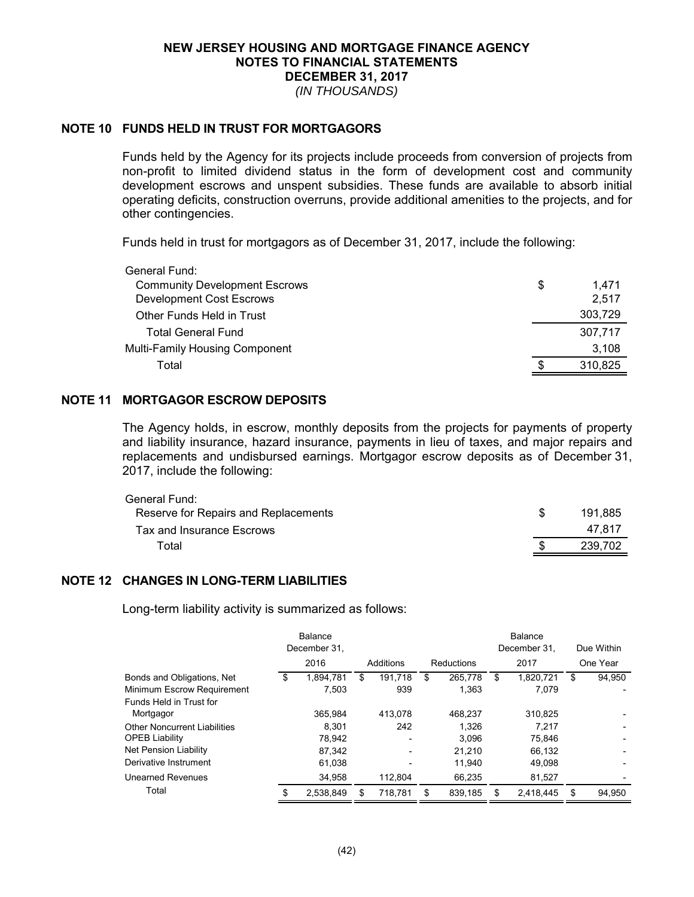# NEW JERSEY HOUSING AND MORTGAGE FINANCE AGENCY
## NOTES TO FINANCIAL STATEMENTS
## DECEMBER 31, 2017
*(IN THOUSANDS)*

## NOTE 10 FUNDS HELD IN TRUST FOR MORTGAGORS

Funds held by the Agency for its projects include proceeds from conversion of projects from non-profit to limited dividend status in the form of development cost and community development escrows and unspent subsidies. These funds are available to absorb initial operating deficits, construction overruns, provide additional amenities to the projects, and for other contingencies.

Funds held in trust for mortgagors as of December 31, 2017, include the following:

| | |
|---|---|
| General Fund: | |
| Community Development Escrows | $ 1,471 |
| Development Cost Escrows | 2,517 |
| Other Funds Held in Trust | 303,729 |
| Total General Fund | 307,717 |
| Multi-Family Housing Component | 3,108 |
| Total | $ 310,825 |

## NOTE 11 MORTGAGOR ESCROW DEPOSITS

The Agency holds, in escrow, monthly deposits from the projects for payments of property and liability insurance, hazard insurance, payments in lieu of taxes, and major repairs and replacements and undisbursed earnings. Mortgagor escrow deposits as of December 31, 2017, include the following:

| | |
|---|---|
| General Fund: | |
| Reserve for Repairs and Replacements | $ 191,885 |
| Tax and Insurance Escrows | 47,817 |
| Total | $ 239,702 |

## NOTE 12 CHANGES IN LONG-TERM LIABILITIES

Long-term liability activity is summarized as follows:

| | Balance December 31, 2016 | Additions | Reductions | Balance December 31, 2017 | Due Within One Year |
|---|---|---|---|---|---|
| Bonds and Obligations, Net | $ 1,894,781 | $ 191,718 | $ 265,778 | $ 1,820,721 | $ 94,950 |
| Minimum Escrow Requirement | 7,503 | 939 | 1,363 | 7,079 | - |
| Funds Held in Trust for Mortgagor | 365,984 | 413,078 | 468,237 | 310,825 | - |
| Other Noncurrent Liabilities | 8,301 | 242 | 1,326 | 7,217 | - |
| OPEB Liability | 78,942 | - | 3,096 | 75,846 | - |
| Net Pension Liability | 87,342 | - | 21,210 | 66,132 | - |
| Derivative Instrument | 61,038 | - | 11,940 | 49,098 | - |
| Unearned Revenues | 34,958 | 112,804 | 66,235 | 81,527 | - |
| Total | $ 2,538,849 | $ 718,781 | $ 839,185 | $ 2,418,445 | $ 94,950 |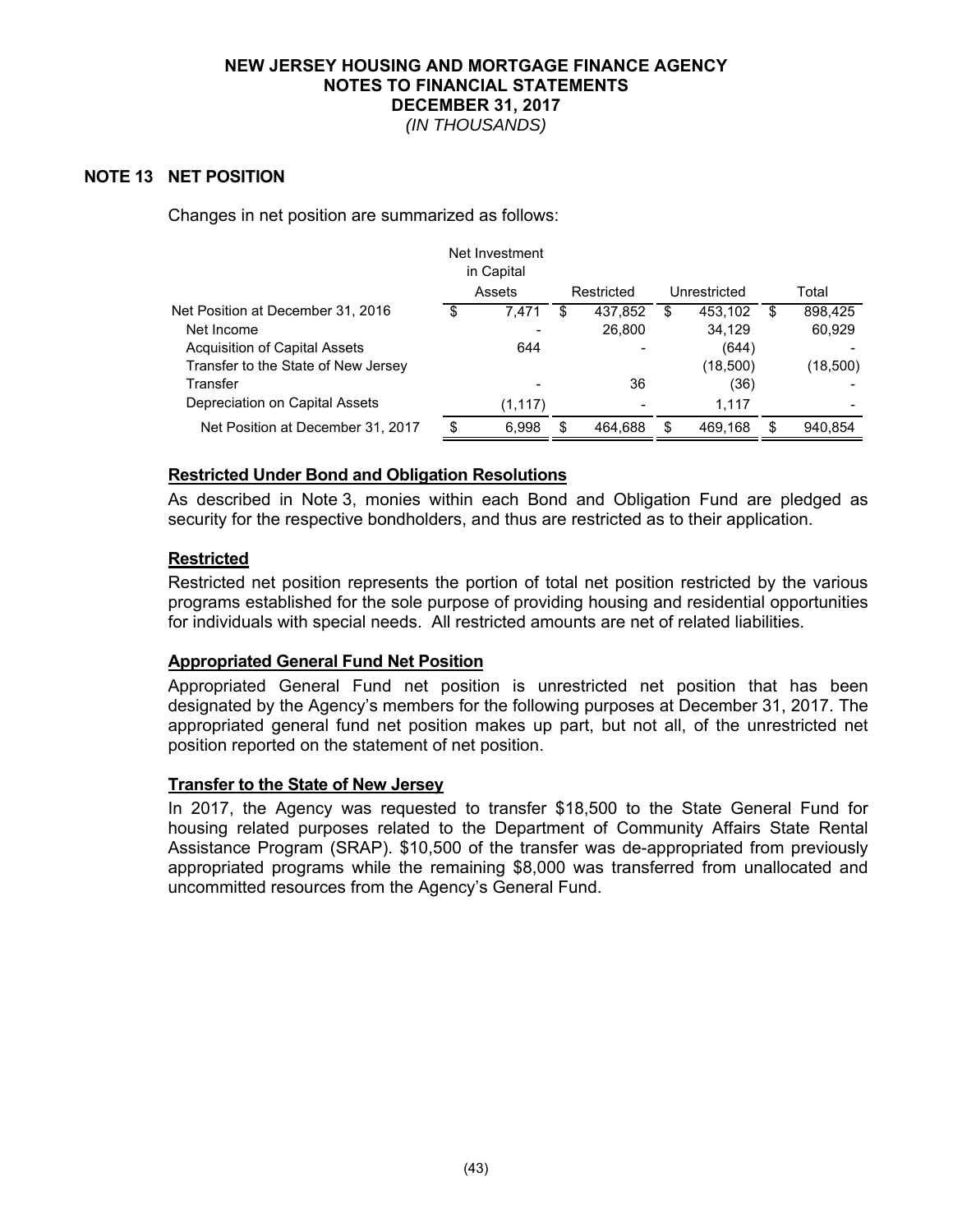# NEW JERSEY HOUSING AND MORTGAGE FINANCE AGENCY
## NOTES TO FINANCIAL STATEMENTS
## DECEMBER 31, 2017
*(IN THOUSANDS)*

## NOTE 13 NET POSITION

Changes in net position are summarized as follows:

| | Net Investment in Capital Assets | Restricted | Unrestricted | Total |
|---|---|---|---|---|
| Net Position at December 31, 2016 | $ 7,471 | $ 437,852 | $ 453,102 | $ 898,425 |
| Net Income | - | 26,800 | 34,129 | 60,929 |
| Acquisition of Capital Assets | 644 | - | (644) | - |
| Transfer to the State of New Jersey | | | (18,500) | (18,500) |
| Transfer | - | 36 | (36) | - |
| Depreciation on Capital Assets | (1,117) | - | 1,117 | - |
| Net Position at December 31, 2017 | $ 6,998 | $ 464,688 | $ 469,168 | $ 940,854 |

### Restricted Under Bond and Obligation Resolutions

As described in Note 3, monies within each Bond and Obligation Fund are pledged as security for the respective bondholders, and thus are restricted as to their application.

### Restricted

Restricted net position represents the portion of total net position restricted by the various programs established for the sole purpose of providing housing and residential opportunities for individuals with special needs. All restricted amounts are net of related liabilities.

### Appropriated General Fund Net Position

Appropriated General Fund net position is unrestricted net position that has been designated by the Agency's members for the following purposes at December 31, 2017. The appropriated general fund net position makes up part, but not all, of the unrestricted net position reported on the statement of net position.

### Transfer to the State of New Jersey

In 2017, the Agency was requested to transfer $18,500 to the State General Fund for housing related purposes related to the Department of Community Affairs State Rental Assistance Program (SRAP). $10,500 of the transfer was de-appropriated from previously appropriated programs while the remaining $8,000 was transferred from unallocated and uncommitted resources from the Agency's General Fund.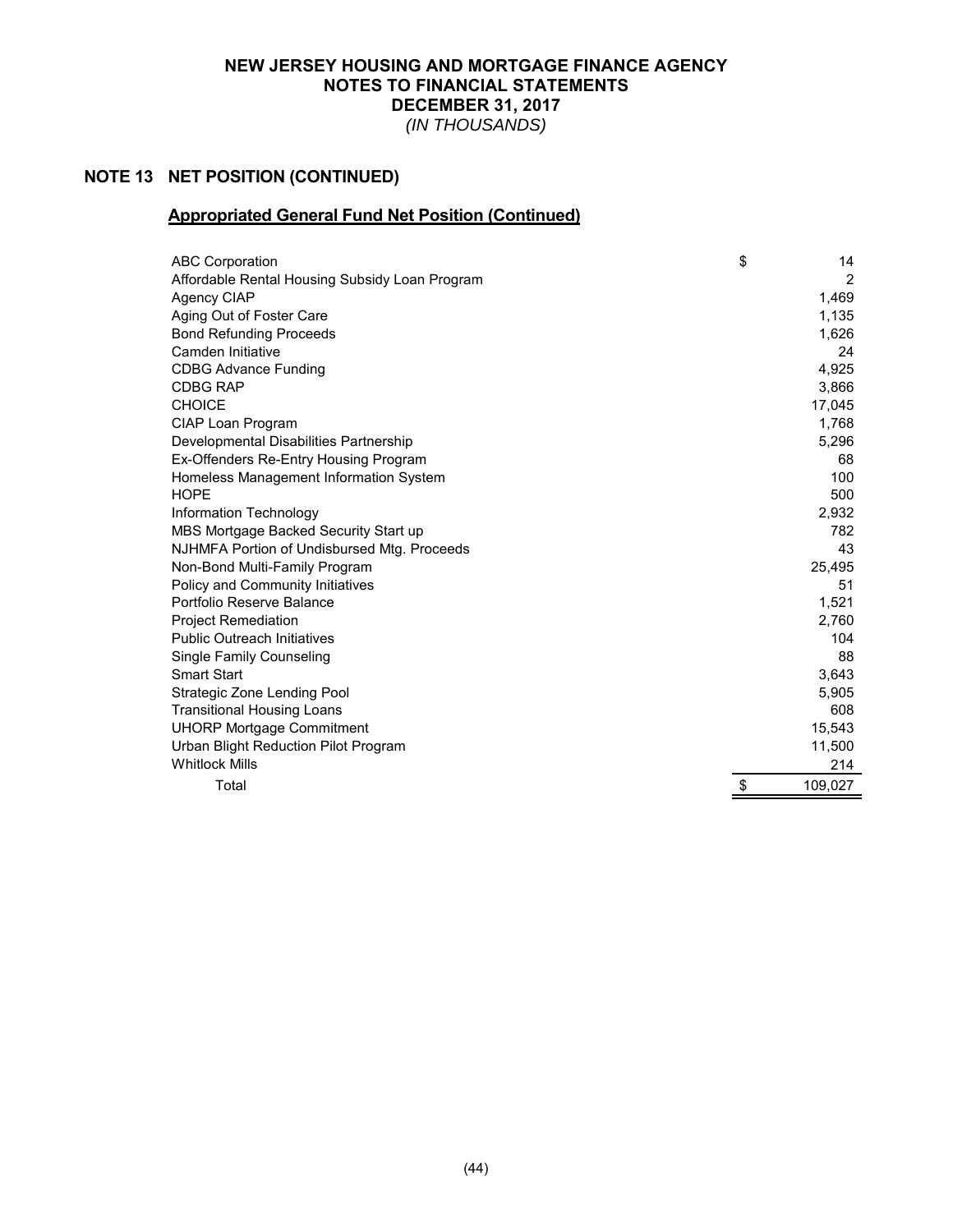# NEW JERSEY HOUSING AND MORTGAGE FINANCE AGENCY
## NOTES TO FINANCIAL STATEMENTS
## DECEMBER 31, 2017
*(IN THOUSANDS)*

## NOTE 13 NET POSITION (CONTINUED)

### Appropriated General Fund Net Position (Continued)

| | |
|---|---|
| ABC Corporation | $ 14 |
| Affordable Rental Housing Subsidy Loan Program | 2 |
| Agency CIAP | 1,469 |
| Aging Out of Foster Care | 1,135 |
| Bond Refunding Proceeds | 1,626 |
| Camden Initiative | 24 |
| CDBG Advance Funding | 4,925 |
| CDBG RAP | 3,866 |
| CHOICE | 17,045 |
| CIAP Loan Program | 1,768 |
| Developmental Disabilities Partnership | 5,296 |
| Ex-Offenders Re-Entry Housing Program | 68 |
| Homeless Management Information System | 100 |
| HOPE | 500 |
| Information Technology | 2,932 |
| MBS Mortgage Backed Security Start up | 782 |
| NJHMFA Portion of Undisbursed Mtg. Proceeds | 43 |
| Non-Bond Multi-Family Program | 25,495 |
| Policy and Community Initiatives | 51 |
| Portfolio Reserve Balance | 1,521 |
| Project Remediation | 2,760 |
| Public Outreach Initiatives | 104 |
| Single Family Counseling | 88 |
| Smart Start | 3,643 |
| Strategic Zone Lending Pool | 5,905 |
| Transitional Housing Loans | 608 |
| UHORP Mortgage Commitment | 15,543 |
| Urban Blight Reduction Pilot Program | 11,500 |
| Whitlock Mills | 214 |
| Total | $ 109,027 |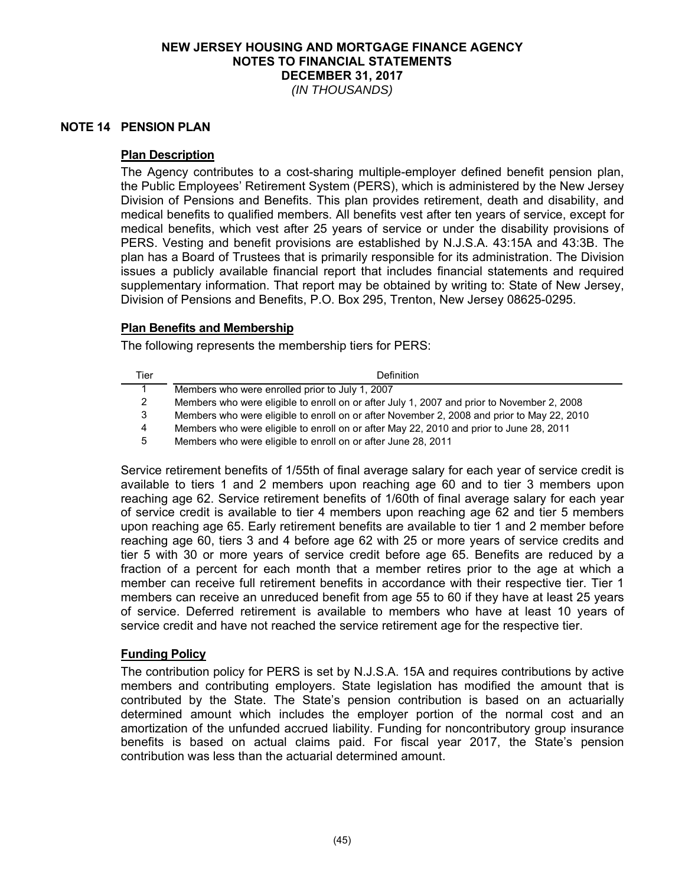# NEW JERSEY HOUSING AND MORTGAGE FINANCE AGENCY
## NOTES TO FINANCIAL STATEMENTS
## DECEMBER 31, 2017
*(IN THOUSANDS)*

## NOTE 14 PENSION PLAN

### Plan Description

The Agency contributes to a cost-sharing multiple-employer defined benefit pension plan, the Public Employees' Retirement System (PERS), which is administered by the New Jersey Division of Pensions and Benefits. This plan provides retirement, death and disability, and medical benefits to qualified members. All benefits vest after ten years of service, except for medical benefits, which vest after 25 years of service or under the disability provisions of PERS. Vesting and benefit provisions are established by N.J.S.A. 43:15A and 43:3B. The plan has a Board of Trustees that is primarily responsible for its administration. The Division issues a publicly available financial report that includes financial statements and required supplementary information. That report may be obtained by writing to: State of New Jersey, Division of Pensions and Benefits, P.O. Box 295, Trenton, New Jersey 08625-0295.

### Plan Benefits and Membership

The following represents the membership tiers for PERS:

| Tier | Definition |
|---|---|
| 1 | Members who were enrolled prior to July 1, 2007 |
| 2 | Members who were eligible to enroll on or after July 1, 2007 and prior to November 2, 2008 |
| 3 | Members who were eligible to enroll on or after November 2, 2008 and prior to May 22, 2010 |
| 4 | Members who were eligible to enroll on or after May 22, 2010 and prior to June 28, 2011 |
| 5 | Members who were eligible to enroll on or after June 28, 2011 |

Service retirement benefits of 1/55th of final average salary for each year of service credit is available to tiers 1 and 2 members upon reaching age 60 and to tier 3 members upon reaching age 62. Service retirement benefits of 1/60th of final average salary for each year of service credit is available to tier 4 members upon reaching age 62 and tier 5 members upon reaching age 65. Early retirement benefits are available to tier 1 and 2 member before reaching age 60, tiers 3 and 4 before age 62 with 25 or more years of service credits and tier 5 with 30 or more years of service credit before age 65. Benefits are reduced by a fraction of a percent for each month that a member retires prior to the age at which a member can receive full retirement benefits in accordance with their respective tier. Tier 1 members can receive an unreduced benefit from age 55 to 60 if they have at least 25 years of service. Deferred retirement is available to members who have at least 10 years of service credit and have not reached the service retirement age for the respective tier.

### Funding Policy

The contribution policy for PERS is set by N.J.S.A. 15A and requires contributions by active members and contributing employers. State legislation has modified the amount that is contributed by the State. The State's pension contribution is based on an actuarially determined amount which includes the employer portion of the normal cost and an amortization of the unfunded accrued liability. Funding for noncontributory group insurance benefits is based on actual claims paid. For fiscal year 2017, the State's pension contribution was less than the actuarial determined amount.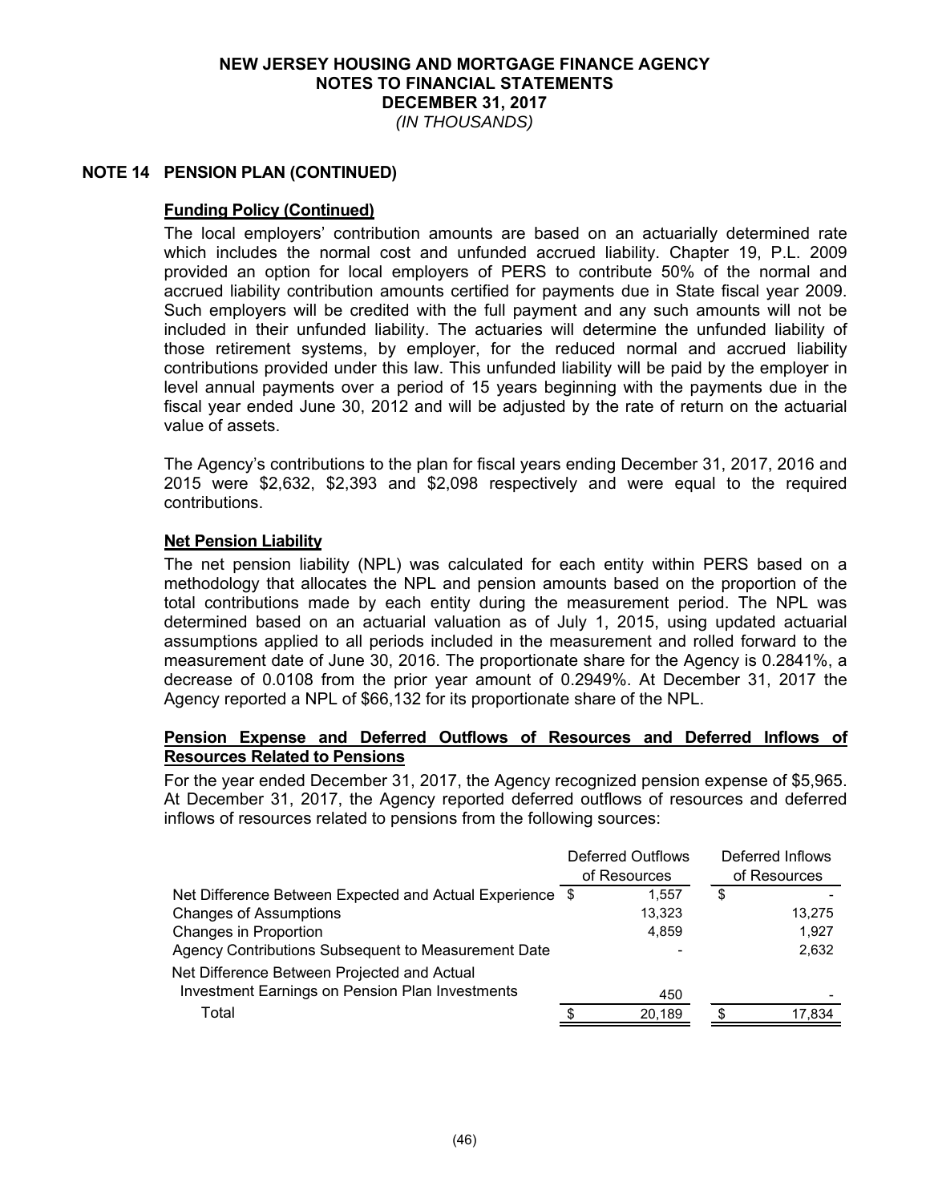# NEW JERSEY HOUSING AND MORTGAGE FINANCE AGENCY
## NOTES TO FINANCIAL STATEMENTS
## DECEMBER 31, 2017
*(IN THOUSANDS)*

## NOTE 14 PENSION PLAN (CONTINUED)

### Funding Policy (Continued)

The local employers' contribution amounts are based on an actuarially determined rate which includes the normal cost and unfunded accrued liability. Chapter 19, P.L. 2009 provided an option for local employers of PERS to contribute 50% of the normal and accrued liability contribution amounts certified for payments due in State fiscal year 2009. Such employers will be credited with the full payment and any such amounts will not be included in their unfunded liability. The actuaries will determine the unfunded liability of those retirement systems, by employer, for the reduced normal and accrued liability contributions provided under this law. This unfunded liability will be paid by the employer in level annual payments over a period of 15 years beginning with the payments due in the fiscal year ended June 30, 2012 and will be adjusted by the rate of return on the actuarial value of assets.

The Agency's contributions to the plan for fiscal years ending December 31, 2017, 2016 and 2015 were \$2,632, \$2,393 and \$2,098 respectively and were equal to the required contributions.

### Net Pension Liability

The net pension liability (NPL) was calculated for each entity within PERS based on a methodology that allocates the NPL and pension amounts based on the proportion of the total contributions made by each entity during the measurement period. The NPL was determined based on an actuarial valuation as of July 1, 2015, using updated actuarial assumptions applied to all periods included in the measurement and rolled forward to the measurement date of June 30, 2016. The proportionate share for the Agency is 0.2841%, a decrease of 0.0108 from the prior year amount of 0.2949%. At December 31, 2017 the Agency reported a NPL of \$66,132 for its proportionate share of the NPL.

### Pension Expense and Deferred Outflows of Resources and Deferred Inflows of Resources Related to Pensions

For the year ended December 31, 2017, the Agency recognized pension expense of \$5,965. At December 31, 2017, the Agency reported deferred outflows of resources and deferred inflows of resources related to pensions from the following sources:

| | Deferred Outflows of Resources | Deferred Inflows of Resources |
|---|---|---|
| Net Difference Between Expected and Actual Experience | \$ 1,557 | \$ - |
| Changes of Assumptions | 13,323 | 13,275 |
| Changes in Proportion | 4,859 | 1,927 |
| Agency Contributions Subsequent to Measurement Date | - | 2,632 |
| Net Difference Between Projected and Actual Investment Earnings on Pension Plan Investments | 450 | - |
| Total | \$ 20,189 | \$ 17,834 |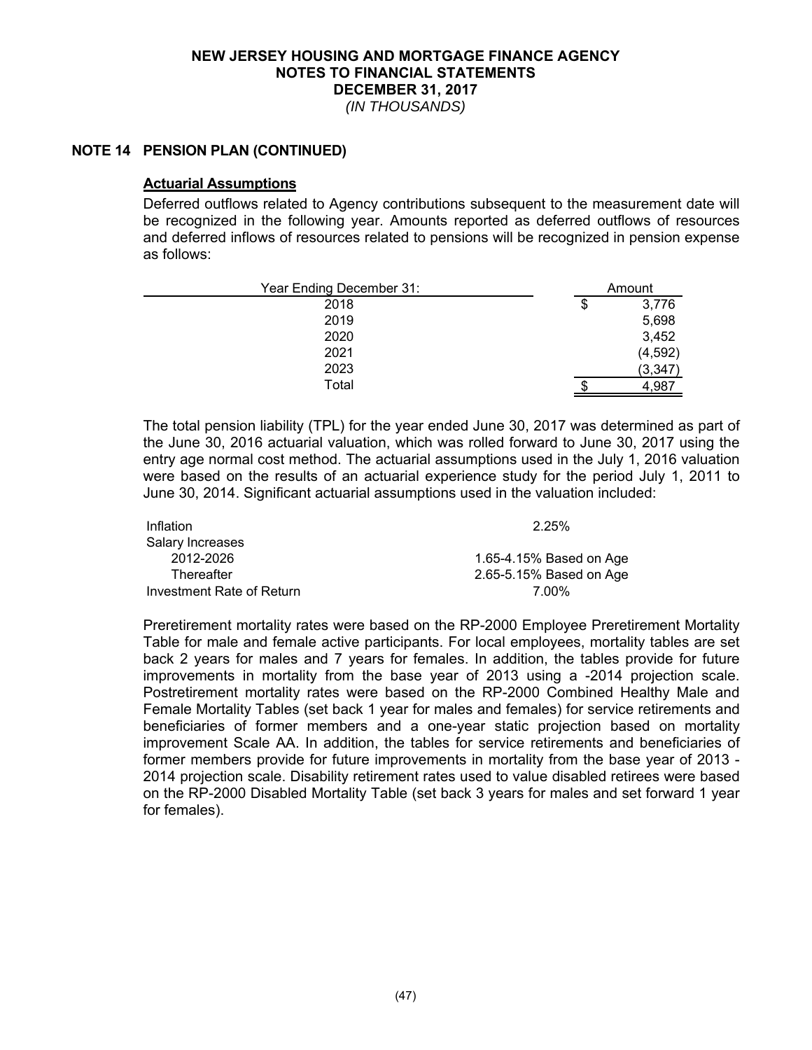## NOTE 14 PENSION PLAN (CONTINUED)

### Actuarial Assumptions

Deferred outflows related to Agency contributions subsequent to the measurement date will be recognized in the following year. Amounts reported as deferred outflows of resources and deferred inflows of resources related to pensions will be recognized in pension expense as follows:

| Year Ending December 31: | Amount |
|---|---|
| 2018 | $ 3,776 |
| 2019 | 5,698 |
| 2020 | 3,452 |
| 2021 | (4,592) |
| 2023 | (3,347) |
| Total | $ 4,987 |

The total pension liability (TPL) for the year ended June 30, 2017 was determined as part of the June 30, 2016 actuarial valuation, which was rolled forward to June 30, 2017 using the entry age normal cost method. The actuarial assumptions used in the July 1, 2016 valuation were based on the results of an actuarial experience study for the period July 1, 2011 to June 30, 2014. Significant actuarial assumptions used in the valuation included:

| | |
|---|---|
| Inflation | 2.25% |
| Salary Increases | |
| 2012-2026 | 1.65-4.15% Based on Age |
| Thereafter | 2.65-5.15% Based on Age |
| Investment Rate of Return | 7.00% |

Preretirement mortality rates were based on the RP-2000 Employee Preretirement Mortality Table for male and female active participants. For local employees, mortality tables are set back 2 years for males and 7 years for females. In addition, the tables provide for future improvements in mortality from the base year of 2013 using a -2014 projection scale. Postretirement mortality rates were based on the RP-2000 Combined Healthy Male and Female Mortality Tables (set back 1 year for males and females) for service retirements and beneficiaries of former members and a one-year static projection based on mortality improvement Scale AA. In addition, the tables for service retirements and beneficiaries of former members provide for future improvements in mortality from the base year of 2013 - 2014 projection scale. Disability retirement rates used to value disabled retirees were based on the RP-2000 Disabled Mortality Table (set back 3 years for males and set forward 1 year for females).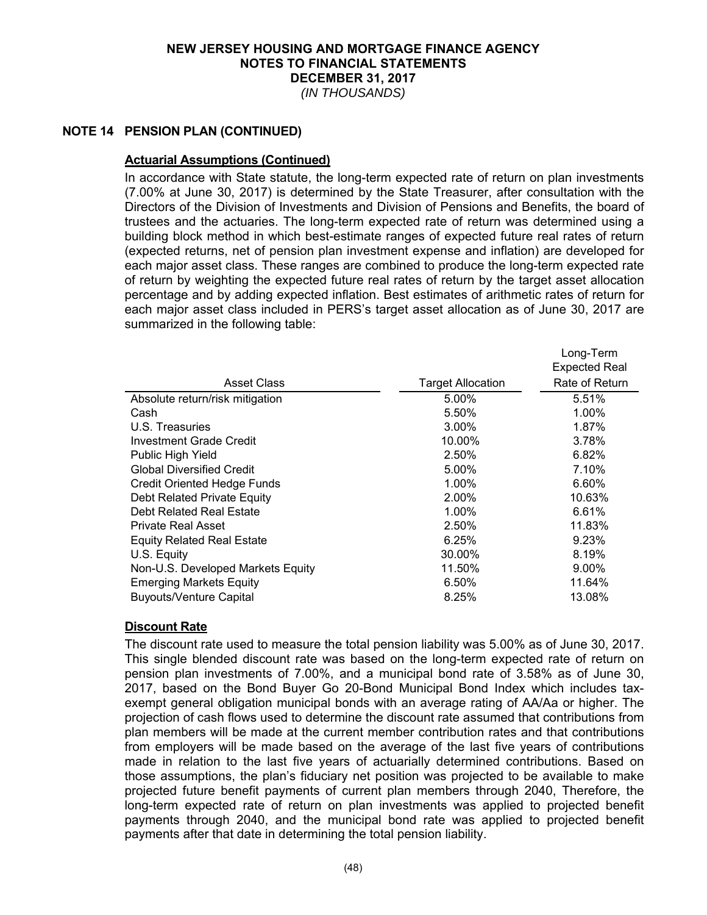# NEW JERSEY HOUSING AND MORTGAGE FINANCE AGENCY
## NOTES TO FINANCIAL STATEMENTS
## DECEMBER 31, 2017
*(IN THOUSANDS)*

## NOTE 14 PENSION PLAN (CONTINUED)

### Actuarial Assumptions (Continued)

In accordance with State statute, the long-term expected rate of return on plan investments (7.00% at June 30, 2017) is determined by the State Treasurer, after consultation with the Directors of the Division of Investments and Division of Pensions and Benefits, the board of trustees and the actuaries. The long-term expected rate of return was determined using a building block method in which best-estimate ranges of expected future real rates of return (expected returns, net of pension plan investment expense and inflation) are developed for each major asset class. These ranges are combined to produce the long-term expected rate of return by weighting the expected future real rates of return by the target asset allocation percentage and by adding expected inflation. Best estimates of arithmetic rates of return for each major asset class included in PERS's target asset allocation as of June 30, 2017 are summarized in the following table:

| Asset Class | Target Allocation | Long-Term Expected Real Rate of Return |
|---|---|---|
| Absolute return/risk mitigation | 5.00% | 5.51% |
| Cash | 5.50% | 1.00% |
| U.S. Treasuries | 3.00% | 1.87% |
| Investment Grade Credit | 10.00% | 3.78% |
| Public High Yield | 2.50% | 6.82% |
| Global Diversified Credit | 5.00% | 7.10% |
| Credit Oriented Hedge Funds | 1.00% | 6.60% |
| Debt Related Private Equity | 2.00% | 10.63% |
| Debt Related Real Estate | 1.00% | 6.61% |
| Private Real Asset | 2.50% | 11.83% |
| Equity Related Real Estate | 6.25% | 9.23% |
| U.S. Equity | 30.00% | 8.19% |
| Non-U.S. Developed Markets Equity | 11.50% | 9.00% |
| Emerging Markets Equity | 6.50% | 11.64% |
| Buyouts/Venture Capital | 8.25% | 13.08% |

### Discount Rate

The discount rate used to measure the total pension liability was 5.00% as of June 30, 2017. This single blended discount rate was based on the long-term expected rate of return on pension plan investments of 7.00%, and a municipal bond rate of 3.58% as of June 30, 2017, based on the Bond Buyer Go 20-Bond Municipal Bond Index which includes tax-exempt general obligation municipal bonds with an average rating of AA/Aa or higher. The projection of cash flows used to determine the discount rate assumed that contributions from plan members will be made at the current member contribution rates and that contributions from employers will be made based on the average of the last five years of contributions made in relation to the last five years of actuarially determined contributions. Based on those assumptions, the plan's fiduciary net position was projected to be available to make projected future benefit payments of current plan members through 2040, Therefore, the long-term expected rate of return on plan investments was applied to projected benefit payments through 2040, and the municipal bond rate was applied to projected benefit payments after that date in determining the total pension liability.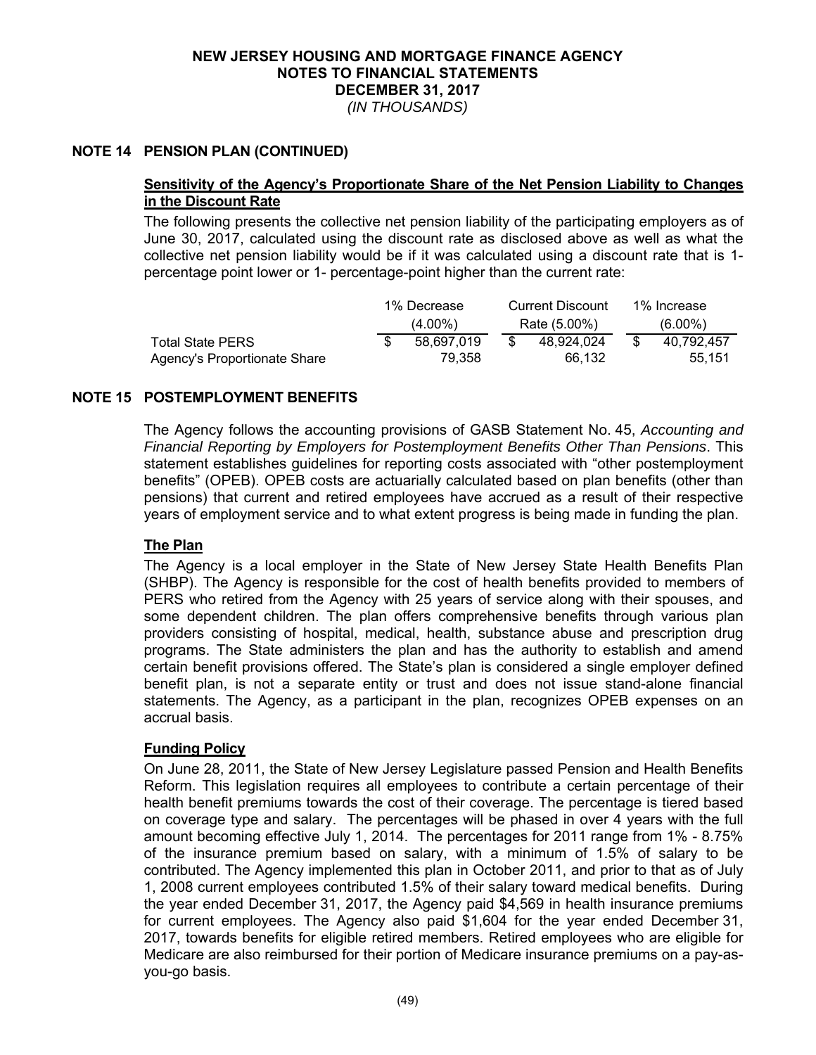## NOTE 14 PENSION PLAN (CONTINUED)

**Sensitivity of the Agency's Proportionate Share of the Net Pension Liability to Changes in the Discount Rate**

The following presents the collective net pension liability of the participating employers as of June 30, 2017, calculated using the discount rate as disclosed above as well as what the collective net pension liability would be if it was calculated using a discount rate that is 1-percentage point lower or 1- percentage-point higher than the current rate:

| | 1% Decrease (4.00%) | Current Discount Rate (5.00%) | 1% Increase (6.00%) |
|---|---|---|---|
| Total State PERS | $ 58,697,019 | $ 48,924,024 | $ 40,792,457 |
| Agency's Proportionate Share | 79,358 | 66,132 | 55,151 |

## NOTE 15 POSTEMPLOYMENT BENEFITS

The Agency follows the accounting provisions of GASB Statement No. 45, *Accounting and Financial Reporting by Employers for Postemployment Benefits Other Than Pensions*. This statement establishes guidelines for reporting costs associated with "other postemployment benefits" (OPEB). OPEB costs are actuarially calculated based on plan benefits (other than pensions) that current and retired employees have accrued as a result of their respective years of employment service and to what extent progress is being made in funding the plan.

**The Plan**

The Agency is a local employer in the State of New Jersey State Health Benefits Plan (SHBP). The Agency is responsible for the cost of health benefits provided to members of PERS who retired from the Agency with 25 years of service along with their spouses, and some dependent children. The plan offers comprehensive benefits through various plan providers consisting of hospital, medical, health, substance abuse and prescription drug programs. The State administers the plan and has the authority to establish and amend certain benefit provisions offered. The State's plan is considered a single employer defined benefit plan, is not a separate entity or trust and does not issue stand-alone financial statements. The Agency, as a participant in the plan, recognizes OPEB expenses on an accrual basis.

**Funding Policy**

On June 28, 2011, the State of New Jersey Legislature passed Pension and Health Benefits Reform. This legislation requires all employees to contribute a certain percentage of their health benefit premiums towards the cost of their coverage. The percentage is tiered based on coverage type and salary. The percentages will be phased in over 4 years with the full amount becoming effective July 1, 2014. The percentages for 2011 range from 1% - 8.75% of the insurance premium based on salary, with a minimum of 1.5% of salary to be contributed. The Agency implemented this plan in October 2011, and prior to that as of July 1, 2008 current employees contributed 1.5% of their salary toward medical benefits. During the year ended December 31, 2017, the Agency paid $4,569 in health insurance premiums for current employees. The Agency also paid $1,604 for the year ended December 31, 2017, towards benefits for eligible retired members. Retired employees who are eligible for Medicare are also reimbursed for their portion of Medicare insurance premiums on a pay-as-you-go basis.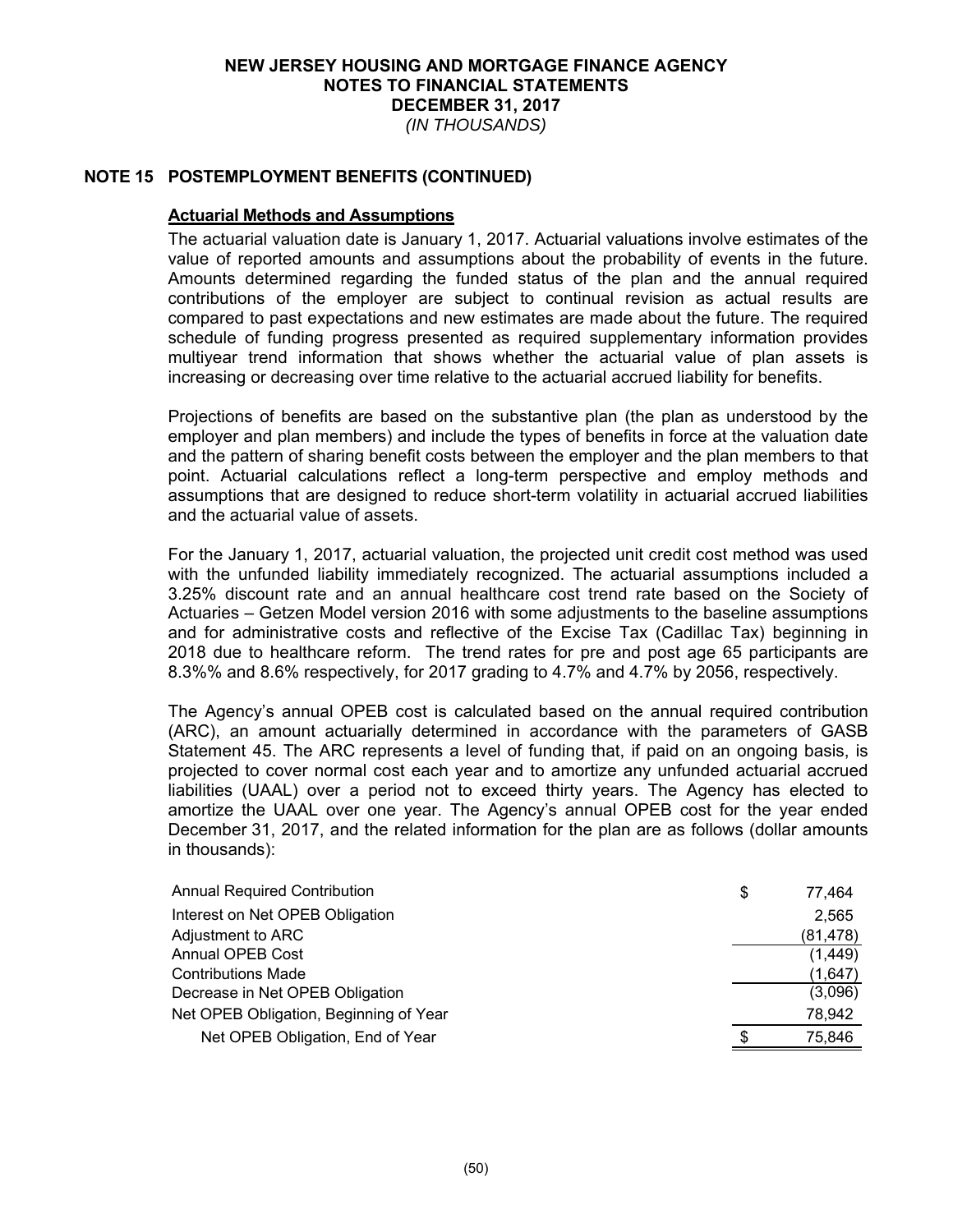# NEW JERSEY HOUSING AND MORTGAGE FINANCE AGENCY
# NOTES TO FINANCIAL STATEMENTS
# DECEMBER 31, 2017
*(IN THOUSANDS)*

## NOTE 15 POSTEMPLOYMENT BENEFITS (CONTINUED)

### Actuarial Methods and Assumptions

The actuarial valuation date is January 1, 2017. Actuarial valuations involve estimates of the value of reported amounts and assumptions about the probability of events in the future. Amounts determined regarding the funded status of the plan and the annual required contributions of the employer are subject to continual revision as actual results are compared to past expectations and new estimates are made about the future. The required schedule of funding progress presented as required supplementary information provides multiyear trend information that shows whether the actuarial value of plan assets is increasing or decreasing over time relative to the actuarial accrued liability for benefits.

Projections of benefits are based on the substantive plan (the plan as understood by the employer and plan members) and include the types of benefits in force at the valuation date and the pattern of sharing benefit costs between the employer and the plan members to that point. Actuarial calculations reflect a long-term perspective and employ methods and assumptions that are designed to reduce short-term volatility in actuarial accrued liabilities and the actuarial value of assets.

For the January 1, 2017, actuarial valuation, the projected unit credit cost method was used with the unfunded liability immediately recognized. The actuarial assumptions included a 3.25% discount rate and an annual healthcare cost trend rate based on the Society of Actuaries – Getzen Model version 2016 with some adjustments to the baseline assumptions and for administrative costs and reflective of the Excise Tax (Cadillac Tax) beginning in 2018 due to healthcare reform. The trend rates for pre and post age 65 participants are 8.3%% and 8.6% respectively, for 2017 grading to 4.7% and 4.7% by 2056, respectively.

The Agency's annual OPEB cost is calculated based on the annual required contribution (ARC), an amount actuarially determined in accordance with the parameters of GASB Statement 45. The ARC represents a level of funding that, if paid on an ongoing basis, is projected to cover normal cost each year and to amortize any unfunded actuarial accrued liabilities (UAAL) over a period not to exceed thirty years. The Agency has elected to amortize the UAAL over one year. The Agency's annual OPEB cost for the year ended December 31, 2017, and the related information for the plan are as follows (dollar amounts in thousands):

| | |
|---|---|
| Annual Required Contribution | $ 77,464 |
| Interest on Net OPEB Obligation | 2,565 |
| Adjustment to ARC | (81,478) |
| Annual OPEB Cost | (1,449) |
| Contributions Made | (1,647) |
| Decrease in Net OPEB Obligation | (3,096) |
| Net OPEB Obligation, Beginning of Year | 78,942 |
| Net OPEB Obligation, End of Year | $ 75,846 |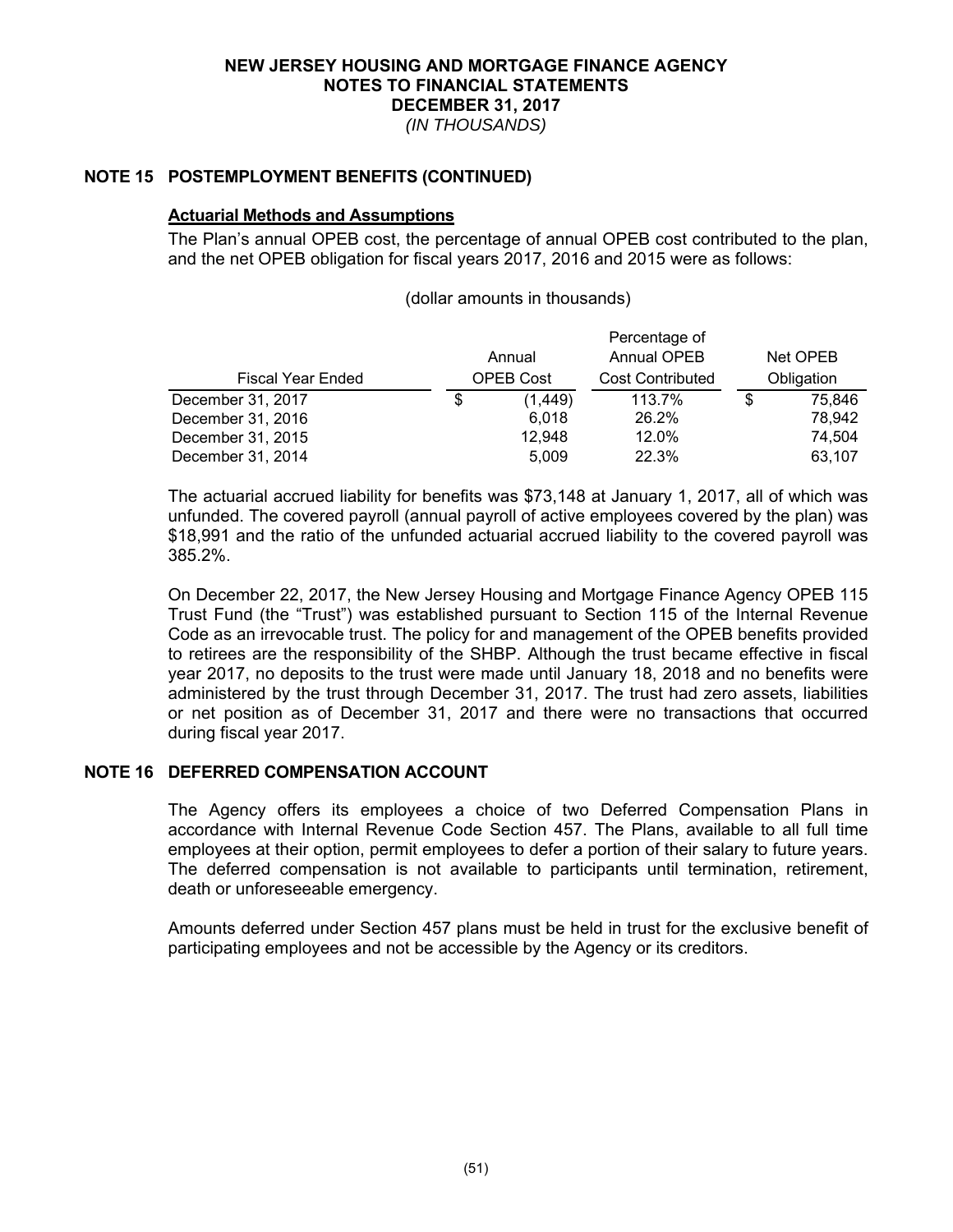**NEW JERSEY HOUSING AND MORTGAGE FINANCE AGENCY**
**NOTES TO FINANCIAL STATEMENTS**
**DECEMBER 31, 2017**
*(IN THOUSANDS)*

## NOTE 15 POSTEMPLOYMENT BENEFITS (CONTINUED)

### Actuarial Methods and Assumptions

The Plan's annual OPEB cost, the percentage of annual OPEB cost contributed to the plan, and the net OPEB obligation for fiscal years 2017, 2016 and 2015 were as follows:

(dollar amounts in thousands)

| Fiscal Year Ended | Annual OPEB Cost | Percentage of Annual OPEB Cost Contributed | Net OPEB Obligation |
|---|---|---|---|
| December 31, 2017 | $ (1,449) | 113.7% | $ 75,846 |
| December 31, 2016 | 6,018 | 26.2% | 78,942 |
| December 31, 2015 | 12,948 | 12.0% | 74,504 |
| December 31, 2014 | 5,009 | 22.3% | 63,107 |

The actuarial accrued liability for benefits was $73,148 at January 1, 2017, all of which was unfunded. The covered payroll (annual payroll of active employees covered by the plan) was $18,991 and the ratio of the unfunded actuarial accrued liability to the covered payroll was 385.2%.

On December 22, 2017, the New Jersey Housing and Mortgage Finance Agency OPEB 115 Trust Fund (the "Trust") was established pursuant to Section 115 of the Internal Revenue Code as an irrevocable trust. The policy for and management of the OPEB benefits provided to retirees are the responsibility of the SHBP. Although the trust became effective in fiscal year 2017, no deposits to the trust were made until January 18, 2018 and no benefits were administered by the trust through December 31, 2017. The trust had zero assets, liabilities or net position as of December 31, 2017 and there were no transactions that occurred during fiscal year 2017.

## NOTE 16 DEFERRED COMPENSATION ACCOUNT

The Agency offers its employees a choice of two Deferred Compensation Plans in accordance with Internal Revenue Code Section 457. The Plans, available to all full time employees at their option, permit employees to defer a portion of their salary to future years. The deferred compensation is not available to participants until termination, retirement, death or unforeseeable emergency.

Amounts deferred under Section 457 plans must be held in trust for the exclusive benefit of participating employees and not be accessible by the Agency or its creditors.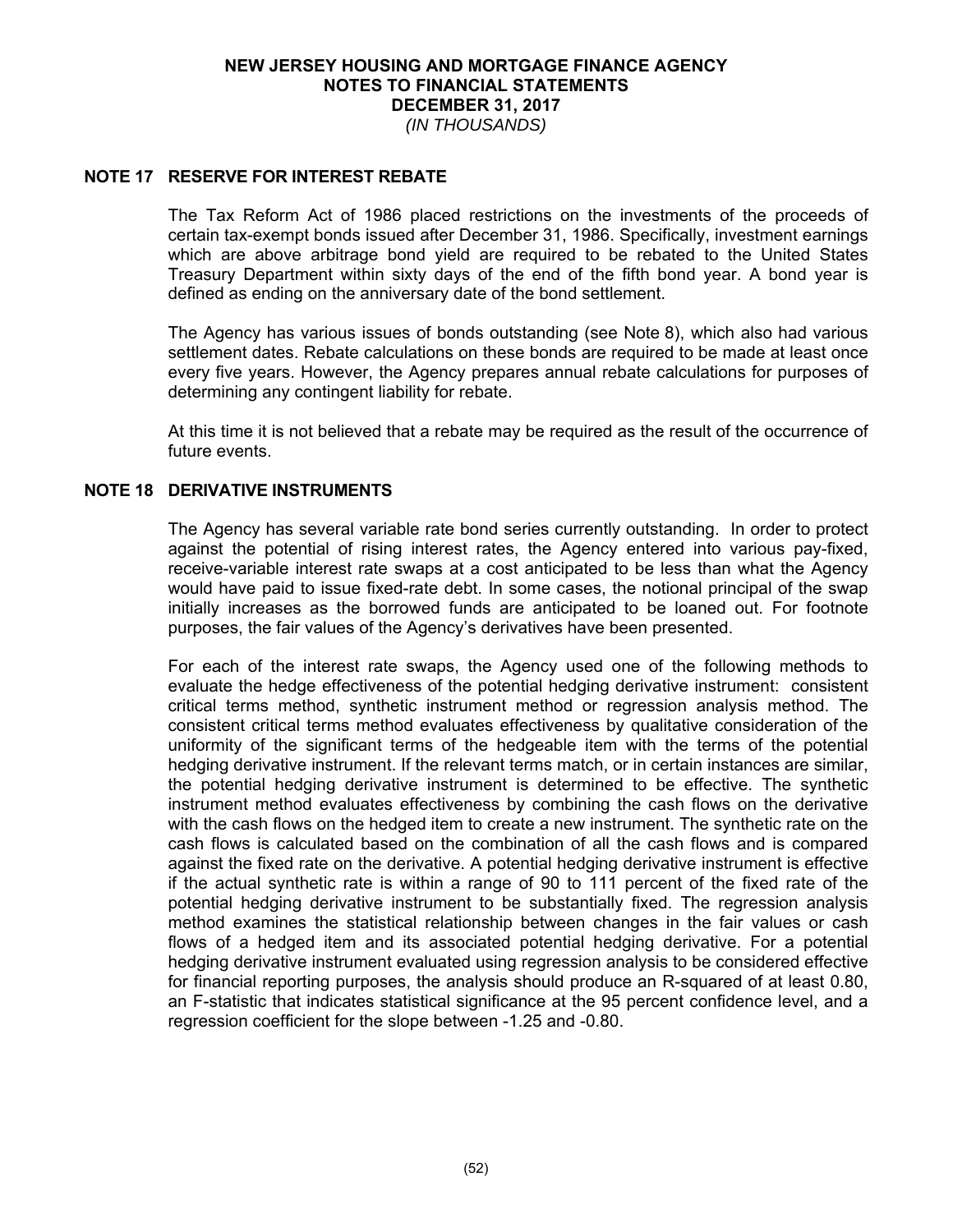# NEW JERSEY HOUSING AND MORTGAGE FINANCE AGENCY
## NOTES TO FINANCIAL STATEMENTS
## DECEMBER 31, 2017
*(IN THOUSANDS)*

### NOTE 17 RESERVE FOR INTEREST REBATE

The Tax Reform Act of 1986 placed restrictions on the investments of the proceeds of certain tax-exempt bonds issued after December 31, 1986. Specifically, investment earnings which are above arbitrage bond yield are required to be rebated to the United States Treasury Department within sixty days of the end of the fifth bond year. A bond year is defined as ending on the anniversary date of the bond settlement.

The Agency has various issues of bonds outstanding (see Note 8), which also had various settlement dates. Rebate calculations on these bonds are required to be made at least once every five years. However, the Agency prepares annual rebate calculations for purposes of determining any contingent liability for rebate.

At this time it is not believed that a rebate may be required as the result of the occurrence of future events.

### NOTE 18 DERIVATIVE INSTRUMENTS

The Agency has several variable rate bond series currently outstanding. In order to protect against the potential of rising interest rates, the Agency entered into various pay-fixed, receive-variable interest rate swaps at a cost anticipated to be less than what the Agency would have paid to issue fixed-rate debt. In some cases, the notional principal of the swap initially increases as the borrowed funds are anticipated to be loaned out. For footnote purposes, the fair values of the Agency's derivatives have been presented.

For each of the interest rate swaps, the Agency used one of the following methods to evaluate the hedge effectiveness of the potential hedging derivative instrument: consistent critical terms method, synthetic instrument method or regression analysis method. The consistent critical terms method evaluates effectiveness by qualitative consideration of the uniformity of the significant terms of the hedgeable item with the terms of the potential hedging derivative instrument. If the relevant terms match, or in certain instances are similar, the potential hedging derivative instrument is determined to be effective. The synthetic instrument method evaluates effectiveness by combining the cash flows on the derivative with the cash flows on the hedged item to create a new instrument. The synthetic rate on the cash flows is calculated based on the combination of all the cash flows and is compared against the fixed rate on the derivative. A potential hedging derivative instrument is effective if the actual synthetic rate is within a range of 90 to 111 percent of the fixed rate of the potential hedging derivative instrument to be substantially fixed. The regression analysis method examines the statistical relationship between changes in the fair values or cash flows of a hedged item and its associated potential hedging derivative. For a potential hedging derivative instrument evaluated using regression analysis to be considered effective for financial reporting purposes, the analysis should produce an $R$-squared of at least 0.80, an $F$-statistic that indicates statistical significance at the 95 percent confidence level, and a regression coefficient for the slope between -1.25 and -0.80.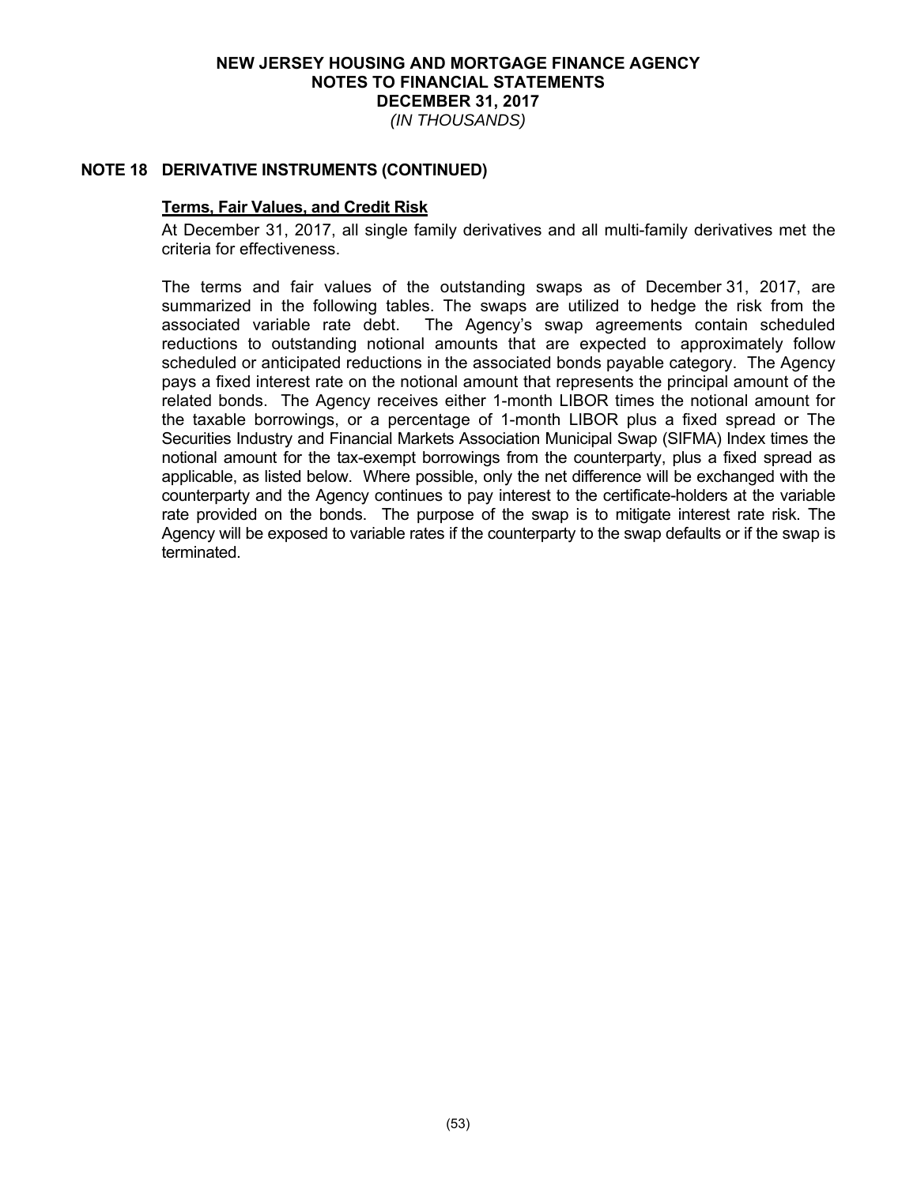# NEW JERSEY HOUSING AND MORTGAGE FINANCE AGENCY
## NOTES TO FINANCIAL STATEMENTS
## DECEMBER 31, 2017
*(IN THOUSANDS)*

## NOTE 18 DERIVATIVE INSTRUMENTS (CONTINUED)

**Terms, Fair Values, and Credit Risk**

At December 31, 2017, all single family derivatives and all multi-family derivatives met the criteria for effectiveness.

The terms and fair values of the outstanding swaps as of December 31, 2017, are summarized in the following tables. The swaps are utilized to hedge the risk from the associated variable rate debt. The Agency's swap agreements contain scheduled reductions to outstanding notional amounts that are expected to approximately follow scheduled or anticipated reductions in the associated bonds payable category. The Agency pays a fixed interest rate on the notional amount that represents the principal amount of the related bonds. The Agency receives either 1-month LIBOR times the notional amount for the taxable borrowings, or a percentage of 1-month LIBOR plus a fixed spread or The Securities Industry and Financial Markets Association Municipal Swap (SIFMA) Index times the notional amount for the tax-exempt borrowings from the counterparty, plus a fixed spread as applicable, as listed below. Where possible, only the net difference will be exchanged with the counterparty and the Agency continues to pay interest to the certificate-holders at the variable rate provided on the bonds. The purpose of the swap is to mitigate interest rate risk. The Agency will be exposed to variable rates if the counterparty to the swap defaults or if the swap is terminated.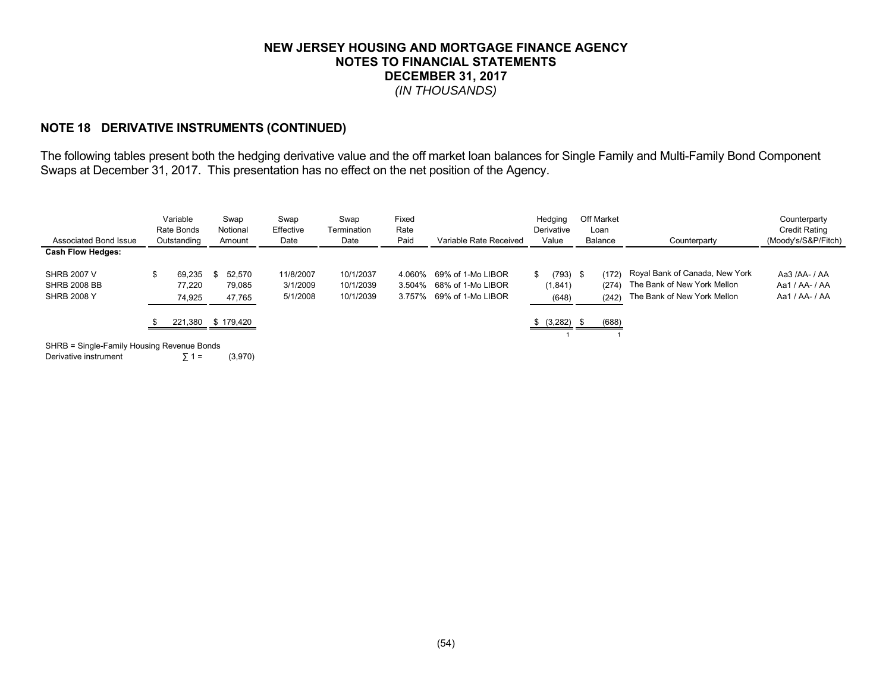# NEW JERSEY HOUSING AND MORTGAGE FINANCE AGENCY
## NOTES TO FINANCIAL STATEMENTS
## DECEMBER 31, 2017
*(IN THOUSANDS)*

### NOTE 18 DERIVATIVE INSTRUMENTS (CONTINUED)

The following tables present both the hedging derivative value and the off market loan balances for Single Family and Multi-Family Bond Component Swaps at December 31, 2017. This presentation has no effect on the net position of the Agency.

| Associated Bond Issue | Variable Rate Bonds Outstanding | Swap Notional Amount | Swap Effective Date | Swap Termination Date | Fixed Rate Paid | Variable Rate Received | Hedging Derivative Value | Off Market Loan Balance | Counterparty | Counterparty Credit Rating (Moody's/S&P/Fitch) |
|---|---|---|---|---|---|---|---|---|---|---|
| **Cash Flow Hedges:** | | | | | | | | | | |
| SHRB 2007 V | $ 69,235 | $ 52,570 | 11/8/2007 | 10/1/2037 | 4.060% | 69% of 1-Mo LIBOR | $ (793) | $ (172) | Royal Bank of Canada, New York | Aa3 /AA- / AA |
| SHRB 2008 BB | 77,220 | 79,085 | 3/1/2009 | 10/1/2039 | 3.504% | 68% of 1-Mo LIBOR | (1,841) | (274) | The Bank of New York Mellon | Aa1 / AA- / AA |
| SHRB 2008 Y | 74,925 | 47,765 | 5/1/2008 | 10/1/2039 | 3.757% | 69% of 1-Mo LIBOR | (648) | (242) | The Bank of New York Mellon | Aa1 / AA- / AA |
| | $ 221,380 | $ 179,420 | | | | | $ (3,282) [1] | $ (688) [1] | | |

SHRB = Single-Family Housing Revenue Bonds

Derivative instrument $\sum 1 =$ (3,970)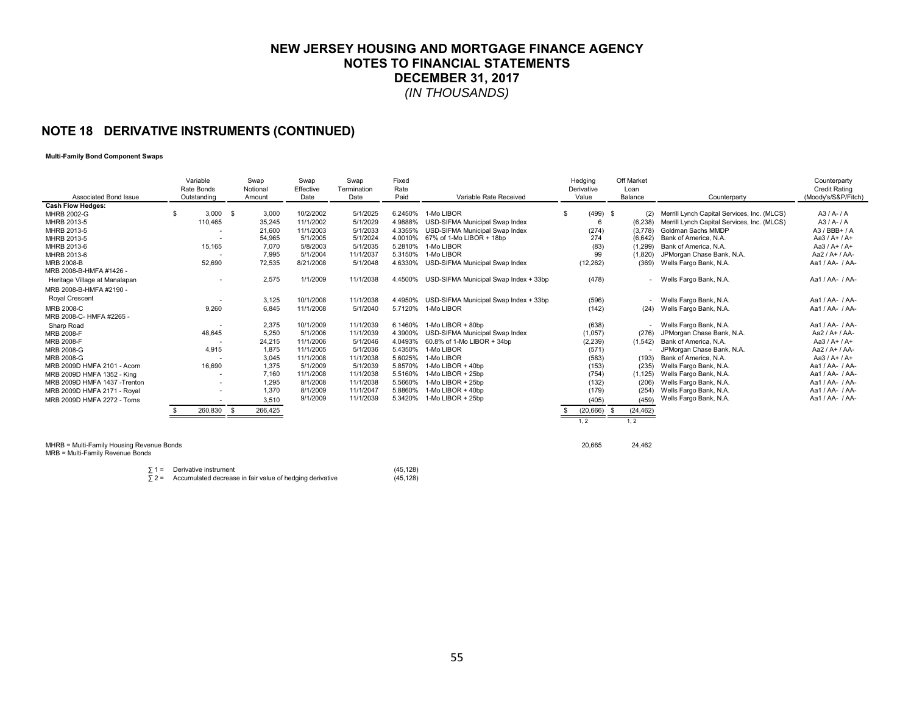# NEW JERSEY HOUSING AND MORTGAGE FINANCE AGENCY
## NOTES TO FINANCIAL STATEMENTS
## DECEMBER 31, 2017
*(IN THOUSANDS)*

## NOTE 18 DERIVATIVE INSTRUMENTS (CONTINUED)

**Multi-Family Bond Component Swaps**

| Associated Bond Issue | Variable Rate Bonds Outstanding | Swap Notional Amount | Swap Effective Date | Swap Termination Date | Fixed Rate Paid | Variable Rate Received | Hedging Derivative Value | Off Market Loan Balance | Counterparty | Counterparty Credit Rating (Moody's/S&P/Fitch) |
|---|---|---|---|---|---|---|---|---|---|---|
| **Cash Flow Hedges:** | | | | | | | | | | |
| MHRB 2002-G | $ 3,000 | $ 3,000 | 10/2/2002 | 5/1/2025 | 6.2450% | 1-Mo LIBOR | $ (499) | $ (2) | Merrill Lynch Capital Services, Inc. (MLCS) | A3 / A- / A |
| MHRB 2013-5 | 110,465 | 35,245 | 11/1/2002 | 5/1/2029 | 4.9888% | USD-SIFMA Municipal Swap Index | 6 | (6,238) | Merrill Lynch Capital Services, Inc. (MLCS) | A3 / A- / A |
| MHRB 2013-5 | - | 21,600 | 11/1/2003 | 5/1/2033 | 4.3355% | USD-SIFMA Municipal Swap Index | (274) | (3,778) | Goldman Sachs MMDP | A3 / BBB+ / A |
| MHRB 2013-5 | - | 54,965 | 5/1/2005 | 5/1/2024 | 4.0010% | 67% of 1-Mo LIBOR + 18bp | 274 | (6,642) | Bank of America, N.A. | Aa3 / A+ / A+ |
| MHRB 2013-6 | 15,165 | 7,070 | 5/8/2003 | 5/1/2035 | 5.2810% | 1-Mo LIBOR | (83) | (1,299) | Bank of America, N.A. | Aa3 / A+ / A+ |
| MHRB 2013-6 | - | 7,995 | 5/1/2004 | 11/1/2037 | 5.3150% | 1-Mo LIBOR | 99 | (1,820) | JPMorgan Chase Bank, N.A. | Aa2 / A+ / AA- |
| MRB 2008-B | 52,690 | 72,535 | 8/21/2008 | 5/1/2048 | 4.6330% | USD-SIFMA Municipal Swap Index | (12,262) | (369) | Wells Fargo Bank, N.A. | Aa1 / AA- / AA- |
| MRB 2008-B-HMFA #1426 - Heritage Village at Manalapan | - | 2,575 | 1/1/2009 | 11/1/2038 | 4.4500% | USD-SIFMA Municipal Swap Index + 33bp | (478) | - | Wells Fargo Bank, N.A. | Aa1 / AA- / AA- |
| MRB 2008-B-HMFA #2190 - Royal Crescent | - | 3,125 | 10/1/2008 | 11/1/2038 | 4.4950% | USD-SIFMA Municipal Swap Index + 33bp | (596) | - | Wells Fargo Bank, N.A. | Aa1 / AA- / AA- |
| MRB 2008-C | 9,260 | 6,845 | 11/1/2008 | 5/1/2040 | 5.7120% | 1-Mo LIBOR | (142) | (24) | Wells Fargo Bank, N.A. | Aa1 / AA- / AA- |
| MRB 2008-C- HMFA #2265 - Sharp Road | - | 2,375 | 10/1/2009 | 11/1/2039 | 6.1460% | 1-Mo LIBOR + 80bp | (638) | - | Wells Fargo Bank, N.A. | Aa1 / AA- / AA- |
| MRB 2008-F | 48,645 | 5,250 | 5/1/2006 | 11/1/2039 | 4.3900% | USD-SIFMA Municipal Swap Index | (1,057) | (276) | JPMorgan Chase Bank, N.A. | Aa2 / A+ / AA- |
| MRB 2008-F | - | 24,215 | 11/1/2006 | 5/1/2046 | 4.0493% | 60.8% of 1-Mo LIBOR + 34bp | (2,239) | (1,542) | Bank of America, N.A. | Aa3 / A+ / A+ |
| MRB 2008-G | 4,915 | 1,875 | 11/1/2005 | 5/1/2036 | 5.4350% | 1-Mo LIBOR | (571) | - | JPMorgan Chase Bank, N.A. | Aa2 / A+ / AA- |
| MRB 2008-G | - | 3,045 | 11/1/2008 | 11/1/2038 | 5.6025% | 1-Mo LIBOR | (583) | (193) | Bank of America, N.A. | Aa3 / A+ / A+ |
| MRB 2009D HMFA 2101 - Acorn | 16,690 | 1,375 | 5/1/2009 | 5/1/2039 | 5.8570% | 1-Mo LIBOR + 40bp | (153) | (235) | Wells Fargo Bank, N.A. | Aa1 / AA- / AA- |
| MRB 2009D HMFA 1352 - King | - | 7,160 | 11/1/2008 | 11/1/2038 | 5.5160% | 1-Mo LIBOR + 25bp | (754) | (1,125) | Wells Fargo Bank, N.A. | Aa1 / AA- / AA- |
| MRB 2009D HMFA 1437 -Trenton | - | 1,295 | 8/1/2008 | 11/1/2038 | 5.5660% | 1-Mo LIBOR + 25bp | (132) | (206) | Wells Fargo Bank, N.A. | Aa1 / AA- / AA- |
| MRB 2009D HMFA 2171 - Royal | - | 1,370 | 8/1/2009 | 11/1/2047 | 5.8860% | 1-Mo LIBOR + 40bp | (179) | (254) | Wells Fargo Bank, N.A. | Aa1 / AA- / AA- |
| MRB 2009D HMFA 2272 - Toms | - | 3,510 | 9/1/2009 | 11/1/2039 | 5.3420% | 1-Mo LIBOR + 25bp | (405) | (459) | Wells Fargo Bank, N.A. | Aa1 / AA- / AA- |
| | $ 260,830 | $ 266,425 | | | | | $ (20,666) | $ (24,462) | | |
| | | | | | | | 1, 2 | 1, 2 | | |
| | | | | | | | 20,665 | 24,462 | | |

MHRB = Multi-Family Housing Revenue Bonds
MRB = Multi-Family Revenue Bonds

| | | |
|---|---|---|
| ∑ 1 = | Derivative instrument | (45,128) |
| ∑ 2 = | Accumulated decrease in fair value of hedging derivative | (45,128) |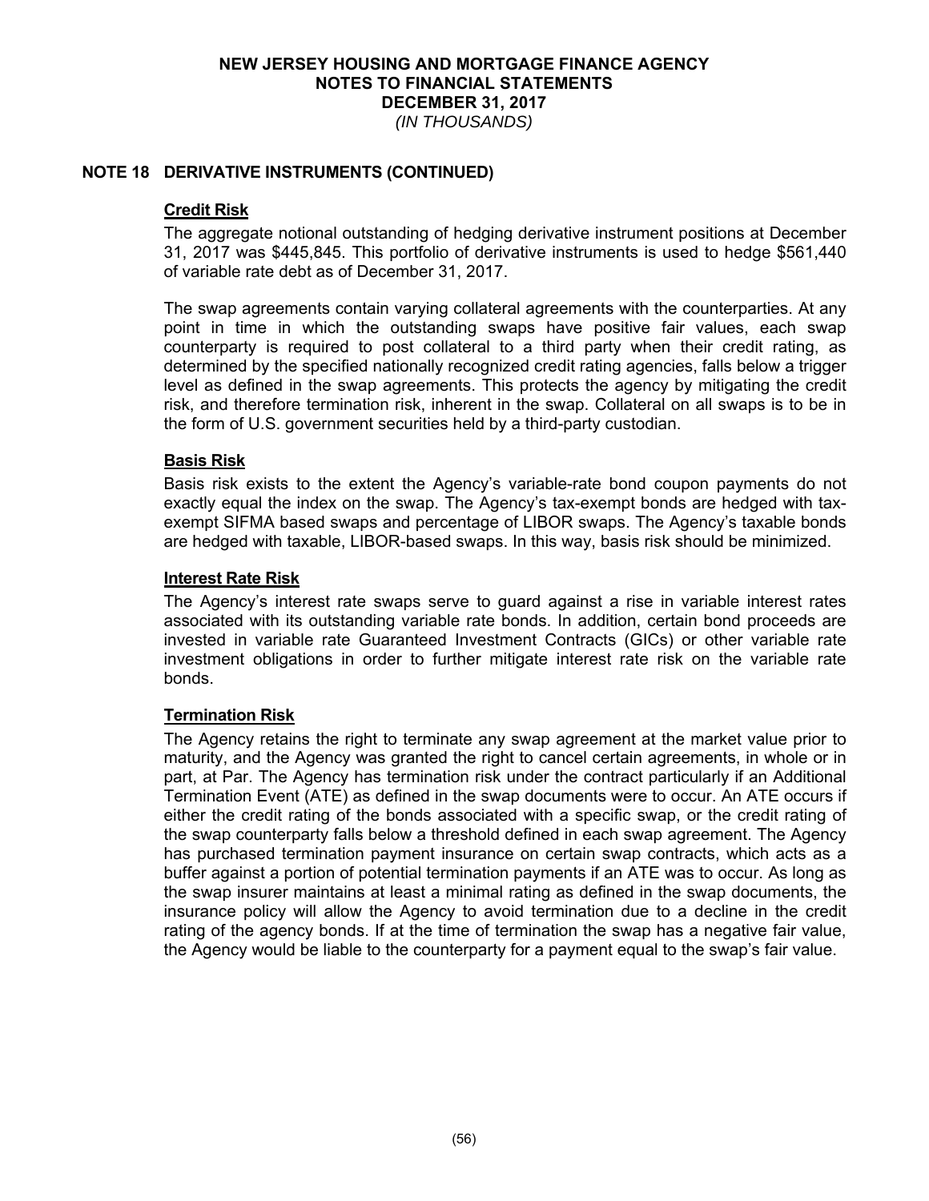# NEW JERSEY HOUSING AND MORTGAGE FINANCE AGENCY
## NOTES TO FINANCIAL STATEMENTS
## DECEMBER 31, 2017
*(IN THOUSANDS)*

## NOTE 18 DERIVATIVE INSTRUMENTS (CONTINUED)

### Credit Risk

The aggregate notional outstanding of hedging derivative instrument positions at December 31, 2017 was $445,845. This portfolio of derivative instruments is used to hedge $561,440 of variable rate debt as of December 31, 2017.

The swap agreements contain varying collateral agreements with the counterparties. At any point in time in which the outstanding swaps have positive fair values, each swap counterparty is required to post collateral to a third party when their credit rating, as determined by the specified nationally recognized credit rating agencies, falls below a trigger level as defined in the swap agreements. This protects the agency by mitigating the credit risk, and therefore termination risk, inherent in the swap. Collateral on all swaps is to be in the form of U.S. government securities held by a third-party custodian.

### Basis Risk

Basis risk exists to the extent the Agency's variable-rate bond coupon payments do not exactly equal the index on the swap. The Agency's tax-exempt bonds are hedged with tax-exempt SIFMA based swaps and percentage of LIBOR swaps. The Agency's taxable bonds are hedged with taxable, LIBOR-based swaps. In this way, basis risk should be minimized.

### Interest Rate Risk

The Agency's interest rate swaps serve to guard against a rise in variable interest rates associated with its outstanding variable rate bonds. In addition, certain bond proceeds are invested in variable rate Guaranteed Investment Contracts (GICs) or other variable rate investment obligations in order to further mitigate interest rate risk on the variable rate bonds.

### Termination Risk

The Agency retains the right to terminate any swap agreement at the market value prior to maturity, and the Agency was granted the right to cancel certain agreements, in whole or in part, at Par. The Agency has termination risk under the contract particularly if an Additional Termination Event (ATE) as defined in the swap documents were to occur. An ATE occurs if either the credit rating of the bonds associated with a specific swap, or the credit rating of the swap counterparty falls below a threshold defined in each swap agreement. The Agency has purchased termination payment insurance on certain swap contracts, which acts as a buffer against a portion of potential termination payments if an ATE was to occur. As long as the swap insurer maintains at least a minimal rating as defined in the swap documents, the insurance policy will allow the Agency to avoid termination due to a decline in the credit rating of the agency bonds. If at the time of termination the swap has a negative fair value, the Agency would be liable to the counterparty for a payment equal to the swap's fair value.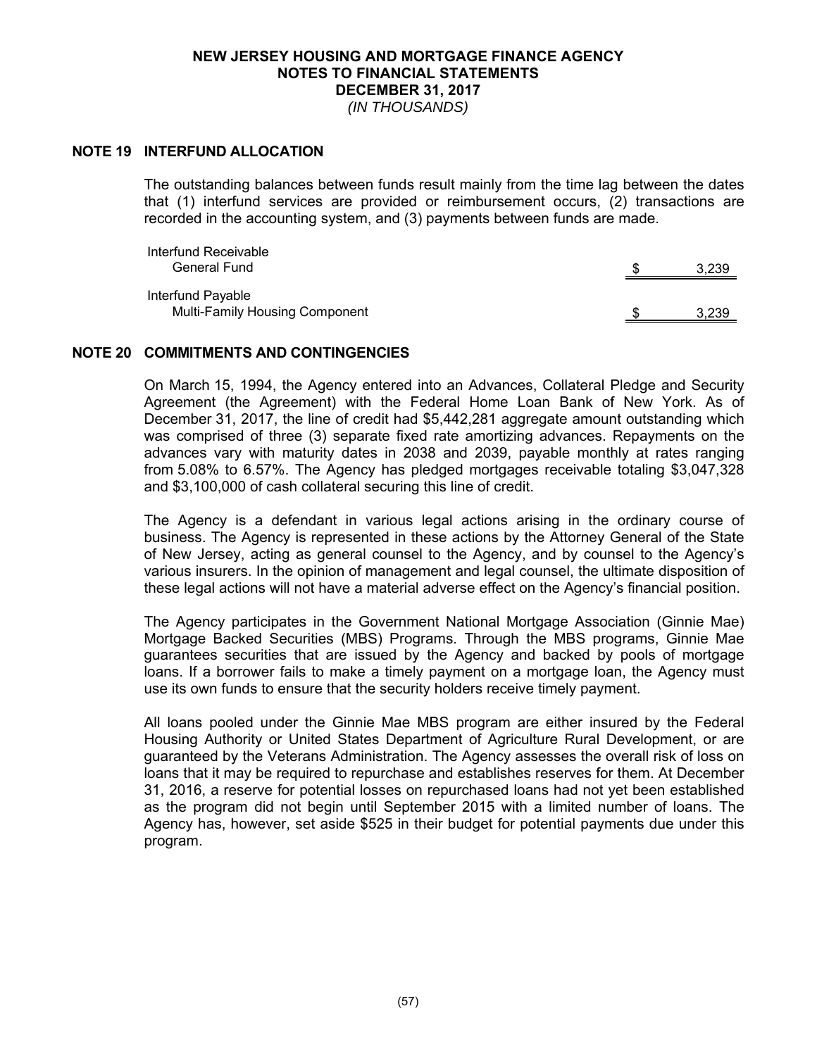**NEW JERSEY HOUSING AND MORTGAGE FINANCE AGENCY**
**NOTES TO FINANCIAL STATEMENTS**
**DECEMBER 31, 2017**
*(IN THOUSANDS)*

## NOTE 19 INTERFUND ALLOCATION

The outstanding balances between funds result mainly from the time lag between the dates that (1) interfund services are provided or reimbursement occurs, (2) transactions are recorded in the accounting system, and (3) payments between funds are made.

| | |
|---|---|
| Interfund Receivable | |
| General Fund | $ 3,239 |
| Interfund Payable | |
| Multi-Family Housing Component | $ 3,239 |

## NOTE 20 COMMITMENTS AND CONTINGENCIES

On March 15, 1994, the Agency entered into an Advances, Collateral Pledge and Security Agreement (the Agreement) with the Federal Home Loan Bank of New York. As of December 31, 2017, the line of credit had $5,442,281 aggregate amount outstanding which was comprised of three (3) separate fixed rate amortizing advances. Repayments on the advances vary with maturity dates in 2038 and 2039, payable monthly at rates ranging from 5.08% to 6.57%. The Agency has pledged mortgages receivable totaling $3,047,328 and $3,100,000 of cash collateral securing this line of credit.

The Agency is a defendant in various legal actions arising in the ordinary course of business. The Agency is represented in these actions by the Attorney General of the State of New Jersey, acting as general counsel to the Agency, and by counsel to the Agency's various insurers. In the opinion of management and legal counsel, the ultimate disposition of these legal actions will not have a material adverse effect on the Agency's financial position.

The Agency participates in the Government National Mortgage Association (Ginnie Mae) Mortgage Backed Securities (MBS) Programs. Through the MBS programs, Ginnie Mae guarantees securities that are issued by the Agency and backed by pools of mortgage loans. If a borrower fails to make a timely payment on a mortgage loan, the Agency must use its own funds to ensure that the security holders receive timely payment.

All loans pooled under the Ginnie Mae MBS program are either insured by the Federal Housing Authority or United States Department of Agriculture Rural Development, or are guaranteed by the Veterans Administration. The Agency assesses the overall risk of loss on loans that it may be required to repurchase and establishes reserves for them. At December 31, 2016, a reserve for potential losses on repurchased loans had not yet been established as the program did not begin until September 2015 with a limited number of loans. The Agency has, however, set aside $525 in their budget for potential payments due under this program.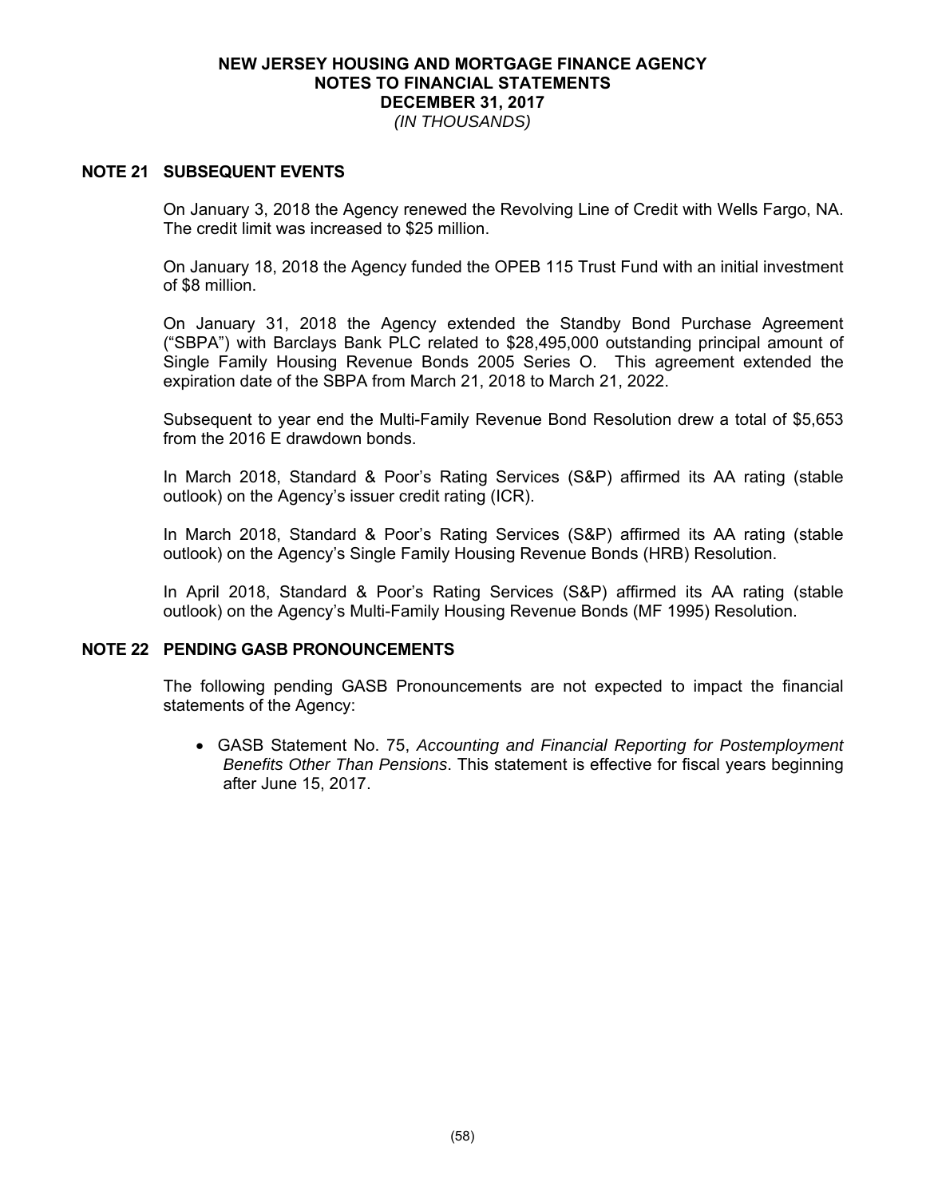## NOTE 21 SUBSEQUENT EVENTS

On January 3, 2018 the Agency renewed the Revolving Line of Credit with Wells Fargo, NA. The credit limit was increased to $25 million.

On January 18, 2018 the Agency funded the OPEB 115 Trust Fund with an initial investment of $8 million.

On January 31, 2018 the Agency extended the Standby Bond Purchase Agreement ("SBPA") with Barclays Bank PLC related to $28,495,000 outstanding principal amount of Single Family Housing Revenue Bonds 2005 Series O. This agreement extended the expiration date of the SBPA from March 21, 2018 to March 21, 2022.

Subsequent to year end the Multi-Family Revenue Bond Resolution drew a total of $5,653 from the 2016 E drawdown bonds.

In March 2018, Standard & Poor's Rating Services (S&P) affirmed its AA rating (stable outlook) on the Agency's issuer credit rating (ICR).

In March 2018, Standard & Poor's Rating Services (S&P) affirmed its AA rating (stable outlook) on the Agency's Single Family Housing Revenue Bonds (HRB) Resolution.

In April 2018, Standard & Poor's Rating Services (S&P) affirmed its AA rating (stable outlook) on the Agency's Multi-Family Housing Revenue Bonds (MF 1995) Resolution.

## NOTE 22 PENDING GASB PRONOUNCEMENTS

The following pending GASB Pronouncements are not expected to impact the financial statements of the Agency:

- GASB Statement No. 75, *Accounting and Financial Reporting for Postemployment Benefits Other Than Pensions*. This statement is effective for fiscal years beginning after June 15, 2017.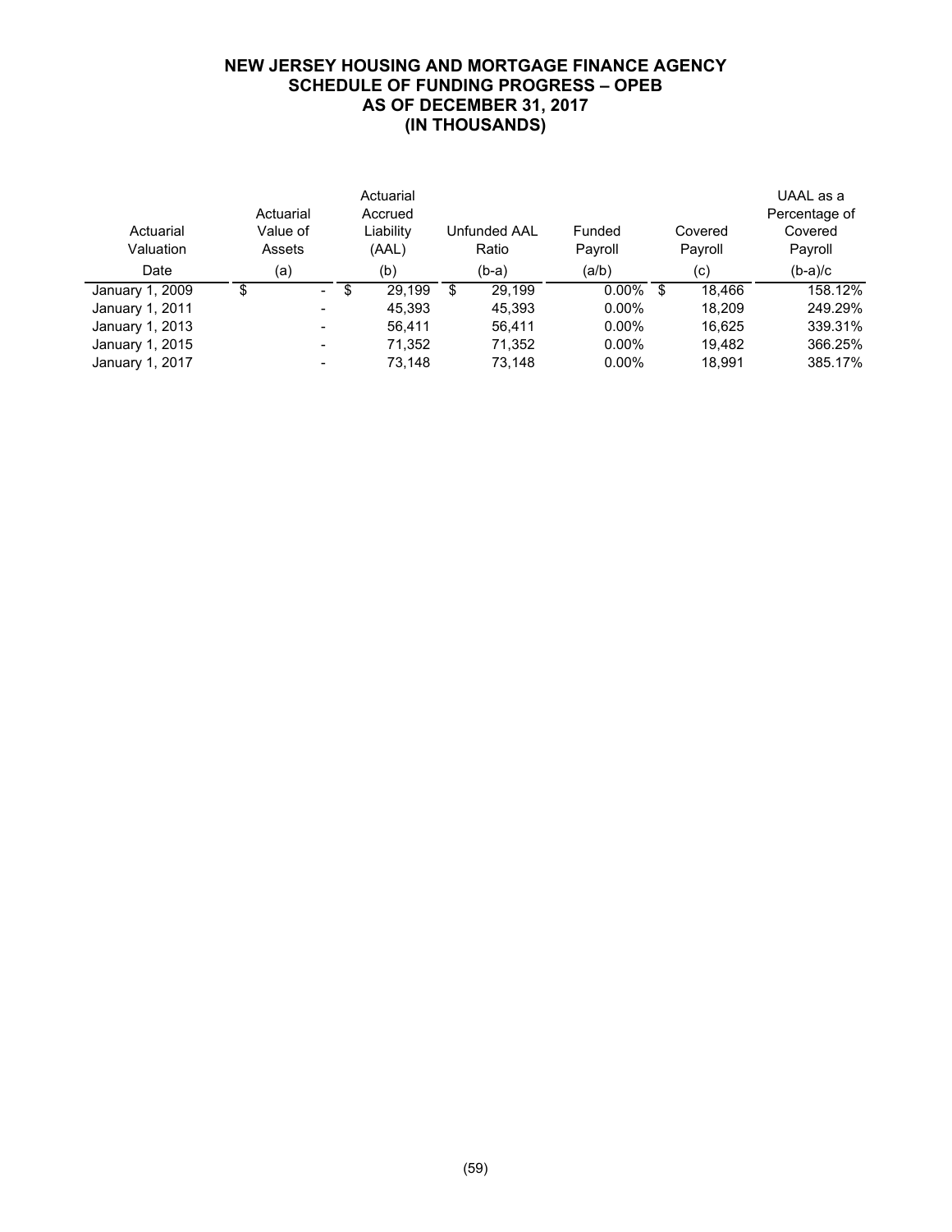# NEW JERSEY HOUSING AND MORTGAGE FINANCE AGENCY
## SCHEDULE OF FUNDING PROGRESS – OPEB
## AS OF DECEMBER 31, 2017
## (IN THOUSANDS)

| Actuarial Valuation Date | Actuarial Value of Assets (a) | Actuarial Accrued Liability (AAL) (b) | Unfunded AAL Ratio (b-a) | Funded Payroll (a/b) | Covered Payroll (c) | UAAL as a Percentage of Covered Payroll (b-a)/c |
|---|---|---|---|---|---|---|
| January 1, 2009 | $ - | $ 29,199 | $ 29,199 | 0.00% | $ 18,466 | 158.12% |
| January 1, 2011 | - | 45,393 | 45,393 | 0.00% | 18,209 | 249.29% |
| January 1, 2013 | - | 56,411 | 56,411 | 0.00% | 16,625 | 339.31% |
| January 1, 2015 | - | 71,352 | 71,352 | 0.00% | 19,482 | 366.25% |
| January 1, 2017 | - | 73,148 | 73,148 | 0.00% | 18,991 | 385.17% |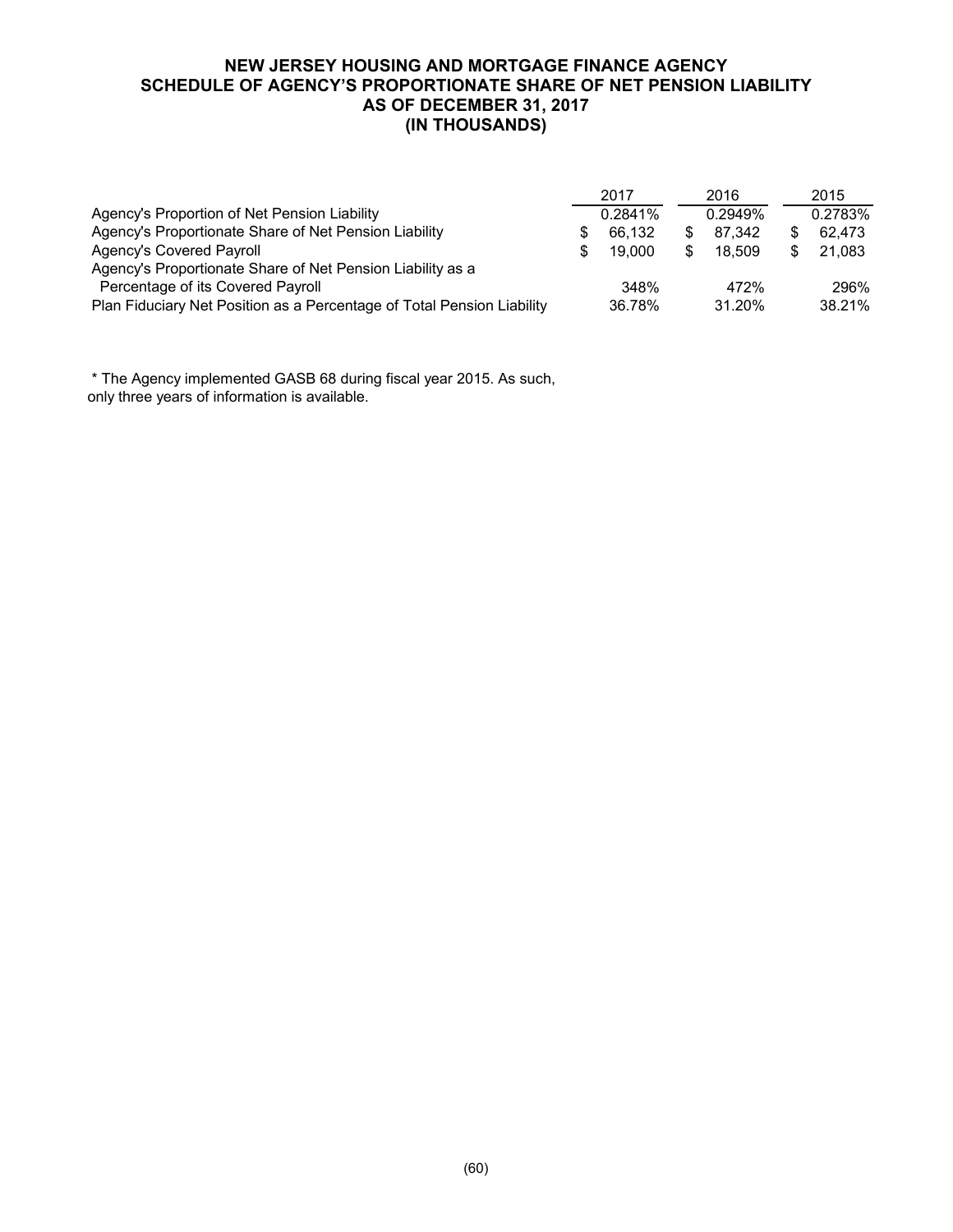# NEW JERSEY HOUSING AND MORTGAGE FINANCE AGENCY
## SCHEDULE OF AGENCY'S PROPORTIONATE SHARE OF NET PENSION LIABILITY
## AS OF DECEMBER 31, 2017
## (IN THOUSANDS)

| | 2017 | 2016 | 2015 |
|---|---|---|---|
| Agency's Proportion of Net Pension Liability | 0.2841% | 0.2949% | 0.2783% |
| Agency's Proportionate Share of Net Pension Liability | $ 66,132 | $ 87,342 | $ 62,473 |
| Agency's Covered Payroll | $ 19,000 | $ 18,509 | $ 21,083 |
| Agency's Proportionate Share of Net Pension Liability as a Percentage of its Covered Payroll | 348% | 472% | 296% |
| Plan Fiduciary Net Position as a Percentage of Total Pension Liability | 36.78% | 31.20% | 38.21% |

* The Agency implemented GASB 68 during fiscal year 2015. As such, only three years of information is available.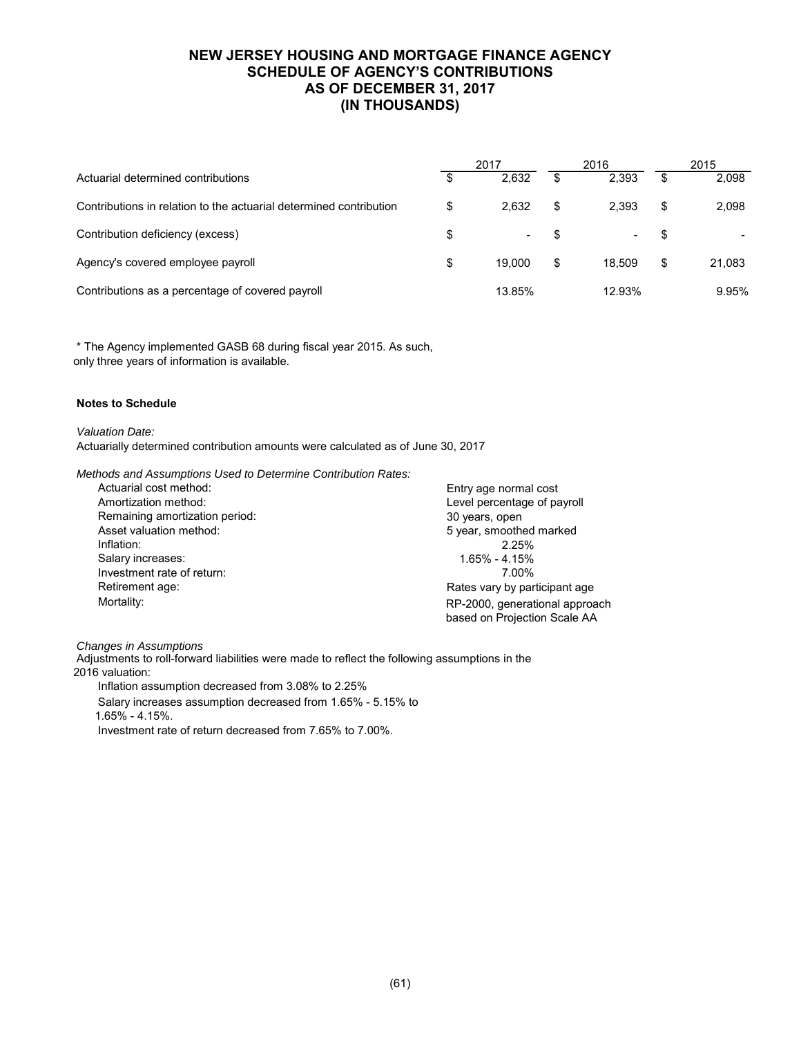# NEW JERSEY HOUSING AND MORTGAGE FINANCE AGENCY
## SCHEDULE OF AGENCY'S CONTRIBUTIONS
## AS OF DECEMBER 31, 2017
## (IN THOUSANDS)

| | 2017 | 2016 | 2015 |
|---|---|---|---|
| Actuarial determined contributions | $ 2,632 | $ 2,393 | $ 2,098 |
| Contributions in relation to the actuarial determined contribution | $ 2,632 | $ 2,393 | $ 2,098 |
| Contribution deficiency (excess) | $ - | $ - | $ - |
| Agency's covered employee payroll | $ 19,000 | $ 18,509 | $ 21,083 |
| Contributions as a percentage of covered payroll | 13.85% | 12.93% | 9.95% |

* The Agency implemented GASB 68 during fiscal year 2015. As such, only three years of information is available.

**Notes to Schedule**

*Valuation Date:*
Actuarially determined contribution amounts were calculated as of June 30, 2017

*Methods and Assumptions Used to Determine Contribution Rates:*

| | |
|---|---|
| Actuarial cost method: | Entry age normal cost |
| Amortization method: | Level percentage of payroll |
| Remaining amortization period: | 30 years, open |
| Asset valuation method: | 5 year, smoothed marked |
| Inflation: | 2.25% |
| Salary increases: | 1.65% - 4.15% |
| Investment rate of return: | 7.00% |
| Retirement age: | Rates vary by participant age |
| Mortality: | RP-2000, generational approach based on Projection Scale AA |

*Changes in Assumptions*
Adjustments to roll-forward liabilities were made to reflect the following assumptions in the 2016 valuation:

Inflation assumption decreased from 3.08% to 2.25%

Salary increases assumption decreased from 1.65% - 5.15% to 1.65% - 4.15%.

Investment rate of return decreased from 7.65% to 7.00%.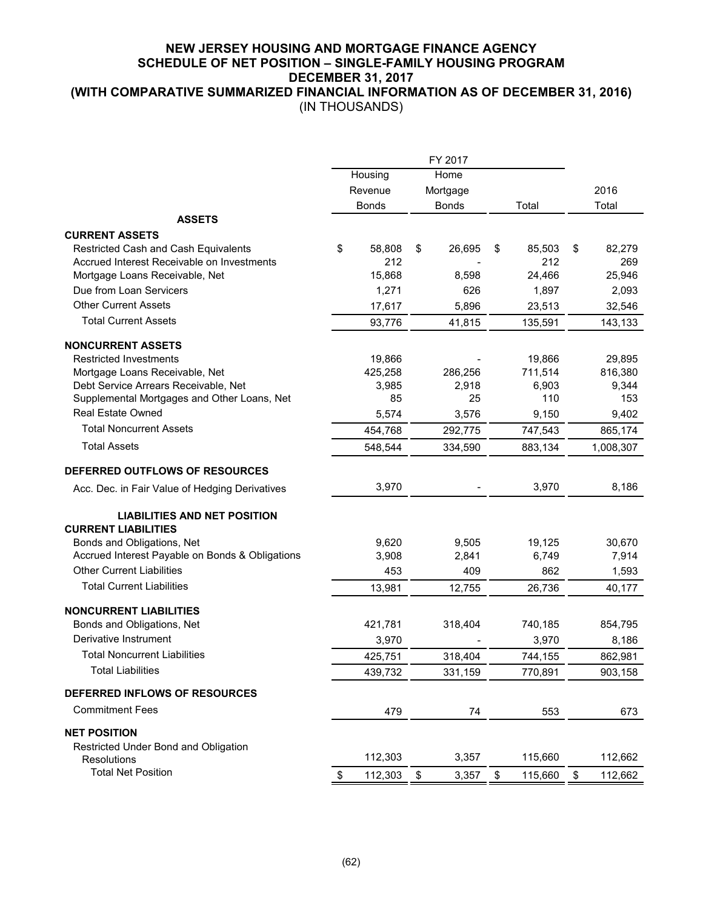# NEW JERSEY HOUSING AND MORTGAGE FINANCE AGENCY
## SCHEDULE OF NET POSITION – SINGLE-FAMILY HOUSING PROGRAM
## DECEMBER 31, 2017
## (WITH COMPARATIVE SUMMARIZED FINANCIAL INFORMATION AS OF DECEMBER 31, 2016)
(IN THOUSANDS)

| | FY 2017 | | | |
|---|---|---|---|---|
| | Housing Revenue Bonds | Home Mortgage Bonds | Total | 2016 Total |
| **ASSETS** | | | | |
| **CURRENT ASSETS** | | | | |
| Restricted Cash and Cash Equivalents | $ 58,808 | $ 26,695 | $ 85,503 | $ 82,279 |
| Accrued Interest Receivable on Investments | 212 | - | 212 | 269 |
| Mortgage Loans Receivable, Net | 15,868 | 8,598 | 24,466 | 25,946 |
| Due from Loan Servicers | 1,271 | 626 | 1,897 | 2,093 |
| Other Current Assets | 17,617 | 5,896 | 23,513 | 32,546 |
| Total Current Assets | 93,776 | 41,815 | 135,591 | 143,133 |
| **NONCURRENT ASSETS** | | | | |
| Restricted Investments | 19,866 | - | 19,866 | 29,895 |
| Mortgage Loans Receivable, Net | 425,258 | 286,256 | 711,514 | 816,380 |
| Debt Service Arrears Receivable, Net | 3,985 | 2,918 | 6,903 | 9,344 |
| Supplemental Mortgages and Other Loans, Net | 85 | 25 | 110 | 153 |
| Real Estate Owned | 5,574 | 3,576 | 9,150 | 9,402 |
| Total Noncurrent Assets | 454,768 | 292,775 | 747,543 | 865,174 |
| Total Assets | 548,544 | 334,590 | 883,134 | 1,008,307 |
| **DEFERRED OUTFLOWS OF RESOURCES** | | | | |
| Acc. Dec. in Fair Value of Hedging Derivatives | 3,970 | - | 3,970 | 8,186 |
| **LIABILITIES AND NET POSITION** | | | | |
| **CURRENT LIABILITIES** | | | | |
| Bonds and Obligations, Net | 9,620 | 9,505 | 19,125 | 30,670 |
| Accrued Interest Payable on Bonds & Obligations | 3,908 | 2,841 | 6,749 | 7,914 |
| Other Current Liabilities | 453 | 409 | 862 | 1,593 |
| Total Current Liabilities | 13,981 | 12,755 | 26,736 | 40,177 |
| **NONCURRENT LIABILITIES** | | | | |
| Bonds and Obligations, Net | 421,781 | 318,404 | 740,185 | 854,795 |
| Derivative Instrument | 3,970 | - | 3,970 | 8,186 |
| Total Noncurrent Liabilities | 425,751 | 318,404 | 744,155 | 862,981 |
| Total Liabilities | 439,732 | 331,159 | 770,891 | 903,158 |
| **DEFERRED INFLOWS OF RESOURCES** | | | | |
| Commitment Fees | 479 | 74 | 553 | 673 |
| **NET POSITION** | | | | |
| Restricted Under Bond and Obligation Resolutions | 112,303 | 3,357 | 115,660 | 112,662 |
| Total Net Position | $ 112,303 | $ 3,357 | $ 115,660 | $ 112,662 |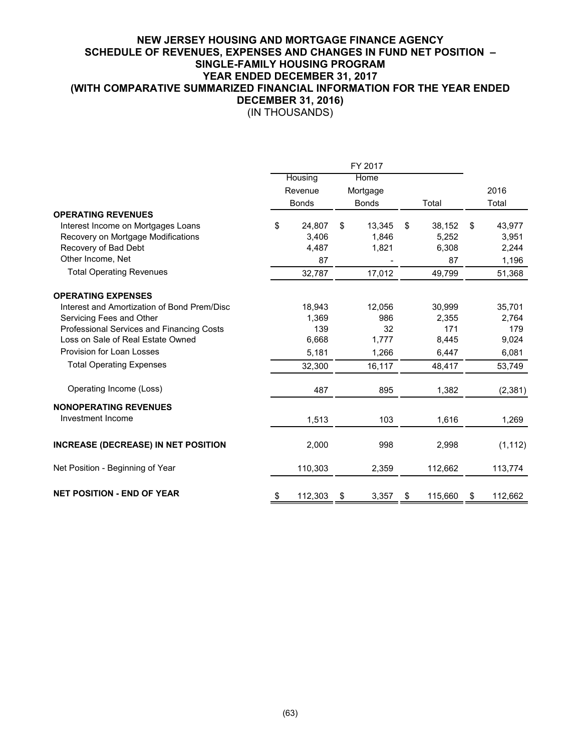# NEW JERSEY HOUSING AND MORTGAGE FINANCE AGENCY
## SCHEDULE OF REVENUES, EXPENSES AND CHANGES IN FUND NET POSITION – SINGLE-FAMILY HOUSING PROGRAM
## YEAR ENDED DECEMBER 31, 2017
## (WITH COMPARATIVE SUMMARIZED FINANCIAL INFORMATION FOR THE YEAR ENDED DECEMBER 31, 2016)
(IN THOUSANDS)

| | FY 2017 | | | |
|---|---|---|---|---|
| | Housing Revenue Bonds | Home Mortgage Bonds | Total | 2016 Total |
| **OPERATING REVENUES** | | | | |
| Interest Income on Mortgages Loans | $ 24,807 | $ 13,345 | $ 38,152 | $ 43,977 |
| Recovery on Mortgage Modifications | 3,406 | 1,846 | 5,252 | 3,951 |
| Recovery of Bad Debt | 4,487 | 1,821 | 6,308 | 2,244 |
| Other Income, Net | 87 | - | 87 | 1,196 |
| Total Operating Revenues | 32,787 | 17,012 | 49,799 | 51,368 |
| **OPERATING EXPENSES** | | | | |
| Interest and Amortization of Bond Prem/Disc | 18,943 | 12,056 | 30,999 | 35,701 |
| Servicing Fees and Other | 1,369 | 986 | 2,355 | 2,764 |
| Professional Services and Financing Costs | 139 | 32 | 171 | 179 |
| Loss on Sale of Real Estate Owned | 6,668 | 1,777 | 8,445 | 9,024 |
| Provision for Loan Losses | 5,181 | 1,266 | 6,447 | 6,081 |
| Total Operating Expenses | 32,300 | 16,117 | 48,417 | 53,749 |
| Operating Income (Loss) | 487 | 895 | 1,382 | (2,381) |
| **NONOPERATING REVENUES** | | | | |
| Investment Income | 1,513 | 103 | 1,616 | 1,269 |
| **INCREASE (DECREASE) IN NET POSITION** | 2,000 | 998 | 2,998 | (1,112) |
| Net Position - Beginning of Year | 110,303 | 2,359 | 112,662 | 113,774 |
| **NET POSITION - END OF YEAR** | $ 112,303 | $ 3,357 | $ 115,660 | $ 112,662 |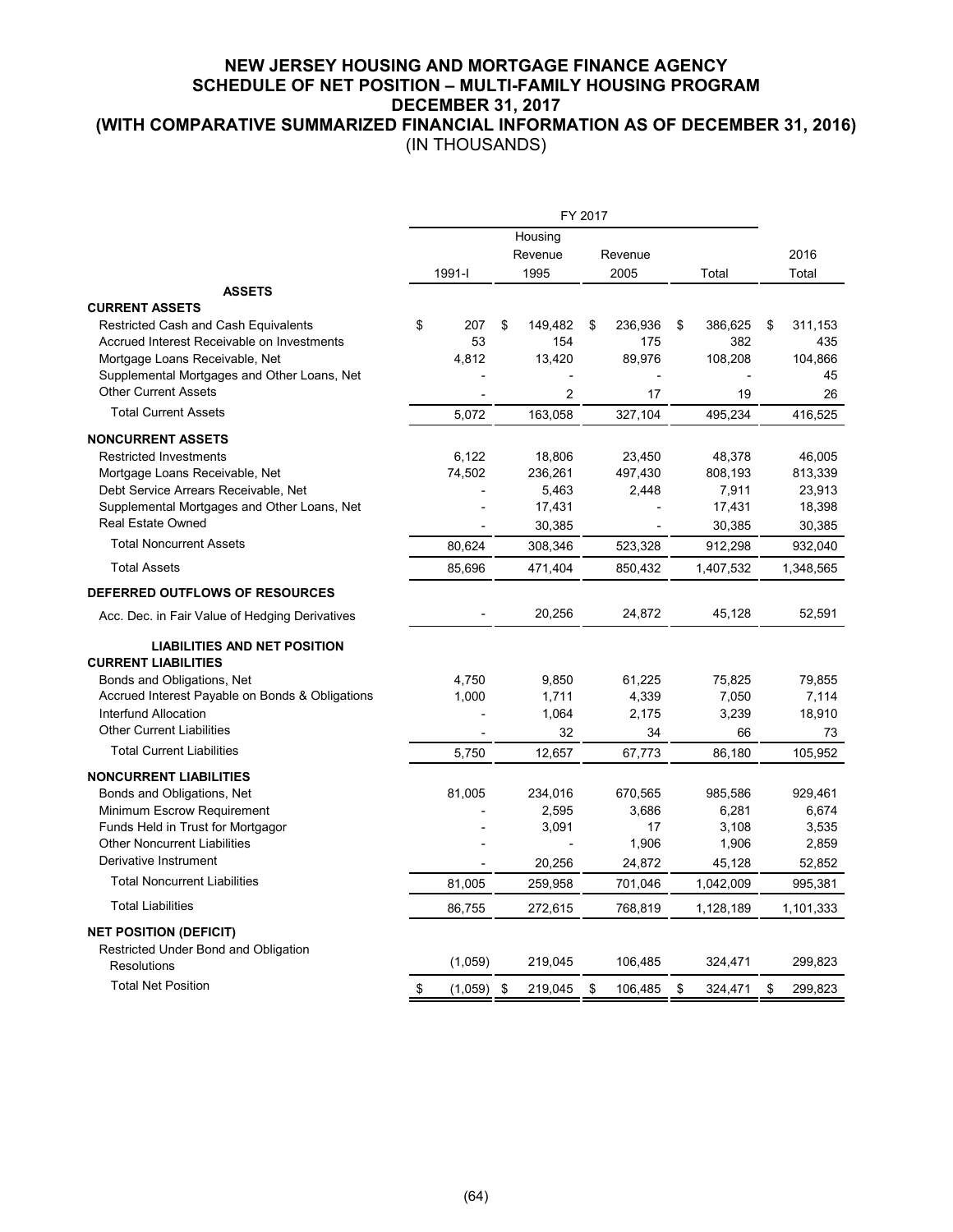# NEW JERSEY HOUSING AND MORTGAGE FINANCE AGENCY
## SCHEDULE OF NET POSITION – MULTI-FAMILY HOUSING PROGRAM
## DECEMBER 31, 2017
## (WITH COMPARATIVE SUMMARIZED FINANCIAL INFORMATION AS OF DECEMBER 31, 2016)
(IN THOUSANDS)

| | FY 2017 | | | | |
|---|---|---|---|---|---|
| | 1991-I | Housing Revenue 1995 | Revenue 2005 | Total | 2016 Total |
| **ASSETS** | | | | | |
| **CURRENT ASSETS** | | | | | |
| Restricted Cash and Cash Equivalents | $ 207 | $ 149,482 | $ 236,936 | $ 386,625 | $ 311,153 |
| Accrued Interest Receivable on Investments | 53 | 154 | 175 | 382 | 435 |
| Mortgage Loans Receivable, Net | 4,812 | 13,420 | 89,976 | 108,208 | 104,866 |
| Supplemental Mortgages and Other Loans, Net | - | - | - | - | 45 |
| Other Current Assets | - | 2 | 17 | 19 | 26 |
| Total Current Assets | 5,072 | 163,058 | 327,104 | 495,234 | 416,525 |
| **NONCURRENT ASSETS** | | | | | |
| Restricted Investments | 6,122 | 18,806 | 23,450 | 48,378 | 46,005 |
| Mortgage Loans Receivable, Net | 74,502 | 236,261 | 497,430 | 808,193 | 813,339 |
| Debt Service Arrears Receivable, Net | - | 5,463 | 2,448 | 7,911 | 23,913 |
| Supplemental Mortgages and Other Loans, Net | - | 17,431 | - | 17,431 | 18,398 |
| Real Estate Owned | - | 30,385 | - | 30,385 | 30,385 |
| Total Noncurrent Assets | 80,624 | 308,346 | 523,328 | 912,298 | 932,040 |
| Total Assets | 85,696 | 471,404 | 850,432 | 1,407,532 | 1,348,565 |
| **DEFERRED OUTFLOWS OF RESOURCES** | | | | | |
| Acc. Dec. in Fair Value of Hedging Derivatives | - | 20,256 | 24,872 | 45,128 | 52,591 |
| **LIABILITIES AND NET POSITION** | | | | | |
| **CURRENT LIABILITIES** | | | | | |
| Bonds and Obligations, Net | 4,750 | 9,850 | 61,225 | 75,825 | 79,855 |
| Accrued Interest Payable on Bonds & Obligations | 1,000 | 1,711 | 4,339 | 7,050 | 7,114 |
| Interfund Allocation | - | 1,064 | 2,175 | 3,239 | 18,910 |
| Other Current Liabilities | - | 32 | 34 | 66 | 73 |
| Total Current Liabilities | 5,750 | 12,657 | 67,773 | 86,180 | 105,952 |
| **NONCURRENT LIABILITIES** | | | | | |
| Bonds and Obligations, Net | 81,005 | 234,016 | 670,565 | 985,586 | 929,461 |
| Minimum Escrow Requirement | - | 2,595 | 3,686 | 6,281 | 6,674 |
| Funds Held in Trust for Mortgagor | - | 3,091 | 17 | 3,108 | 3,535 |
| Other Noncurrent Liabilities | - | - | 1,906 | 1,906 | 2,859 |
| Derivative Instrument | - | 20,256 | 24,872 | 45,128 | 52,852 |
| Total Noncurrent Liabilities | 81,005 | 259,958 | 701,046 | 1,042,009 | 995,381 |
| Total Liabilities | 86,755 | 272,615 | 768,819 | 1,128,189 | 1,101,333 |
| **NET POSITION (DEFICIT)** | | | | | |
| Restricted Under Bond and Obligation Resolutions | (1,059) | 219,045 | 106,485 | 324,471 | 299,823 |
| Total Net Position | $ (1,059) | $ 219,045 | $ 106,485 | $ 324,471 | $ 299,823 |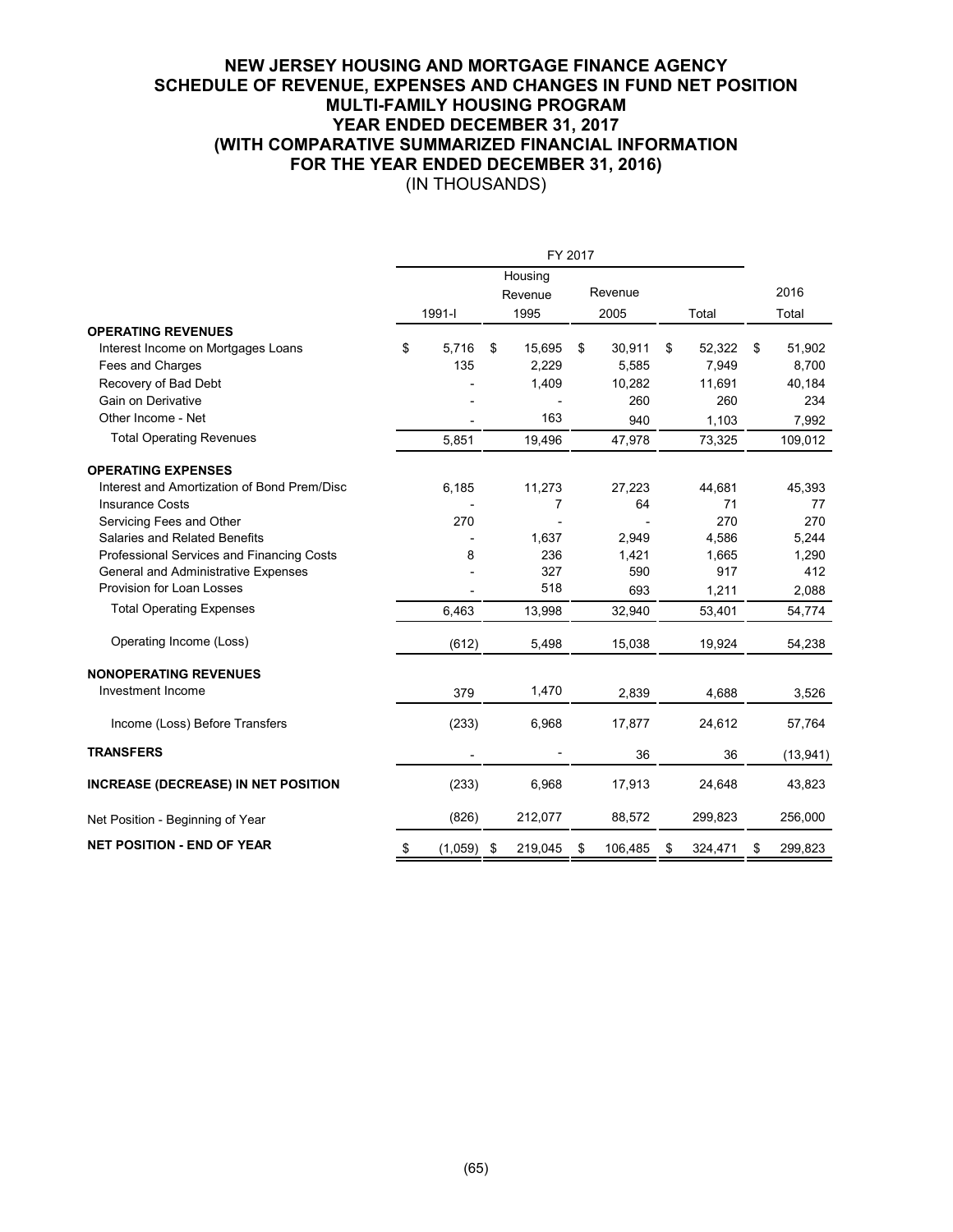# NEW JERSEY HOUSING AND MORTGAGE FINANCE AGENCY
## SCHEDULE OF REVENUE, EXPENSES AND CHANGES IN FUND NET POSITION
## MULTI-FAMILY HOUSING PROGRAM
## YEAR ENDED DECEMBER 31, 2017
## (WITH COMPARATIVE SUMMARIZED FINANCIAL INFORMATION FOR THE YEAR ENDED DECEMBER 31, 2016)

(IN THOUSANDS)

| | FY 2017 | | | | |
|---|---|---|---|---|---|
| | 1991-I | Housing Revenue 1995 | Revenue 2005 | Total | 2016 Total |
| **OPERATING REVENUES** | | | | | |
| Interest Income on Mortgages Loans | $ 5,716 | $ 15,695 | $ 30,911 | $ 52,322 | $ 51,902 |
| Fees and Charges | 135 | 2,229 | 5,585 | 7,949 | 8,700 |
| Recovery of Bad Debt | - | 1,409 | 10,282 | 11,691 | 40,184 |
| Gain on Derivative | - | - | 260 | 260 | 234 |
| Other Income - Net | - | 163 | 940 | 1,103 | 7,992 |
| Total Operating Revenues | 5,851 | 19,496 | 47,978 | 73,325 | 109,012 |
| **OPERATING EXPENSES** | | | | | |
| Interest and Amortization of Bond Prem/Disc | 6,185 | 11,273 | 27,223 | 44,681 | 45,393 |
| Insurance Costs | - | 7 | 64 | 71 | 77 |
| Servicing Fees and Other | 270 | - | - | 270 | 270 |
| Salaries and Related Benefits | - | 1,637 | 2,949 | 4,586 | 5,244 |
| Professional Services and Financing Costs | 8 | 236 | 1,421 | 1,665 | 1,290 |
| General and Administrative Expenses | - | 327 | 590 | 917 | 412 |
| Provision for Loan Losses | - | 518 | 693 | 1,211 | 2,088 |
| Total Operating Expenses | 6,463 | 13,998 | 32,940 | 53,401 | 54,774 |
| Operating Income (Loss) | (612) | 5,498 | 15,038 | 19,924 | 54,238 |
| **NONOPERATING REVENUES** | | | | | |
| Investment Income | 379 | 1,470 | 2,839 | 4,688 | 3,526 |
| Income (Loss) Before Transfers | (233) | 6,968 | 17,877 | 24,612 | 57,764 |
| **TRANSFERS** | - | - | 36 | 36 | (13,941) |
| **INCREASE (DECREASE) IN NET POSITION** | (233) | 6,968 | 17,913 | 24,648 | 43,823 |
| Net Position - Beginning of Year | (826) | 212,077 | 88,572 | 299,823 | 256,000 |
| **NET POSITION - END OF YEAR** | $ (1,059) | $ 219,045 | $ 106,485 | $ 324,471 | $ 299,823 |